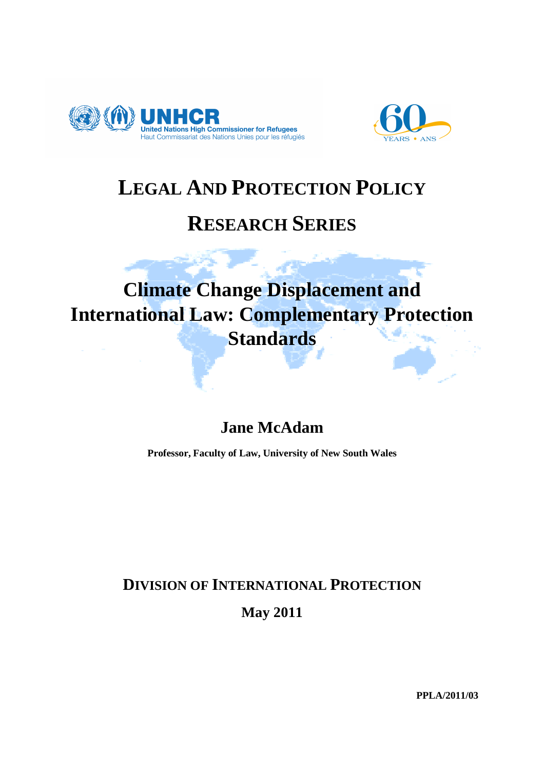UNHCR
United Nations High Commissioner for Refugees
Haut Commissariat des Nations Unies pour les réfugiés

60 YEARS • ANS

# LEGAL AND PROTECTION POLICY RESEARCH SERIES

# Climate Change Displacement and International Law: Complementary Protection Standards

**Jane McAdam**

**Professor, Faculty of Law, University of New South Wales**

**DIVISION OF INTERNATIONAL PROTECTION**

**May 2011**

**PPLA/2011/03**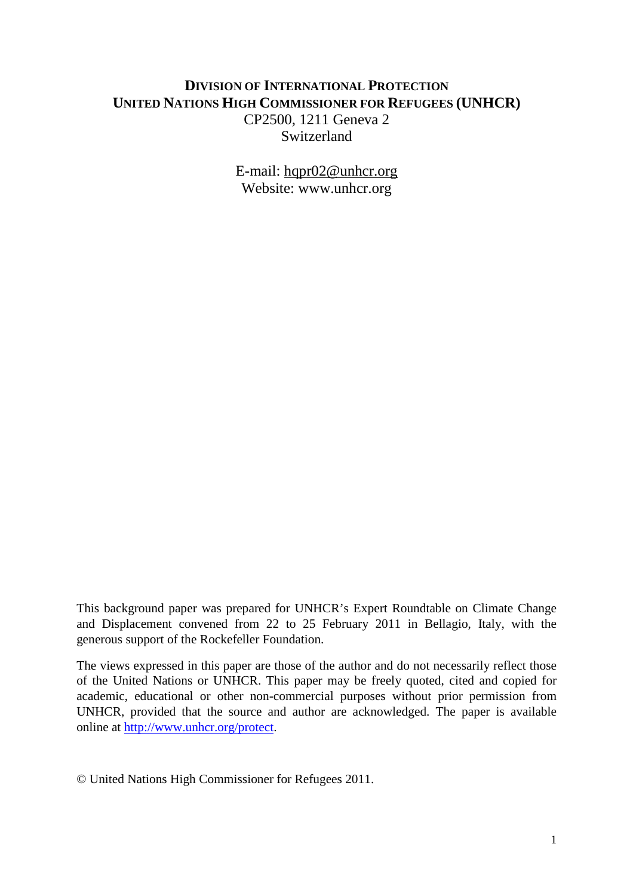**DIVISION OF INTERNATIONAL PROTECTION**
**UNITED NATIONS HIGH COMMISSIONER FOR REFUGEES (UNHCR)**
CP2500, 1211 Geneva 2
Switzerland

E-mail: hqpr02@unhcr.org
Website: www.unhcr.org

This background paper was prepared for UNHCR's Expert Roundtable on Climate Change and Displacement convened from 22 to 25 February 2011 in Bellagio, Italy, with the generous support of the Rockefeller Foundation.

The views expressed in this paper are those of the author and do not necessarily reflect those of the United Nations or UNHCR. This paper may be freely quoted, cited and copied for academic, educational or other non-commercial purposes without prior permission from UNHCR, provided that the source and author are acknowledged. The paper is available online at http://www.unhcr.org/protect.

© United Nations High Commissioner for Refugees 2011.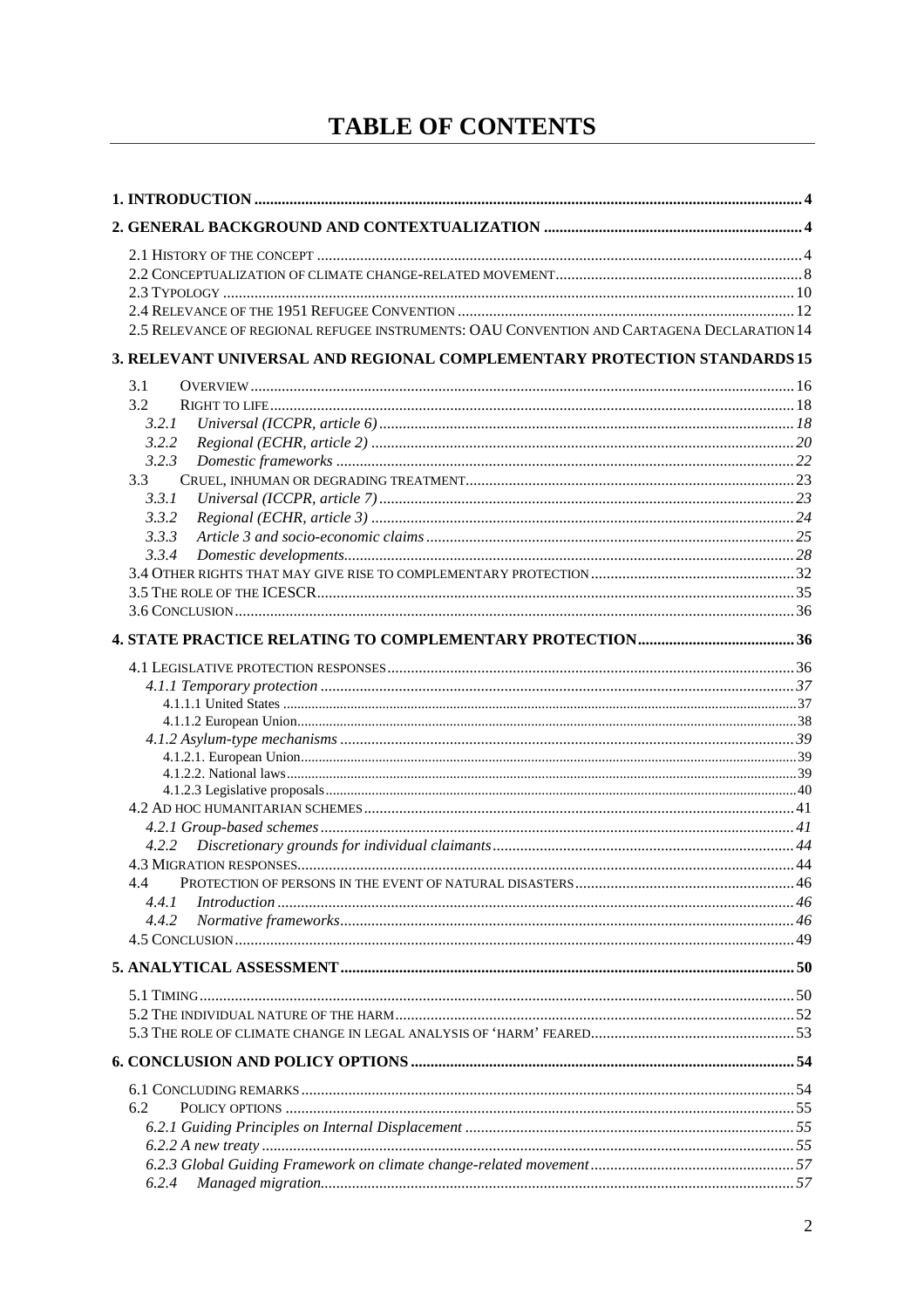# TABLE OF CONTENTS

**1. INTRODUCTION** .......... 4

**2. GENERAL BACKGROUND AND CONTEXTUALIZATION** .......... 4

- 2.1 HISTORY OF THE CONCEPT .......... 4
- 2.2 CONCEPTUALIZATION OF CLIMATE CHANGE-RELATED MOVEMENT .......... 8
- 2.3 TYPOLOGY .......... 10
- 2.4 RELEVANCE OF THE 1951 REFUGEE CONVENTION .......... 12
- 2.5 RELEVANCE OF REGIONAL REFUGEE INSTRUMENTS: OAU CONVENTION AND CARTAGENA DECLARATION .......... 14

**3. RELEVANT UNIVERSAL AND REGIONAL COMPLEMENTARY PROTECTION STANDARDS** .......... 15

- 3.1 OVERVIEW .......... 16
- 3.2 RIGHT TO LIFE .......... 18
  - *3.2.1 Universal (ICCPR, article 6)* .......... 18
  - *3.2.2 Regional (ECHR, article 2)* .......... 20
  - *3.2.3 Domestic frameworks* .......... 22
- 3.3 CRUEL, INHUMAN OR DEGRADING TREATMENT .......... 23
  - *3.3.1 Universal (ICCPR, article 7)* .......... 23
  - *3.3.2 Regional (ECHR, article 3)* .......... 24
  - *3.3.3 Article 3 and socio-economic claims* .......... 25
  - *3.3.4 Domestic developments* .......... 28
- 3.4 OTHER RIGHTS THAT MAY GIVE RISE TO COMPLEMENTARY PROTECTION .......... 32
- 3.5 THE ROLE OF THE ICESCR .......... 35
- 3.6 CONCLUSION .......... 36

**4. STATE PRACTICE RELATING TO COMPLEMENTARY PROTECTION** .......... 36

- 4.1 LEGISLATIVE PROTECTION RESPONSES .......... 36
  - *4.1.1 Temporary protection* .......... 37
    - 4.1.1.1 United States .......... 37
    - 4.1.1.2 European Union .......... 38
  - *4.1.2 Asylum-type mechanisms* .......... 39
    - 4.1.2.1. European Union .......... 39
    - 4.1.2.2. National laws .......... 39
    - 4.1.2.3 Legislative proposals .......... 40
- 4.2 AD HOC HUMANITARIAN SCHEMES .......... 41
  - *4.2.1 Group-based schemes* .......... 41
  - *4.2.2 Discretionary grounds for individual claimants* .......... 44
- 4.3 MIGRATION RESPONSES .......... 44
- 4.4 PROTECTION OF PERSONS IN THE EVENT OF NATURAL DISASTERS .......... 46
  - *4.4.1 Introduction* .......... 46
  - *4.4.2 Normative frameworks* .......... 46
- 4.5 CONCLUSION .......... 49

**5. ANALYTICAL ASSESSMENT** .......... 50

- 5.1 TIMING .......... 50
- 5.2 THE INDIVIDUAL NATURE OF THE HARM .......... 52
- 5.3 THE ROLE OF CLIMATE CHANGE IN LEGAL ANALYSIS OF 'HARM' FEARED .......... 53

**6. CONCLUSION AND POLICY OPTIONS** .......... 54

- 6.1 CONCLUDING REMARKS .......... 54
- 6.2 POLICY OPTIONS .......... 55
  - *6.2.1 Guiding Principles on Internal Displacement* .......... 55
  - *6.2.2 A new treaty* .......... 55
  - *6.2.3 Global Guiding Framework on climate change-related movement* .......... 57
  - *6.2.4 Managed migration* .......... 57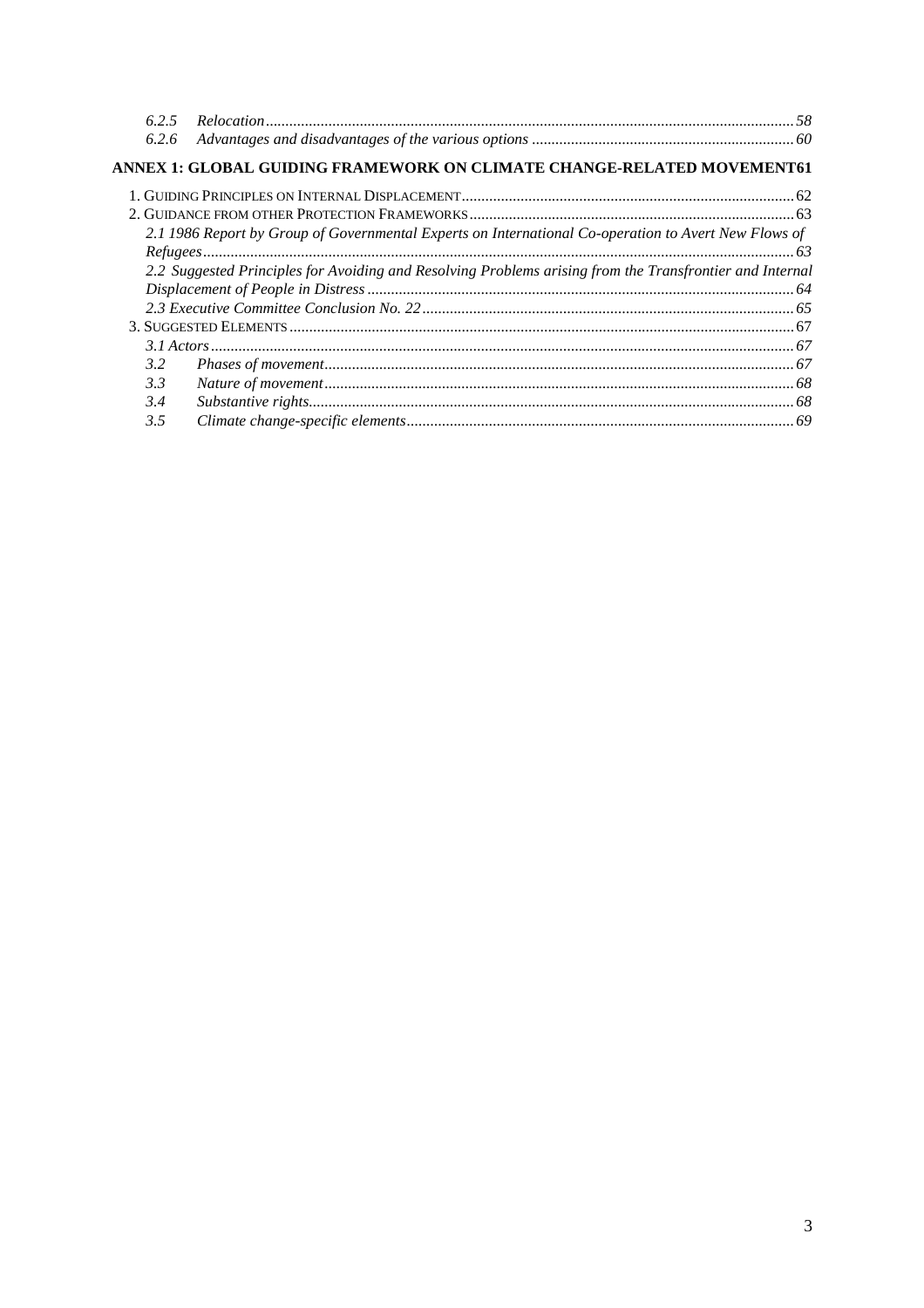6.2.5 *Relocation* ..... 58
6.2.6 *Advantages and disadvantages of the various options* ..... 60

**ANNEX 1: GLOBAL GUIDING FRAMEWORK ON CLIMATE CHANGE-RELATED MOVEMENT** 61

1. GUIDING PRINCIPLES ON INTERNAL DISPLACEMENT ..... 62
2. GUIDANCE FROM OTHER PROTECTION FRAMEWORKS ..... 63
   *2.1 1986 Report by Group of Governmental Experts on International Co-operation to Avert New Flows of Refugees* ..... 63
   *2.2 Suggested Principles for Avoiding and Resolving Problems arising from the Transfrontier and Internal Displacement of People in Distress* ..... 64
   *2.3 Executive Committee Conclusion No. 22* ..... 65
3. SUGGESTED ELEMENTS ..... 67
   *3.1 Actors* ..... 67
   *3.2 Phases of movement* ..... 67
   *3.3 Nature of movement* ..... 68
   *3.4 Substantive rights* ..... 68
   *3.5 Climate change-specific elements* ..... 69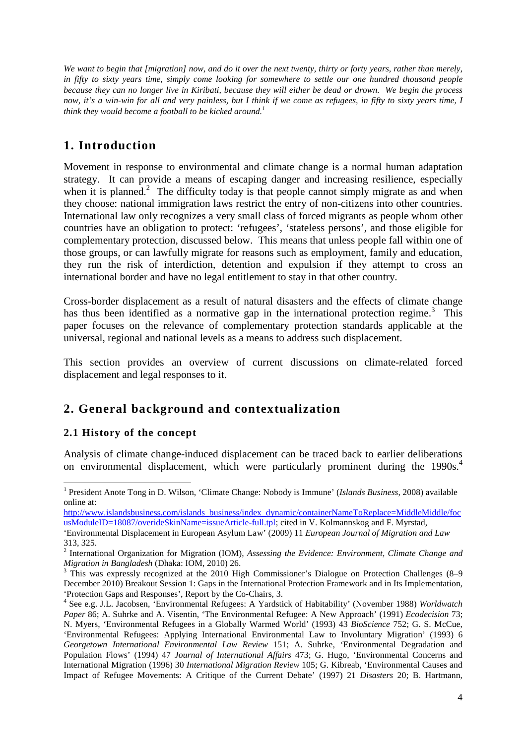*We want to begin that [migration] now, and do it over the next twenty, thirty or forty years, rather than merely, in fifty to sixty years time, simply come looking for somewhere to settle our one hundred thousand people because they can no longer live in Kiribati, because they will either be dead or drown. We begin the process now, it's a win-win for all and very painless, but I think if we come as refugees, in fifty to sixty years time, I think they would become a football to be kicked around.*[1]

## 1. Introduction

Movement in response to environmental and climate change is a normal human adaptation strategy. It can provide a means of escaping danger and increasing resilience, especially when it is planned.[2] The difficulty today is that people cannot simply migrate as and when they choose: national immigration laws restrict the entry of non-citizens into other countries. International law only recognizes a very small class of forced migrants as people whom other countries have an obligation to protect: 'refugees', 'stateless persons', and those eligible for complementary protection, discussed below. This means that unless people fall within one of those groups, or can lawfully migrate for reasons such as employment, family and education, they run the risk of interdiction, detention and expulsion if they attempt to cross an international border and have no legal entitlement to stay in that other country.

Cross-border displacement as a result of natural disasters and the effects of climate change has thus been identified as a normative gap in the international protection regime.[3] This paper focuses on the relevance of complementary protection standards applicable at the universal, regional and national levels as a means to address such displacement.

This section provides an overview of current discussions on climate-related forced displacement and legal responses to it.

## 2. General background and contextualization

### 2.1 History of the concept

Analysis of climate change-induced displacement can be traced back to earlier deliberations on environmental displacement, which were particularly prominent during the 1990s.[4]

---

[1] President Anote Tong in D. Wilson, 'Climate Change: Nobody is Immune' (*Islands Business*, 2008) available online at: http://www.islandsbusiness.com/islands_business/index_dynamic/containerNameToReplace=MiddleMiddle/focusModuleID=18087/overideSkinName=issueArticle-full.tpl; cited in V. Kolmannskog and F. Myrstad, 'Environmental Displacement in European Asylum Law' (2009) 11 *European Journal of Migration and Law* 313, 325.

[2] International Organization for Migration (IOM), *Assessing the Evidence: Environment, Climate Change and Migration in Bangladesh* (Dhaka: IOM, 2010) 26.

[3] This was expressly recognized at the 2010 High Commissioner's Dialogue on Protection Challenges (8–9 December 2010) Breakout Session 1: Gaps in the International Protection Framework and in Its Implementation, 'Protection Gaps and Responses', Report by the Co-Chairs, 3.

[4] See e.g. J.L. Jacobsen, 'Environmental Refugees: A Yardstick of Habitability' (November 1988) *Worldwatch Paper* 86; A. Suhrke and A. Visentin, 'The Environmental Refugee: A New Approach' (1991) *Ecodecision* 73; N. Myers, 'Environmental Refugees in a Globally Warmed World' (1993) 43 *BioScience* 752; G. S. McCue, 'Environmental Refugees: Applying International Environmental Law to Involuntary Migration' (1993) 6 *Georgetown International Environmental Law Review* 151; A. Suhrke, 'Environmental Degradation and Population Flows' (1994) 47 *Journal of International Affairs* 473; G. Hugo, 'Environmental Concerns and International Migration (1996) 30 *International Migration Review* 105; G. Kibreab, 'Environmental Causes and Impact of Refugee Movements: A Critique of the Current Debate' (1997) 21 *Disasters* 20; B. Hartmann,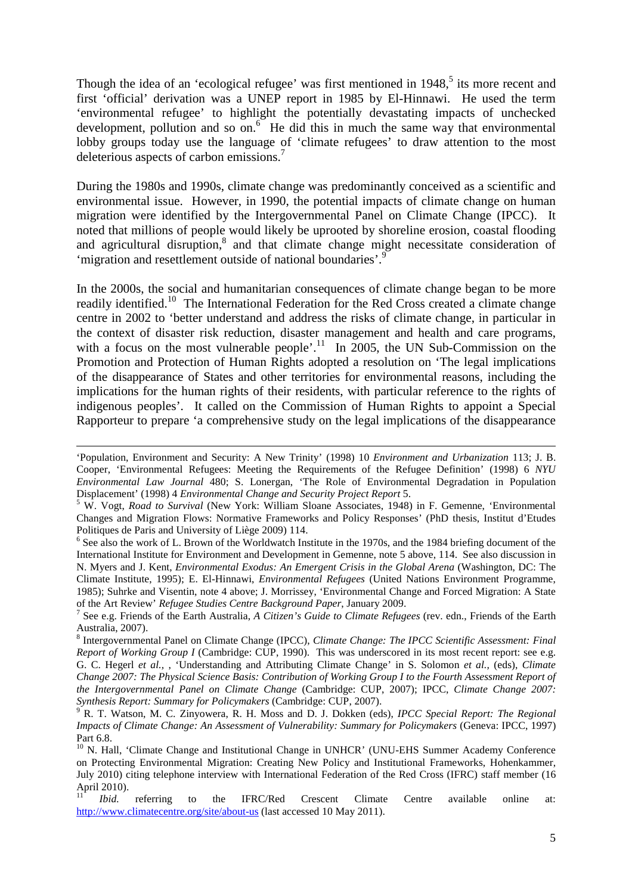Though the idea of an 'ecological refugee' was first mentioned in 1948,[5] its more recent and first 'official' derivation was a UNEP report in 1985 by El-Hinnawi. He used the term 'environmental refugee' to highlight the potentially devastating impacts of unchecked development, pollution and so on.[6] He did this in much the same way that environmental lobby groups today use the language of 'climate refugees' to draw attention to the most deleterious aspects of carbon emissions.[7]

During the 1980s and 1990s, climate change was predominantly conceived as a scientific and environmental issue. However, in 1990, the potential impacts of climate change on human migration were identified by the Intergovernmental Panel on Climate Change (IPCC). It noted that millions of people would likely be uprooted by shoreline erosion, coastal flooding and agricultural disruption,[8] and that climate change might necessitate consideration of 'migration and resettlement outside of national boundaries'.[9]

In the 2000s, the social and humanitarian consequences of climate change began to be more readily identified.[10] The International Federation for the Red Cross created a climate change centre in 2002 to 'better understand and address the risks of climate change, in particular in the context of disaster risk reduction, disaster management and health and care programs, with a focus on the most vulnerable people'.[11] In 2005, the UN Sub-Commission on the Promotion and Protection of Human Rights adopted a resolution on 'The legal implications of the disappearance of States and other territories for environmental reasons, including the implications for the human rights of their residents, with particular reference to the rights of indigenous peoples'. It called on the Commission of Human Rights to appoint a Special Rapporteur to prepare 'a comprehensive study on the legal implications of the disappearance

---

'Population, Environment and Security: A New Trinity' (1998) 10 *Environment and Urbanization* 113; J. B. Cooper, 'Environmental Refugees: Meeting the Requirements of the Refugee Definition' (1998) 6 *NYU Environmental Law Journal* 480; S. Lonergan, 'The Role of Environmental Degradation in Population Displacement' (1998) 4 *Environmental Change and Security Project Report* 5.

[5] W. Vogt, *Road to Survival* (New York: William Sloane Associates, 1948) in F. Gemenne, 'Environmental Changes and Migration Flows: Normative Frameworks and Policy Responses' (PhD thesis, Institut d'Etudes Politiques de Paris and University of Liège 2009) 114.

[6] See also the work of L. Brown of the Worldwatch Institute in the 1970s, and the 1984 briefing document of the International Institute for Environment and Development in Gemenne, note 5 above, 114. See also discussion in N. Myers and J. Kent, *Environmental Exodus: An Emergent Crisis in the Global Arena* (Washington, DC: The Climate Institute, 1995); E. El-Hinnawi, *Environmental Refugees* (United Nations Environment Programme, 1985); Suhrke and Visentin, note 4 above; J. Morrissey, 'Environmental Change and Forced Migration: A State of the Art Review' *Refugee Studies Centre Background Paper*, January 2009.

[7] See e.g. Friends of the Earth Australia, *A Citizen's Guide to Climate Refugees* (rev. edn., Friends of the Earth Australia, 2007).

[8] Intergovernmental Panel on Climate Change (IPCC), *Climate Change: The IPCC Scientific Assessment: Final Report of Working Group I* (Cambridge: CUP, 1990). This was underscored in its most recent report: see e.g. G. C. Hegerl *et al.*, , 'Understanding and Attributing Climate Change' in S. Solomon *et al.*, (eds), *Climate Change 2007: The Physical Science Basis: Contribution of Working Group I to the Fourth Assessment Report of the Intergovernmental Panel on Climate Change* (Cambridge: CUP, 2007); IPCC, *Climate Change 2007: Synthesis Report: Summary for Policymakers* (Cambridge: CUP, 2007).

[9] R. T. Watson, M. C. Zinyowera, R. H. Moss and D. J. Dokken (eds), *IPCC Special Report: The Regional Impacts of Climate Change: An Assessment of Vulnerability: Summary for Policymakers* (Geneva: IPCC, 1997) Part 6.8.

[10] N. Hall, 'Climate Change and Institutional Change in UNHCR' (UNU-EHS Summer Academy Conference on Protecting Environmental Migration: Creating New Policy and Institutional Frameworks, Hohenkammer, July 2010) citing telephone interview with International Federation of the Red Cross (IFRC) staff member (16 April 2010).

[11] *Ibid.* referring to the IFRC/Red Crescent Climate Centre available online at: http://www.climatecentre.org/site/about-us (last accessed 10 May 2011).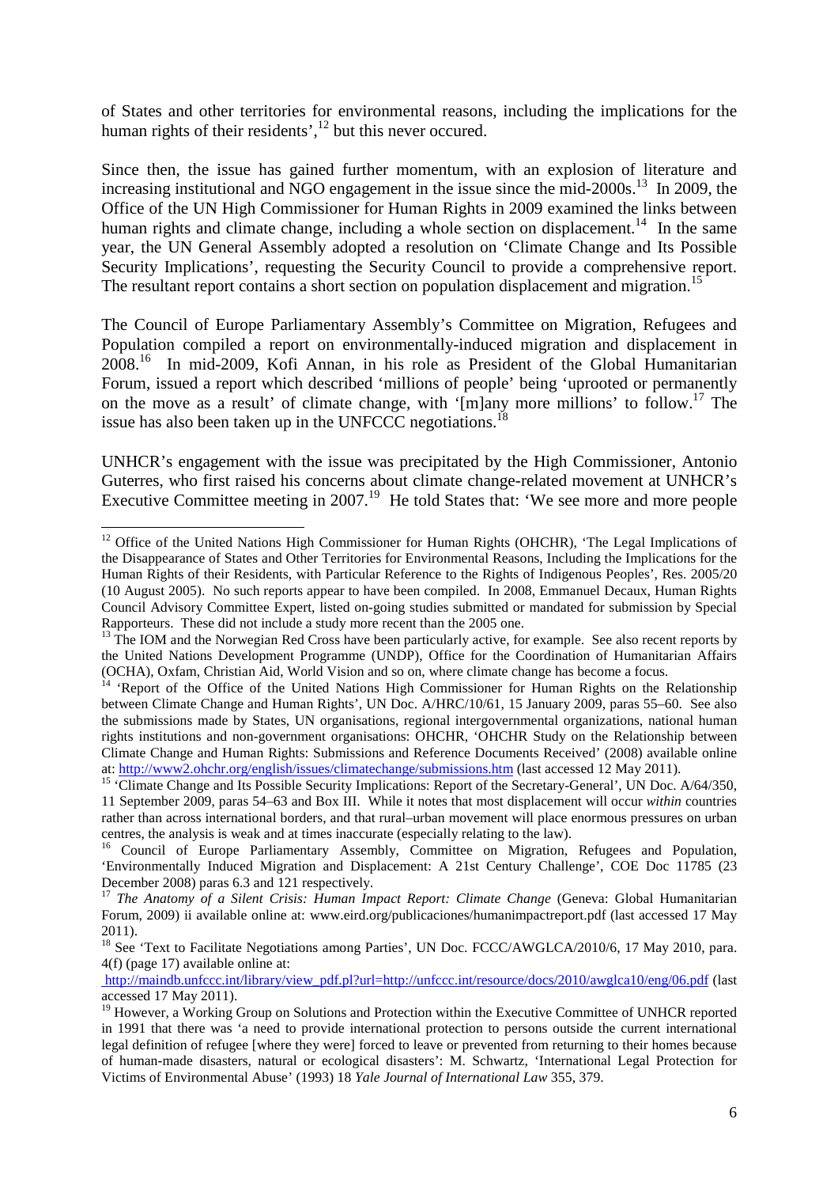of States and other territories for environmental reasons, including the implications for the human rights of their residents',[12] but this never occured.

Since then, the issue has gained further momentum, with an explosion of literature and increasing institutional and NGO engagement in the issue since the mid-2000s.[13] In 2009, the Office of the UN High Commissioner for Human Rights in 2009 examined the links between human rights and climate change, including a whole section on displacement.[14] In the same year, the UN General Assembly adopted a resolution on 'Climate Change and Its Possible Security Implications', requesting the Security Council to provide a comprehensive report. The resultant report contains a short section on population displacement and migration.[15]

The Council of Europe Parliamentary Assembly's Committee on Migration, Refugees and Population compiled a report on environmentally-induced migration and displacement in 2008.[16] In mid-2009, Kofi Annan, in his role as President of the Global Humanitarian Forum, issued a report which described 'millions of people' being 'uprooted or permanently on the move as a result' of climate change, with '[m]any more millions' to follow.[17] The issue has also been taken up in the UNFCCC negotiations.[18]

UNHCR's engagement with the issue was precipitated by the High Commissioner, Antonio Guterres, who first raised his concerns about climate change-related movement at UNHCR's Executive Committee meeting in 2007.[19] He told States that: 'We see more and more people

---

[12] Office of the United Nations High Commissioner for Human Rights (OHCHR), 'The Legal Implications of the Disappearance of States and Other Territories for Environmental Reasons, Including the Implications for the Human Rights of their Residents, with Particular Reference to the Rights of Indigenous Peoples', Res. 2005/20 (10 August 2005). No such reports appear to have been compiled. In 2008, Emmanuel Decaux, Human Rights Council Advisory Committee Expert, listed on-going studies submitted or mandated for submission by Special Rapporteurs. These did not include a study more recent than the 2005 one.

[13] The IOM and the Norwegian Red Cross have been particularly active, for example. See also recent reports by the United Nations Development Programme (UNDP), Office for the Coordination of Humanitarian Affairs (OCHA), Oxfam, Christian Aid, World Vision and so on, where climate change has become a focus.

[14] 'Report of the Office of the United Nations High Commissioner for Human Rights on the Relationship between Climate Change and Human Rights', UN Doc. A/HRC/10/61, 15 January 2009, paras 55–60. See also the submissions made by States, UN organisations, regional intergovernmental organizations, national human rights institutions and non-government organisations: OHCHR, 'OHCHR Study on the Relationship between Climate Change and Human Rights: Submissions and Reference Documents Received' (2008) available online at: http://www2.ohchr.org/english/issues/climatechange/submissions.htm (last accessed 12 May 2011).

[15] 'Climate Change and Its Possible Security Implications: Report of the Secretary-General', UN Doc. A/64/350, 11 September 2009, paras 54–63 and Box III. While it notes that most displacement will occur *within* countries rather than across international borders, and that rural–urban movement will place enormous pressures on urban centres, the analysis is weak and at times inaccurate (especially relating to the law).

[16] Council of Europe Parliamentary Assembly, Committee on Migration, Refugees and Population, 'Environmentally Induced Migration and Displacement: A 21st Century Challenge', COE Doc 11785 (23 December 2008) paras 6.3 and 121 respectively.

[17] *The Anatomy of a Silent Crisis: Human Impact Report: Climate Change* (Geneva: Global Humanitarian Forum, 2009) ii available online at: www.eird.org/publicaciones/humanimpactreport.pdf (last accessed 17 May 2011).

[18] See 'Text to Facilitate Negotiations among Parties', UN Doc. FCCC/AWGLCA/2010/6, 17 May 2010, para. 4(f) (page 17) available online at: http://maindb.unfccc.int/library/view_pdf.pl?url=http://unfccc.int/resource/docs/2010/awglca10/eng/06.pdf (last accessed 17 May 2011).

[19] However, a Working Group on Solutions and Protection within the Executive Committee of UNHCR reported in 1991 that there was 'a need to provide international protection to persons outside the current international legal definition of refugee [where they were] forced to leave or prevented from returning to their homes because of human-made disasters, natural or ecological disasters': M. Schwartz, 'International Legal Protection for Victims of Environmental Abuse' (1993) 18 *Yale Journal of International Law* 355, 379.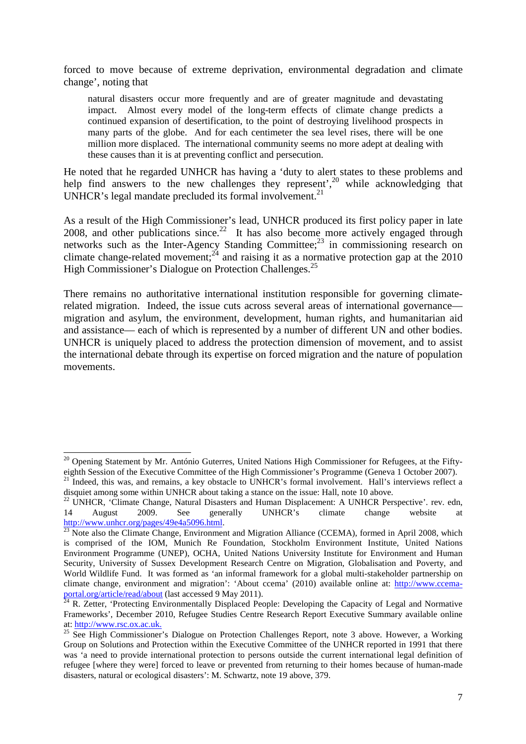forced to move because of extreme deprivation, environmental degradation and climate change', noting that

> natural disasters occur more frequently and are of greater magnitude and devastating impact. Almost every model of the long-term effects of climate change predicts a continued expansion of desertification, to the point of destroying livelihood prospects in many parts of the globe. And for each centimeter the sea level rises, there will be one million more displaced. The international community seems no more adept at dealing with these causes than it is at preventing conflict and persecution.

He noted that he regarded UNHCR has having a 'duty to alert states to these problems and help find answers to the new challenges they represent',[20] while acknowledging that UNHCR's legal mandate precluded its formal involvement.[21]

As a result of the High Commissioner's lead, UNHCR produced its first policy paper in late 2008, and other publications since.[22] It has also become more actively engaged through networks such as the Inter-Agency Standing Committee;[23] in commissioning research on climate change-related movement;[24] and raising it as a normative protection gap at the 2010 High Commissioner's Dialogue on Protection Challenges.[25]

There remains no authoritative international institution responsible for governing climate-related migration. Indeed, the issue cuts across several areas of international governance—migration and asylum, the environment, development, human rights, and humanitarian aid and assistance— each of which is represented by a number of different UN and other bodies. UNHCR is uniquely placed to address the protection dimension of movement, and to assist the international debate through its expertise on forced migration and the nature of population movements.

---

[20] Opening Statement by Mr. António Guterres, United Nations High Commissioner for Refugees, at the Fifty-eighth Session of the Executive Committee of the High Commissioner's Programme (Geneva 1 October 2007).

[21] Indeed, this was, and remains, a key obstacle to UNHCR's formal involvement. Hall's interviews reflect a disquiet among some within UNHCR about taking a stance on the issue: Hall, note 10 above.

[22] UNHCR, 'Climate Change, Natural Disasters and Human Displacement: A UNHCR Perspective'. rev. edn, 14 August 2009. See generally UNHCR's climate change website at http://www.unhcr.org/pages/49e4a5096.html.

[23] Note also the Climate Change, Environment and Migration Alliance (CCEMA), formed in April 2008, which is comprised of the IOM, Munich Re Foundation, Stockholm Environment Institute, United Nations Environment Programme (UNEP), OCHA, United Nations University Institute for Environment and Human Security, University of Sussex Development Research Centre on Migration, Globalisation and Poverty, and World Wildlife Fund. It was formed as 'an informal framework for a global multi-stakeholder partnership on climate change, environment and migration': 'About ccema' (2010) available online at: http://www.ccema-portal.org/article/read/about (last accessed 9 May 2011).

[24] R. Zetter, 'Protecting Environmentally Displaced People: Developing the Capacity of Legal and Normative Frameworks', December 2010, Refugee Studies Centre Research Report Executive Summary available online at: http://www.rsc.ox.ac.uk.

[25] See High Commissioner's Dialogue on Protection Challenges Report, note 3 above. However, a Working Group on Solutions and Protection within the Executive Committee of the UNHCR reported in 1991 that there was 'a need to provide international protection to persons outside the current international legal definition of refugee [where they were] forced to leave or prevented from returning to their homes because of human-made disasters, natural or ecological disasters': M. Schwartz, note 19 above, 379.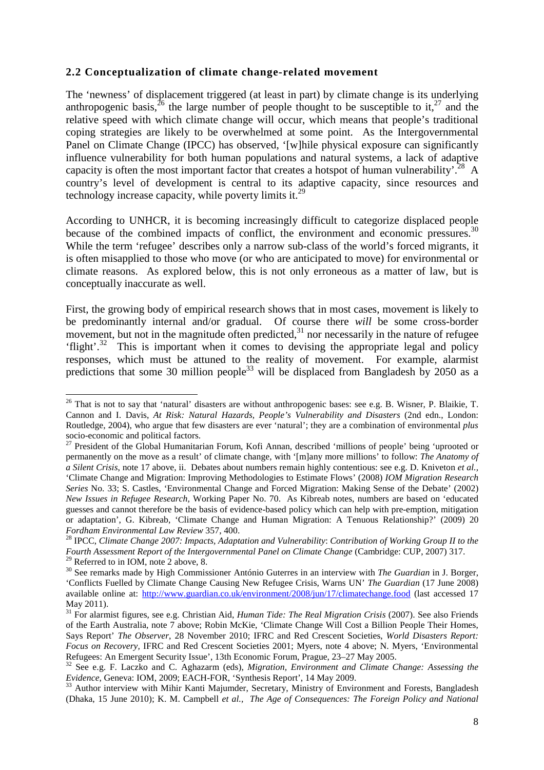## 2.2 Conceptualization of climate change-related movement

The 'newness' of displacement triggered (at least in part) by climate change is its underlying anthropogenic basis,[26] the large number of people thought to be susceptible to it,[27] and the relative speed with which climate change will occur, which means that people's traditional coping strategies are likely to be overwhelmed at some point. As the Intergovernmental Panel on Climate Change (IPCC) has observed, '[w]hile physical exposure can significantly influence vulnerability for both human populations and natural systems, a lack of adaptive capacity is often the most important factor that creates a hotspot of human vulnerability'.[28] A country's level of development is central to its adaptive capacity, since resources and technology increase capacity, while poverty limits it.[29]

According to UNHCR, it is becoming increasingly difficult to categorize displaced people because of the combined impacts of conflict, the environment and economic pressures.[30] While the term 'refugee' describes only a narrow sub-class of the world's forced migrants, it is often misapplied to those who move (or who are anticipated to move) for environmental or climate reasons. As explored below, this is not only erroneous as a matter of law, but is conceptually inaccurate as well.

First, the growing body of empirical research shows that in most cases, movement is likely to be predominantly internal and/or gradual. Of course there *will* be some cross-border movement, but not in the magnitude often predicted,[31] nor necessarily in the nature of refugee 'flight'.[32] This is important when it comes to devising the appropriate legal and policy responses, which must be attuned to the reality of movement. For example, alarmist predictions that some 30 million people[33] will be displaced from Bangladesh by 2050 as a

---

[26] That is not to say that 'natural' disasters are without anthropogenic bases: see e.g. B. Wisner, P. Blaikie, T. Cannon and I. Davis, *At Risk: Natural Hazards, People's Vulnerability and Disasters* (2nd edn., London: Routledge, 2004), who argue that few disasters are ever 'natural'; they are a combination of environmental *plus* socio-economic and political factors.

[27] President of the Global Humanitarian Forum, Kofi Annan, described 'millions of people' being 'uprooted or permanently on the move as a result' of climate change, with '[m]any more millions' to follow: *The Anatomy of a Silent Crisis*, note 17 above, ii. Debates about numbers remain highly contentious: see e.g. D. Kniveton *et al.*, 'Climate Change and Migration: Improving Methodologies to Estimate Flows' (2008) *IOM Migration Research Series* No. 33; S. Castles, 'Environmental Change and Forced Migration: Making Sense of the Debate' (2002) *New Issues in Refugee Research*, Working Paper No. 70. As Kibreab notes, numbers are based on 'educated guesses and cannot therefore be the basis of evidence-based policy which can help with pre-emption, mitigation or adaptation', G. Kibreab, 'Climate Change and Human Migration: A Tenuous Relationship?' (2009) 20 *Fordham Environmental Law Review* 357, 400.

[28] IPCC, *Climate Change 2007: Impacts, Adaptation and Vulnerability*: *Contribution of Working Group II to the Fourth Assessment Report of the Intergovernmental Panel on Climate Change* (Cambridge: CUP, 2007) 317.

[29] Referred to in IOM, note 2 above, 8.

[30] See remarks made by High Commissioner António Guterres in an interview with *The Guardian* in J. Borger, 'Conflicts Fuelled by Climate Change Causing New Refugee Crisis, Warns UN' *The Guardian* (17 June 2008) available online at: http://www.guardian.co.uk/environment/2008/jun/17/climatechange.food (last accessed 17 May 2011).

[31] For alarmist figures, see e.g. Christian Aid, *Human Tide: The Real Migration Crisis* (2007). See also Friends of the Earth Australia, note 7 above; Robin McKie, 'Climate Change Will Cost a Billion People Their Homes, Says Report' *The Observer*, 28 November 2010; IFRC and Red Crescent Societies, *World Disasters Report: Focus on Recovery,* IFRC and Red Crescent Societies 2001; Myers, note 4 above; N. Myers, 'Environmental Refugees: An Emergent Security Issue', 13th Economic Forum, Prague, 23–27 May 2005.

[32] See e.g. F. Laczko and C. Aghazarm (eds), *Migration, Environment and Climate Change: Assessing the Evidence*, Geneva: IOM, 2009; EACH-FOR, 'Synthesis Report', 14 May 2009.

[33] Author interview with Mihir Kanti Majumder, Secretary, Ministry of Environment and Forests, Bangladesh (Dhaka, 15 June 2010); K. M. Campbell *et al., The Age of Consequences: The Foreign Policy and National*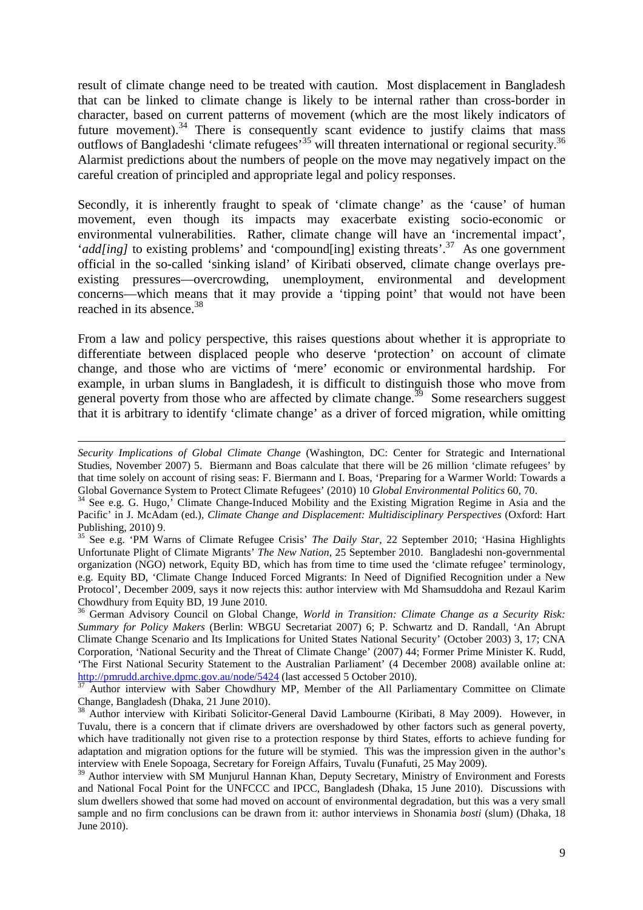result of climate change need to be treated with caution. Most displacement in Bangladesh that can be linked to climate change is likely to be internal rather than cross-border in character, based on current patterns of movement (which are the most likely indicators of future movement).[34] There is consequently scant evidence to justify claims that mass outflows of Bangladeshi 'climate refugees'[35] will threaten international or regional security.[36] Alarmist predictions about the numbers of people on the move may negatively impact on the careful creation of principled and appropriate legal and policy responses.

Secondly, it is inherently fraught to speak of 'climate change' as the 'cause' of human movement, even though its impacts may exacerbate existing socio-economic or environmental vulnerabilities. Rather, climate change will have an 'incremental impact', '*add[ing]* to existing problems' and 'compound[ing] existing threats'.[37] As one government official in the so-called 'sinking island' of Kiribati observed, climate change overlays pre-existing pressures—overcrowding, unemployment, environmental and development concerns—which means that it may provide a 'tipping point' that would not have been reached in its absence.[38]

From a law and policy perspective, this raises questions about whether it is appropriate to differentiate between displaced people who deserve 'protection' on account of climate change, and those who are victims of 'mere' economic or environmental hardship. For example, in urban slums in Bangladesh, it is difficult to distinguish those who move from general poverty from those who are affected by climate change.[39] Some researchers suggest that it is arbitrary to identify 'climate change' as a driver of forced migration, while omitting

---

*Security Implications of Global Climate Change* (Washington, DC: Center for Strategic and International Studies, November 2007) 5. Biermann and Boas calculate that there will be 26 million 'climate refugees' by that time solely on account of rising seas: F. Biermann and I. Boas, 'Preparing for a Warmer World: Towards a Global Governance System to Protect Climate Refugees' (2010) 10 *Global Environmental Politics* 60, 70.

[34] See e.g. G. Hugo,' Climate Change-Induced Mobility and the Existing Migration Regime in Asia and the Pacific' in J. McAdam (ed.), *Climate Change and Displacement: Multidisciplinary Perspectives* (Oxford: Hart Publishing, 2010) 9.

[35] See e.g. 'PM Warns of Climate Refugee Crisis' *The Daily Star*, 22 September 2010; 'Hasina Highlights Unfortunate Plight of Climate Migrants' *The New Nation*, 25 September 2010. Bangladeshi non-governmental organization (NGO) network, Equity BD, which has from time to time used the 'climate refugee' terminology, e.g. Equity BD, 'Climate Change Induced Forced Migrants: In Need of Dignified Recognition under a New Protocol', December 2009, says it now rejects this: author interview with Md Shamsuddoha and Rezaul Karim Chowdhury from Equity BD, 19 June 2010.

[36] German Advisory Council on Global Change, *World in Transition: Climate Change as a Security Risk: Summary for Policy Makers* (Berlin: WBGU Secretariat 2007) 6; P. Schwartz and D. Randall, 'An Abrupt Climate Change Scenario and Its Implications for United States National Security' (October 2003) 3, 17; CNA Corporation, 'National Security and the Threat of Climate Change' (2007) 44; Former Prime Minister K. Rudd, 'The First National Security Statement to the Australian Parliament' (4 December 2008) available online at: http://pmrudd.archive.dpmc.gov.au/node/5424 (last accessed 5 October 2010).

[37] Author interview with Saber Chowdhury MP, Member of the All Parliamentary Committee on Climate Change, Bangladesh (Dhaka, 21 June 2010).

[38] Author interview with Kiribati Solicitor-General David Lambourne (Kiribati, 8 May 2009). However, in Tuvalu, there is a concern that if climate drivers are overshadowed by other factors such as general poverty, which have traditionally not given rise to a protection response by third States, efforts to achieve funding for adaptation and migration options for the future will be stymied. This was the impression given in the author's interview with Enele Sopoaga, Secretary for Foreign Affairs, Tuvalu (Funafuti, 25 May 2009).

[39] Author interview with SM Munjurul Hannan Khan, Deputy Secretary, Ministry of Environment and Forests and National Focal Point for the UNFCCC and IPCC, Bangladesh (Dhaka, 15 June 2010). Discussions with slum dwellers showed that some had moved on account of environmental degradation, but this was a very small sample and no firm conclusions can be drawn from it: author interviews in Shonamia *bosti* (slum) (Dhaka, 18 June 2010).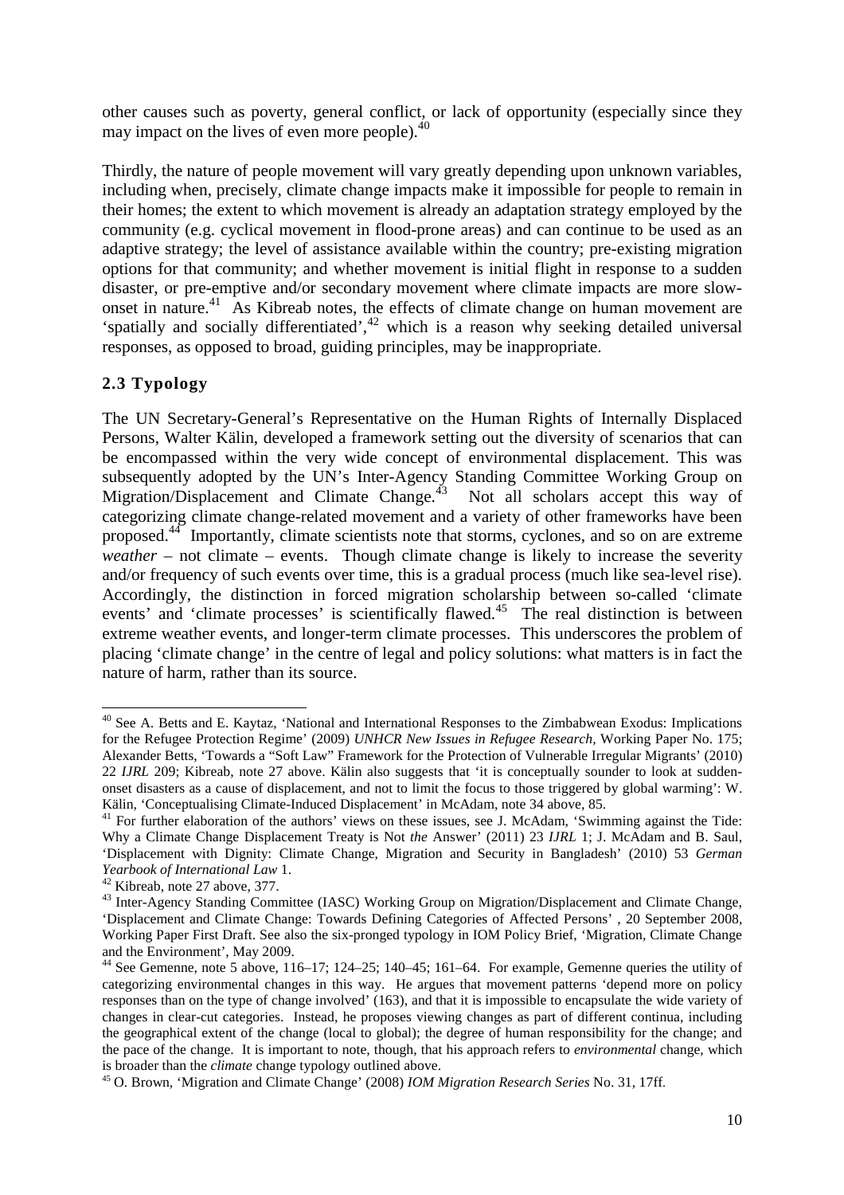other causes such as poverty, general conflict, or lack of opportunity (especially since they may impact on the lives of even more people).[40]

Thirdly, the nature of people movement will vary greatly depending upon unknown variables, including when, precisely, climate change impacts make it impossible for people to remain in their homes; the extent to which movement is already an adaptation strategy employed by the community (e.g. cyclical movement in flood-prone areas) and can continue to be used as an adaptive strategy; the level of assistance available within the country; pre-existing migration options for that community; and whether movement is initial flight in response to a sudden disaster, or pre-emptive and/or secondary movement where climate impacts are more slow-onset in nature.[41] As Kibreab notes, the effects of climate change on human movement are 'spatially and socially differentiated',[42] which is a reason why seeking detailed universal responses, as opposed to broad, guiding principles, may be inappropriate.

## 2.3 Typology

The UN Secretary-General's Representative on the Human Rights of Internally Displaced Persons, Walter Kälin, developed a framework setting out the diversity of scenarios that can be encompassed within the very wide concept of environmental displacement. This was subsequently adopted by the UN's Inter-Agency Standing Committee Working Group on Migration/Displacement and Climate Change.[43] Not all scholars accept this way of categorizing climate change-related movement and a variety of other frameworks have been proposed.[44] Importantly, climate scientists note that storms, cyclones, and so on are extreme *weather* – not climate – events. Though climate change is likely to increase the severity and/or frequency of such events over time, this is a gradual process (much like sea-level rise). Accordingly, the distinction in forced migration scholarship between so-called 'climate events' and 'climate processes' is scientifically flawed.[45] The real distinction is between extreme weather events, and longer-term climate processes. This underscores the problem of placing 'climate change' in the centre of legal and policy solutions: what matters is in fact the nature of harm, rather than its source.

---

[40] See A. Betts and E. Kaytaz, 'National and International Responses to the Zimbabwean Exodus: Implications for the Refugee Protection Regime' (2009) *UNHCR New Issues in Refugee Research*, Working Paper No. 175; Alexander Betts, 'Towards a "Soft Law" Framework for the Protection of Vulnerable Irregular Migrants' (2010) 22 *IJRL* 209; Kibreab, note 27 above. Kälin also suggests that 'it is conceptually sounder to look at sudden-onset disasters as a cause of displacement, and not to limit the focus to those triggered by global warming': W. Kälin, 'Conceptualising Climate-Induced Displacement' in McAdam, note 34 above, 85.

[41] For further elaboration of the authors' views on these issues, see J. McAdam, 'Swimming against the Tide: Why a Climate Change Displacement Treaty is Not *the* Answer' (2011) 23 *IJRL* 1; J. McAdam and B. Saul, 'Displacement with Dignity: Climate Change, Migration and Security in Bangladesh' (2010) 53 *German Yearbook of International Law* 1.

[42] Kibreab, note 27 above, 377.

[43] Inter-Agency Standing Committee (IASC) Working Group on Migration/Displacement and Climate Change, 'Displacement and Climate Change: Towards Defining Categories of Affected Persons' , 20 September 2008, Working Paper First Draft. See also the six-pronged typology in IOM Policy Brief, 'Migration, Climate Change and the Environment', May 2009.

[44] See Gemenne, note 5 above, 116–17; 124–25; 140–45; 161–64. For example, Gemenne queries the utility of categorizing environmental changes in this way. He argues that movement patterns 'depend more on policy responses than on the type of change involved' (163), and that it is impossible to encapsulate the wide variety of changes in clear-cut categories. Instead, he proposes viewing changes as part of different continua, including the geographical extent of the change (local to global); the degree of human responsibility for the change; and the pace of the change. It is important to note, though, that his approach refers to *environmental* change, which is broader than the *climate* change typology outlined above.

[45] O. Brown, 'Migration and Climate Change' (2008) *IOM Migration Research Series* No. 31, 17ff.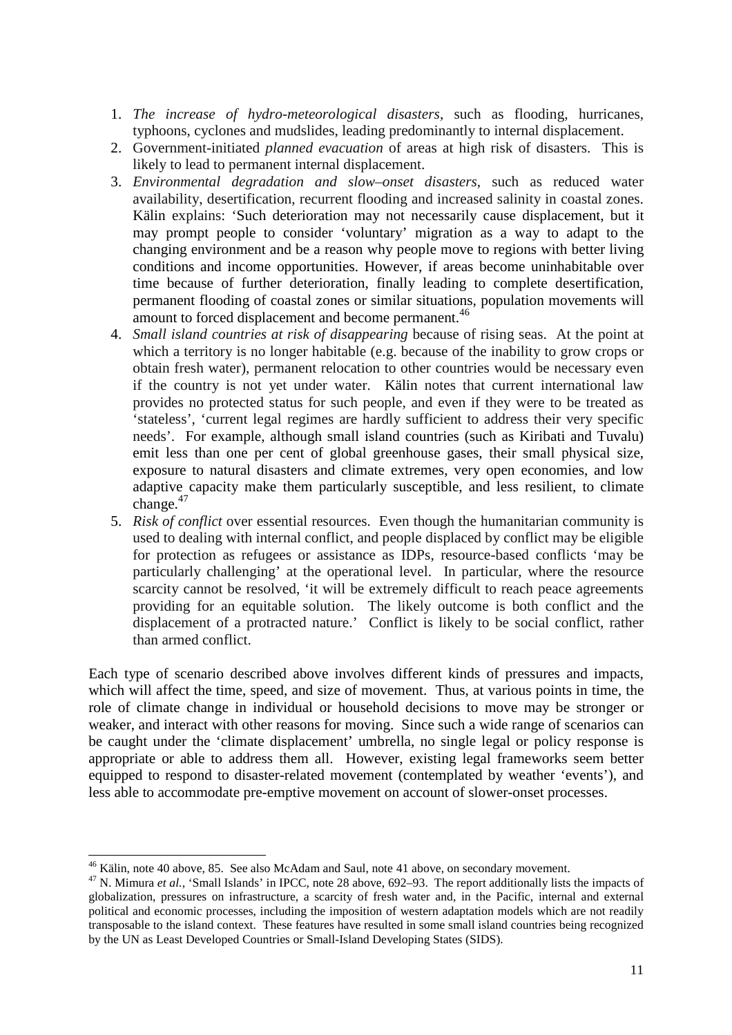1. *The increase of hydro-meteorological disasters*, such as flooding, hurricanes, typhoons, cyclones and mudslides, leading predominantly to internal displacement.
2. Government-initiated *planned evacuation* of areas at high risk of disasters. This is likely to lead to permanent internal displacement.
3. *Environmental degradation and slow–onset disasters*, such as reduced water availability, desertification, recurrent flooding and increased salinity in coastal zones. Kälin explains: 'Such deterioration may not necessarily cause displacement, but it may prompt people to consider 'voluntary' migration as a way to adapt to the changing environment and be a reason why people move to regions with better living conditions and income opportunities. However, if areas become uninhabitable over time because of further deterioration, finally leading to complete desertification, permanent flooding of coastal zones or similar situations, population movements will amount to forced displacement and become permanent.[46]
4. *Small island countries at risk of disappearing* because of rising seas. At the point at which a territory is no longer habitable (e.g. because of the inability to grow crops or obtain fresh water), permanent relocation to other countries would be necessary even if the country is not yet under water. Kälin notes that current international law provides no protected status for such people, and even if they were to be treated as 'stateless', 'current legal regimes are hardly sufficient to address their very specific needs'. For example, although small island countries (such as Kiribati and Tuvalu) emit less than one per cent of global greenhouse gases, their small physical size, exposure to natural disasters and climate extremes, very open economies, and low adaptive capacity make them particularly susceptible, and less resilient, to climate change.[47]
5. *Risk of conflict* over essential resources. Even though the humanitarian community is used to dealing with internal conflict, and people displaced by conflict may be eligible for protection as refugees or assistance as IDPs, resource-based conflicts 'may be particularly challenging' at the operational level. In particular, where the resource scarcity cannot be resolved, 'it will be extremely difficult to reach peace agreements providing for an equitable solution. The likely outcome is both conflict and the displacement of a protracted nature.' Conflict is likely to be social conflict, rather than armed conflict.

Each type of scenario described above involves different kinds of pressures and impacts, which will affect the time, speed, and size of movement. Thus, at various points in time, the role of climate change in individual or household decisions to move may be stronger or weaker, and interact with other reasons for moving. Since such a wide range of scenarios can be caught under the 'climate displacement' umbrella, no single legal or policy response is appropriate or able to address them all. However, existing legal frameworks seem better equipped to respond to disaster-related movement (contemplated by weather 'events'), and less able to accommodate pre-emptive movement on account of slower-onset processes.

---

[46] Kälin, note 40 above, 85. See also McAdam and Saul, note 41 above, on secondary movement.

[47] N. Mimura *et al.*, 'Small Islands' in IPCC, note 28 above, 692–93. The report additionally lists the impacts of globalization, pressures on infrastructure, a scarcity of fresh water and, in the Pacific, internal and external political and economic processes, including the imposition of western adaptation models which are not readily transposable to the island context. These features have resulted in some small island countries being recognized by the UN as Least Developed Countries or Small-Island Developing States (SIDS).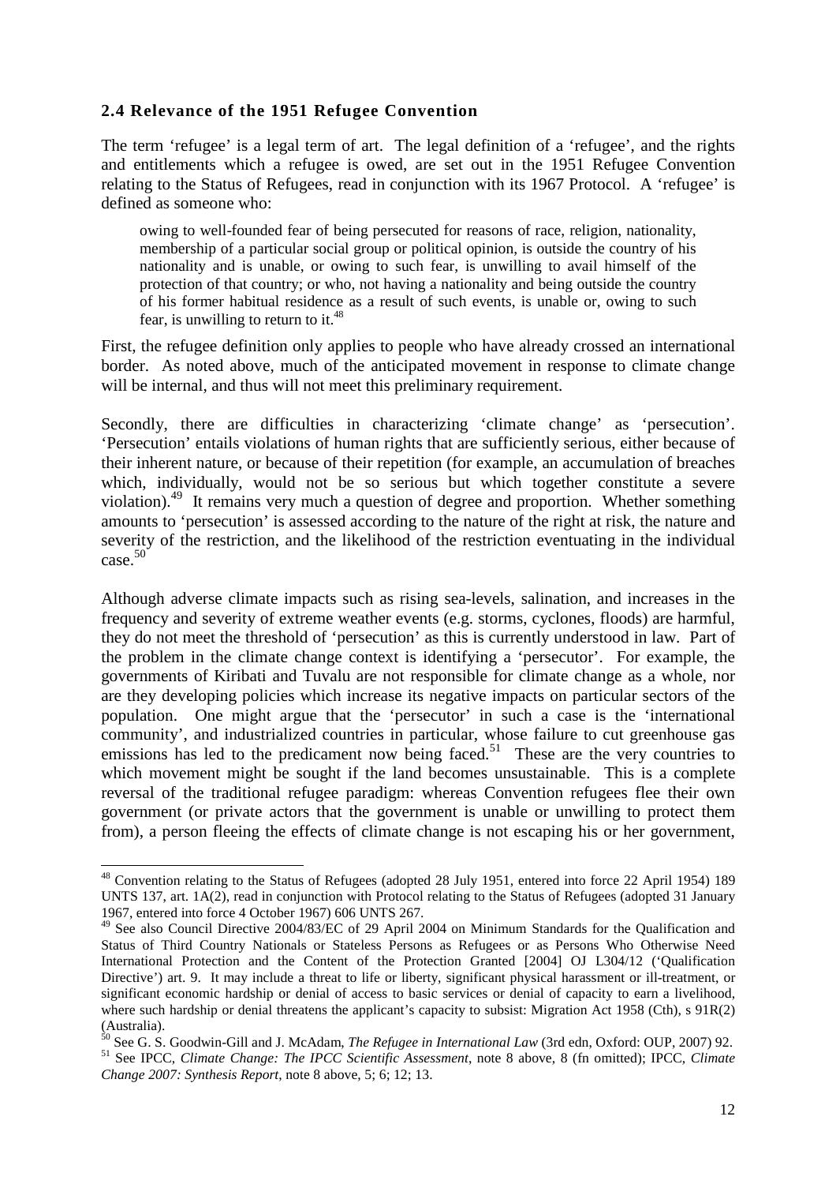### 2.4 Relevance of the 1951 Refugee Convention

The term 'refugee' is a legal term of art. The legal definition of a 'refugee', and the rights and entitlements which a refugee is owed, are set out in the 1951 Refugee Convention relating to the Status of Refugees, read in conjunction with its 1967 Protocol. A 'refugee' is defined as someone who:

> owing to well-founded fear of being persecuted for reasons of race, religion, nationality, membership of a particular social group or political opinion, is outside the country of his nationality and is unable, or owing to such fear, is unwilling to avail himself of the protection of that country; or who, not having a nationality and being outside the country of his former habitual residence as a result of such events, is unable or, owing to such fear, is unwilling to return to it.[48]

First, the refugee definition only applies to people who have already crossed an international border. As noted above, much of the anticipated movement in response to climate change will be internal, and thus will not meet this preliminary requirement.

Secondly, there are difficulties in characterizing 'climate change' as 'persecution'. 'Persecution' entails violations of human rights that are sufficiently serious, either because of their inherent nature, or because of their repetition (for example, an accumulation of breaches which, individually, would not be so serious but which together constitute a severe violation).[49] It remains very much a question of degree and proportion. Whether something amounts to 'persecution' is assessed according to the nature of the right at risk, the nature and severity of the restriction, and the likelihood of the restriction eventuating in the individual case.[50]

Although adverse climate impacts such as rising sea-levels, salination, and increases in the frequency and severity of extreme weather events (e.g. storms, cyclones, floods) are harmful, they do not meet the threshold of 'persecution' as this is currently understood in law. Part of the problem in the climate change context is identifying a 'persecutor'. For example, the governments of Kiribati and Tuvalu are not responsible for climate change as a whole, nor are they developing policies which increase its negative impacts on particular sectors of the population. One might argue that the 'persecutor' in such a case is the 'international community', and industrialized countries in particular, whose failure to cut greenhouse gas emissions has led to the predicament now being faced.[51] These are the very countries to which movement might be sought if the land becomes unsustainable. This is a complete reversal of the traditional refugee paradigm: whereas Convention refugees flee their own government (or private actors that the government is unable or unwilling to protect them from), a person fleeing the effects of climate change is not escaping his or her government,

---

[48] Convention relating to the Status of Refugees (adopted 28 July 1951, entered into force 22 April 1954) 189 UNTS 137, art. 1A(2), read in conjunction with Protocol relating to the Status of Refugees (adopted 31 January 1967, entered into force 4 October 1967) 606 UNTS 267.

[49] See also Council Directive 2004/83/EC of 29 April 2004 on Minimum Standards for the Qualification and Status of Third Country Nationals or Stateless Persons as Refugees or as Persons Who Otherwise Need International Protection and the Content of the Protection Granted [2004] OJ L304/12 ('Qualification Directive') art. 9. It may include a threat to life or liberty, significant physical harassment or ill-treatment, or significant economic hardship or denial of access to basic services or denial of capacity to earn a livelihood, where such hardship or denial threatens the applicant's capacity to subsist: Migration Act 1958 (Cth), s 91R(2) (Australia).

[50] See G. S. Goodwin-Gill and J. McAdam, *The Refugee in International Law* (3rd edn, Oxford: OUP, 2007) 92.

[51] See IPCC, *Climate Change: The IPCC Scientific Assessment*, note 8 above, 8 (fn omitted); IPCC, *Climate Change 2007: Synthesis Report*, note 8 above, 5; 6; 12; 13.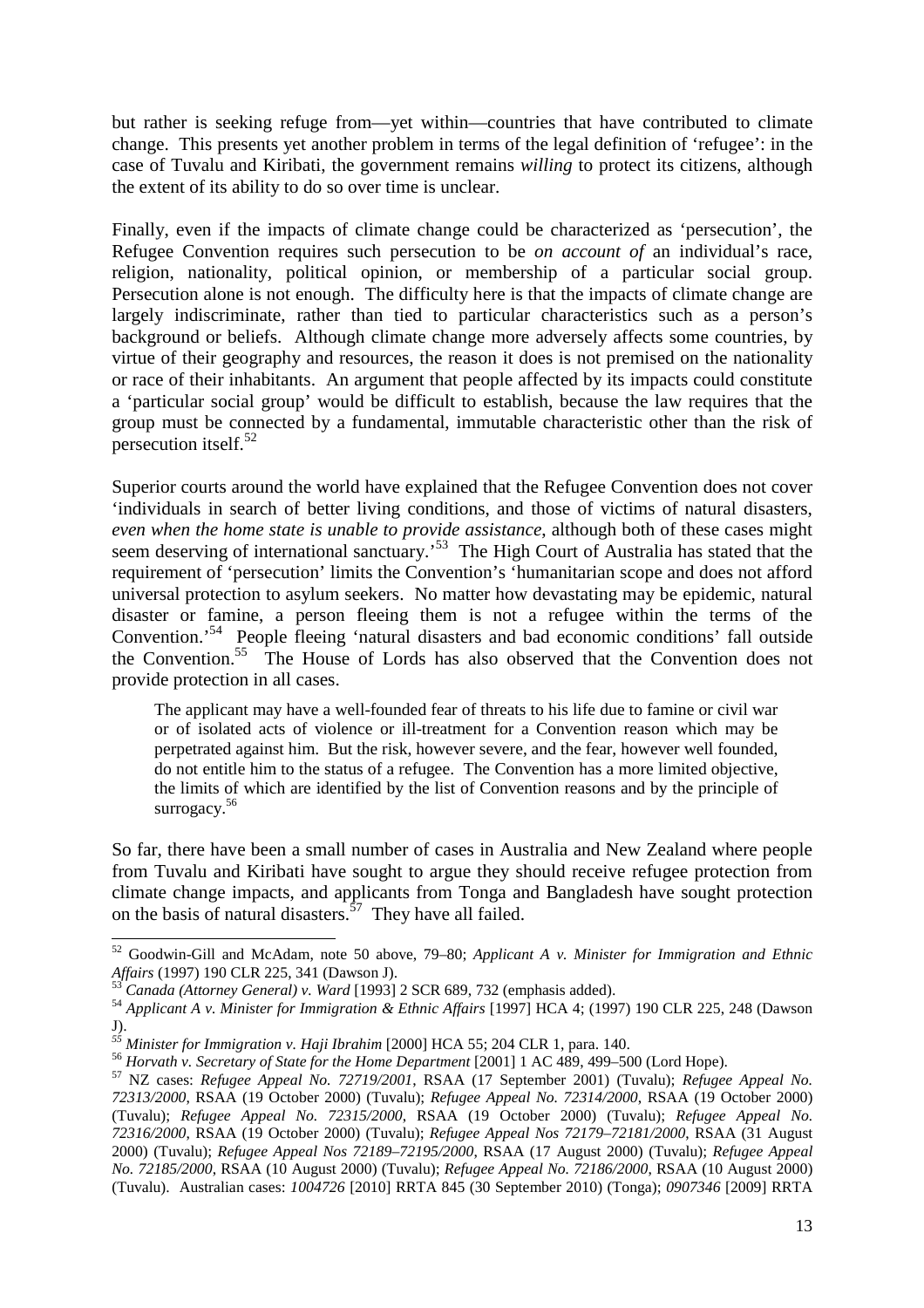but rather is seeking refuge from—yet within—countries that have contributed to climate change. This presents yet another problem in terms of the legal definition of 'refugee': in the case of Tuvalu and Kiribati, the government remains *willing* to protect its citizens, although the extent of its ability to do so over time is unclear.

Finally, even if the impacts of climate change could be characterized as 'persecution', the Refugee Convention requires such persecution to be *on account of* an individual's race, religion, nationality, political opinion, or membership of a particular social group. Persecution alone is not enough. The difficulty here is that the impacts of climate change are largely indiscriminate, rather than tied to particular characteristics such as a person's background or beliefs. Although climate change more adversely affects some countries, by virtue of their geography and resources, the reason it does is not premised on the nationality or race of their inhabitants. An argument that people affected by its impacts could constitute a 'particular social group' would be difficult to establish, because the law requires that the group must be connected by a fundamental, immutable characteristic other than the risk of persecution itself.[52]

Superior courts around the world have explained that the Refugee Convention does not cover 'individuals in search of better living conditions, and those of victims of natural disasters, *even when the home state is unable to provide assistance*, although both of these cases might seem deserving of international sanctuary.'[53] The High Court of Australia has stated that the requirement of 'persecution' limits the Convention's 'humanitarian scope and does not afford universal protection to asylum seekers. No matter how devastating may be epidemic, natural disaster or famine, a person fleeing them is not a refugee within the terms of the Convention.'[54] People fleeing 'natural disasters and bad economic conditions' fall outside the Convention.[55] The House of Lords has also observed that the Convention does not provide protection in all cases.

> The applicant may have a well-founded fear of threats to his life due to famine or civil war or of isolated acts of violence or ill-treatment for a Convention reason which may be perpetrated against him. But the risk, however severe, and the fear, however well founded, do not entitle him to the status of a refugee. The Convention has a more limited objective, the limits of which are identified by the list of Convention reasons and by the principle of surrogacy.[56]

So far, there have been a small number of cases in Australia and New Zealand where people from Tuvalu and Kiribati have sought to argue they should receive refugee protection from climate change impacts, and applicants from Tonga and Bangladesh have sought protection on the basis of natural disasters.[57] They have all failed.

---

[52] Goodwin-Gill and McAdam, note 50 above, 79–80; *Applicant A v. Minister for Immigration and Ethnic Affairs* (1997) 190 CLR 225, 341 (Dawson J).

[53] *Canada (Attorney General) v. Ward* [1993] 2 SCR 689, 732 (emphasis added).

[54] *Applicant A v. Minister for Immigration & Ethnic Affairs* [1997] HCA 4; (1997) 190 CLR 225, 248 (Dawson J).

[55] *Minister for Immigration v. Haji Ibrahim* [2000] HCA 55; 204 CLR 1, para. 140.

[56] *Horvath v. Secretary of State for the Home Department* [2001] 1 AC 489, 499–500 (Lord Hope).

[57] NZ cases: *Refugee Appeal No. 72719/2001*, RSAA (17 September 2001) (Tuvalu); *Refugee Appeal No. 72313/2000*, RSAA (19 October 2000) (Tuvalu); *Refugee Appeal No. 72314/2000*, RSAA (19 October 2000) (Tuvalu); *Refugee Appeal No. 72315/2000*, RSAA (19 October 2000) (Tuvalu); *Refugee Appeal No. 72316/2000*, RSAA (19 October 2000) (Tuvalu); *Refugee Appeal Nos 72179–72181/2000*, RSAA (31 August 2000) (Tuvalu); *Refugee Appeal Nos 72189–72195/2000*, RSAA (17 August 2000) (Tuvalu); *Refugee Appeal No. 72185/2000*, RSAA (10 August 2000) (Tuvalu); *Refugee Appeal No. 72186/2000*, RSAA (10 August 2000) (Tuvalu). Australian cases: *1004726* [2010] RRTA 845 (30 September 2010) (Tonga); *0907346* [2009] RRTA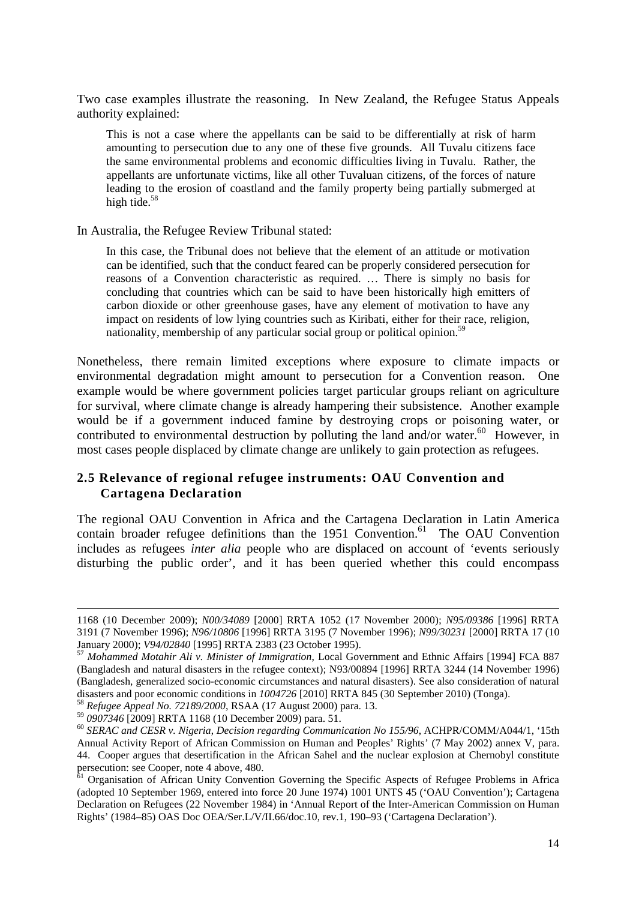Two case examples illustrate the reasoning. In New Zealand, the Refugee Status Appeals authority explained:

> This is not a case where the appellants can be said to be differentially at risk of harm amounting to persecution due to any one of these five grounds. All Tuvalu citizens face the same environmental problems and economic difficulties living in Tuvalu. Rather, the appellants are unfortunate victims, like all other Tuvaluan citizens, of the forces of nature leading to the erosion of coastland and the family property being partially submerged at high tide.[58]

In Australia, the Refugee Review Tribunal stated:

> In this case, the Tribunal does not believe that the element of an attitude or motivation can be identified, such that the conduct feared can be properly considered persecution for reasons of a Convention characteristic as required. … There is simply no basis for concluding that countries which can be said to have been historically high emitters of carbon dioxide or other greenhouse gases, have any element of motivation to have any impact on residents of low lying countries such as Kiribati, either for their race, religion, nationality, membership of any particular social group or political opinion.[59]

Nonetheless, there remain limited exceptions where exposure to climate impacts or environmental degradation might amount to persecution for a Convention reason. One example would be where government policies target particular groups reliant on agriculture for survival, where climate change is already hampering their subsistence. Another example would be if a government induced famine by destroying crops or poisoning water, or contributed to environmental destruction by polluting the land and/or water.[60] However, in most cases people displaced by climate change are unlikely to gain protection as refugees.

## 2.5 Relevance of regional refugee instruments: OAU Convention and Cartagena Declaration

The regional OAU Convention in Africa and the Cartagena Declaration in Latin America contain broader refugee definitions than the 1951 Convention.[61] The OAU Convention includes as refugees *inter alia* people who are displaced on account of 'events seriously disturbing the public order', and it has been queried whether this could encompass

---

1168 (10 December 2009); *N00/34089* [2000] RRTA 1052 (17 November 2000); *N95/09386* [1996] RRTA 3191 (7 November 1996); *N96/10806* [1996] RRTA 3195 (7 November 1996); *N99/30231* [2000] RRTA 17 (10 January 2000); *V94/02840* [1995] RRTA 2383 (23 October 1995).

[57] *Mohammed Motahir Ali v. Minister of Immigration*, Local Government and Ethnic Affairs [1994] FCA 887 (Bangladesh and natural disasters in the refugee context); N93/00894 [1996] RRTA 3244 (14 November 1996) (Bangladesh, generalized socio-economic circumstances and natural disasters). See also consideration of natural disasters and poor economic conditions in *1004726* [2010] RRTA 845 (30 September 2010) (Tonga).

[58] *Refugee Appeal No. 72189/2000*, RSAA (17 August 2000) para. 13.

[59] *0907346* [2009] RRTA 1168 (10 December 2009) para. 51.

[60] *SERAC and CESR v. Nigeria*, *Decision regarding Communication No 155/96*, ACHPR/COMM/A044/1, '15th Annual Activity Report of African Commission on Human and Peoples' Rights' (7 May 2002) annex V, para. 44. Cooper argues that desertification in the African Sahel and the nuclear explosion at Chernobyl constitute persecution: see Cooper, note 4 above, 480.

[61] Organisation of African Unity Convention Governing the Specific Aspects of Refugee Problems in Africa (adopted 10 September 1969, entered into force 20 June 1974) 1001 UNTS 45 ('OAU Convention'); Cartagena Declaration on Refugees (22 November 1984) in 'Annual Report of the Inter-American Commission on Human Rights' (1984–85) OAS Doc OEA/Ser.L/V/II.66/doc.10, rev.1, 190–93 ('Cartagena Declaration').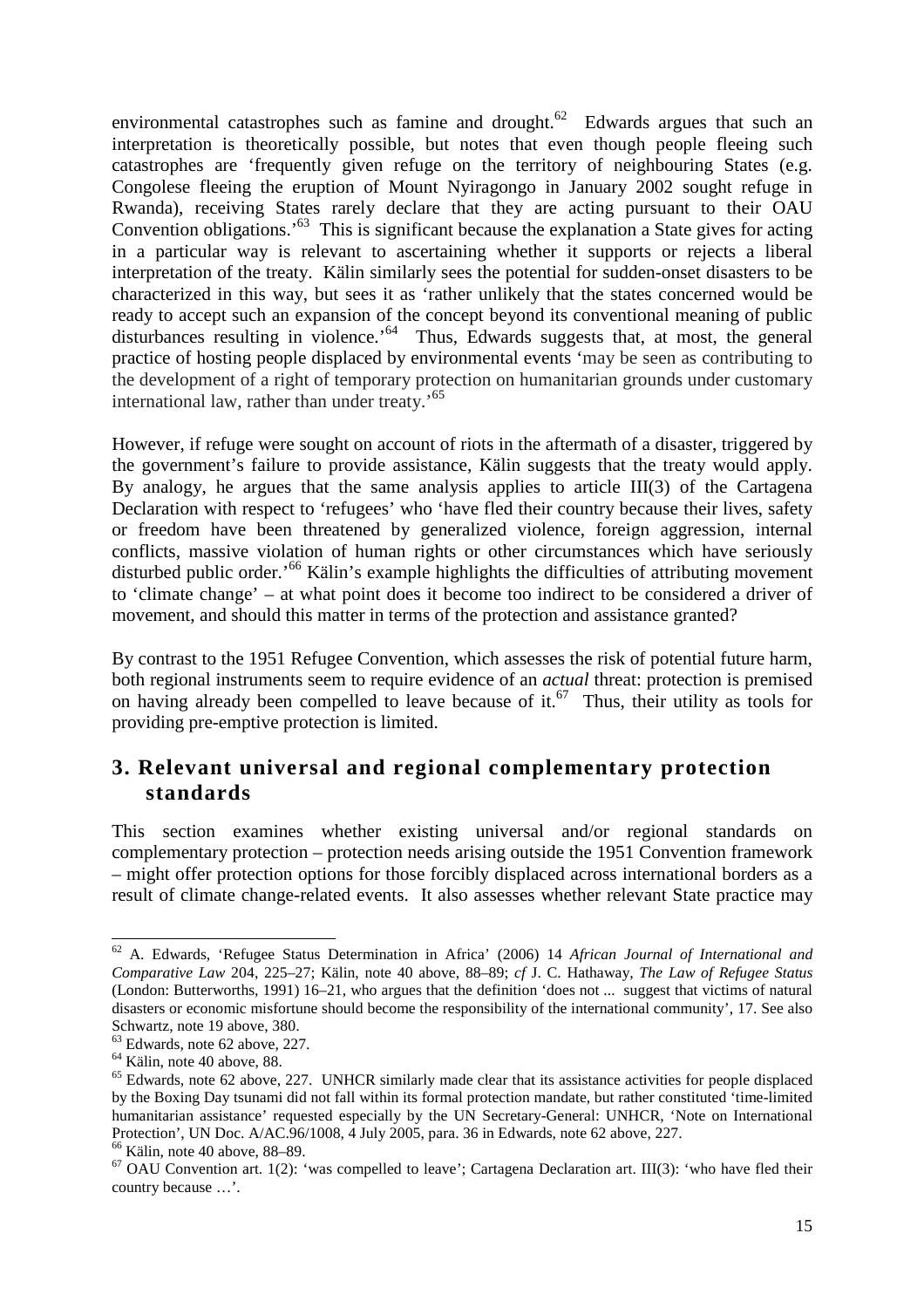environmental catastrophes such as famine and drought.[62] Edwards argues that such an interpretation is theoretically possible, but notes that even though people fleeing such catastrophes are 'frequently given refuge on the territory of neighbouring States (e.g. Congolese fleeing the eruption of Mount Nyiragongo in January 2002 sought refuge in Rwanda), receiving States rarely declare that they are acting pursuant to their OAU Convention obligations.'[63] This is significant because the explanation a State gives for acting in a particular way is relevant to ascertaining whether it supports or rejects a liberal interpretation of the treaty. Kälin similarly sees the potential for sudden-onset disasters to be characterized in this way, but sees it as 'rather unlikely that the states concerned would be ready to accept such an expansion of the concept beyond its conventional meaning of public disturbances resulting in violence.'[64] Thus, Edwards suggests that, at most, the general practice of hosting people displaced by environmental events 'may be seen as contributing to the development of a right of temporary protection on humanitarian grounds under customary international law, rather than under treaty.'[65]

However, if refuge were sought on account of riots in the aftermath of a disaster, triggered by the government's failure to provide assistance, Kälin suggests that the treaty would apply. By analogy, he argues that the same analysis applies to article III(3) of the Cartagena Declaration with respect to 'refugees' who 'have fled their country because their lives, safety or freedom have been threatened by generalized violence, foreign aggression, internal conflicts, massive violation of human rights or other circumstances which have seriously disturbed public order.'[66] Kälin's example highlights the difficulties of attributing movement to 'climate change' – at what point does it become too indirect to be considered a driver of movement, and should this matter in terms of the protection and assistance granted?

By contrast to the 1951 Refugee Convention, which assesses the risk of potential future harm, both regional instruments seem to require evidence of an *actual* threat: protection is premised on having already been compelled to leave because of it.[67] Thus, their utility as tools for providing pre-emptive protection is limited.

## 3. Relevant universal and regional complementary protection standards

This section examines whether existing universal and/or regional standards on complementary protection – protection needs arising outside the 1951 Convention framework – might offer protection options for those forcibly displaced across international borders as a result of climate change-related events. It also assesses whether relevant State practice may

---

[62] A. Edwards, 'Refugee Status Determination in Africa' (2006) 14 *African Journal of International and Comparative Law* 204, 225–27; Kälin, note 40 above, 88–89; *cf* J. C. Hathaway, *The Law of Refugee Status* (London: Butterworths, 1991) 16–21, who argues that the definition 'does not ... suggest that victims of natural disasters or economic misfortune should become the responsibility of the international community', 17. See also Schwartz, note 19 above, 380.

[63] Edwards, note 62 above, 227.

[64] Kälin, note 40 above, 88.

[65] Edwards, note 62 above, 227. UNHCR similarly made clear that its assistance activities for people displaced by the Boxing Day tsunami did not fall within its formal protection mandate, but rather constituted 'time-limited humanitarian assistance' requested especially by the UN Secretary-General: UNHCR, 'Note on International Protection', UN Doc. A/AC.96/1008, 4 July 2005, para. 36 in Edwards, note 62 above, 227.

[66] Kälin, note 40 above, 88–89.

[67] OAU Convention art. 1(2): 'was compelled to leave'; Cartagena Declaration art. III(3): 'who have fled their country because …'.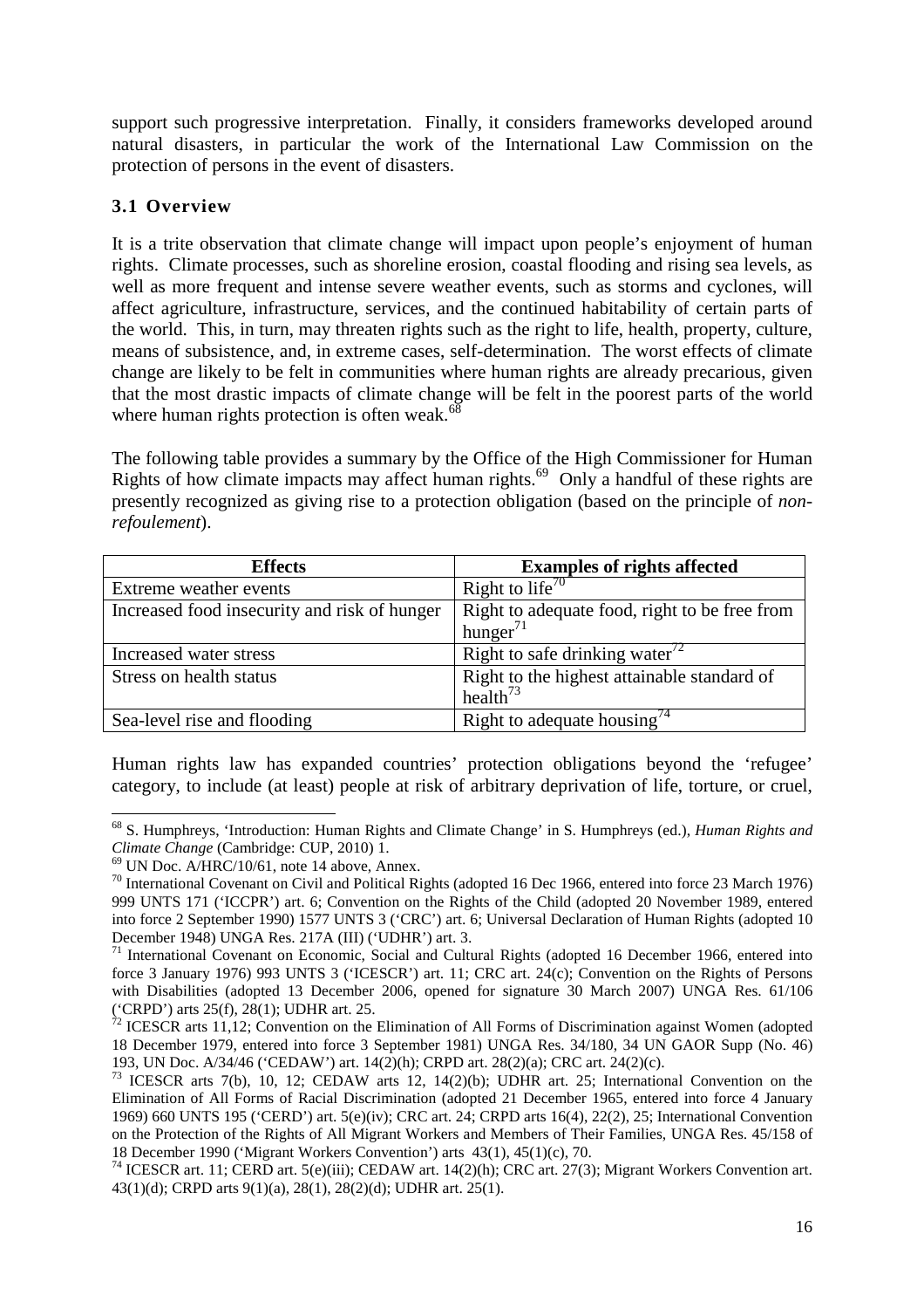support such progressive interpretation. Finally, it considers frameworks developed around natural disasters, in particular the work of the International Law Commission on the protection of persons in the event of disasters.

### 3.1 Overview

It is a trite observation that climate change will impact upon people's enjoyment of human rights. Climate processes, such as shoreline erosion, coastal flooding and rising sea levels, as well as more frequent and intense severe weather events, such as storms and cyclones, will affect agriculture, infrastructure, services, and the continued habitability of certain parts of the world. This, in turn, may threaten rights such as the right to life, health, property, culture, means of subsistence, and, in extreme cases, self-determination. The worst effects of climate change are likely to be felt in communities where human rights are already precarious, given that the most drastic impacts of climate change will be felt in the poorest parts of the world where human rights protection is often weak.[68]

The following table provides a summary by the Office of the High Commissioner for Human Rights of how climate impacts may affect human rights.[69] Only a handful of these rights are presently recognized as giving rise to a protection obligation (based on the principle of *non-refoulement*).

| Effects | Examples of rights affected |
|---|---|
| Extreme weather events | Right to life[70] |
| Increased food insecurity and risk of hunger | Right to adequate food, right to be free from hunger[71] |
| Increased water stress | Right to safe drinking water[72] |
| Stress on health status | Right to the highest attainable standard of health[73] |
| Sea-level rise and flooding | Right to adequate housing[74] |

Human rights law has expanded countries' protection obligations beyond the 'refugee' category, to include (at least) people at risk of arbitrary deprivation of life, torture, or cruel,

---

[68] S. Humphreys, 'Introduction: Human Rights and Climate Change' in S. Humphreys (ed.), *Human Rights and Climate Change* (Cambridge: CUP, 2010) 1.

[69] UN Doc. A/HRC/10/61, note 14 above, Annex.

[70] International Covenant on Civil and Political Rights (adopted 16 Dec 1966, entered into force 23 March 1976) 999 UNTS 171 ('ICCPR') art. 6; Convention on the Rights of the Child (adopted 20 November 1989, entered into force 2 September 1990) 1577 UNTS 3 ('CRC') art. 6; Universal Declaration of Human Rights (adopted 10 December 1948) UNGA Res. 217A (III) ('UDHR') art. 3.

[71] International Covenant on Economic, Social and Cultural Rights (adopted 16 December 1966, entered into force 3 January 1976) 993 UNTS 3 ('ICESCR') art. 11; CRC art. 24(c); Convention on the Rights of Persons with Disabilities (adopted 13 December 2006, opened for signature 30 March 2007) UNGA Res. 61/106 ('CRPD') arts 25(f), 28(1); UDHR art. 25.

[72] ICESCR arts 11,12; Convention on the Elimination of All Forms of Discrimination against Women (adopted 18 December 1979, entered into force 3 September 1981) UNGA Res. 34/180, 34 UN GAOR Supp (No. 46) 193, UN Doc. A/34/46 ('CEDAW') art. 14(2)(h); CRPD art. 28(2)(a); CRC art. 24(2)(c).

[73] ICESCR arts 7(b), 10, 12; CEDAW arts 12, 14(2)(b); UDHR art. 25; International Convention on the Elimination of All Forms of Racial Discrimination (adopted 21 December 1965, entered into force 4 January 1969) 660 UNTS 195 ('CERD') art. 5(e)(iv); CRC art. 24; CRPD arts 16(4), 22(2), 25; International Convention on the Protection of the Rights of All Migrant Workers and Members of Their Families, UNGA Res. 45/158 of 18 December 1990 ('Migrant Workers Convention') arts 43(1), 45(1)(c), 70.

[74] ICESCR art. 11; CERD art. 5(e)(iii); CEDAW art. 14(2)(h); CRC art. 27(3); Migrant Workers Convention art. 43(1)(d); CRPD arts 9(1)(a), 28(1), 28(2)(d); UDHR art. 25(1).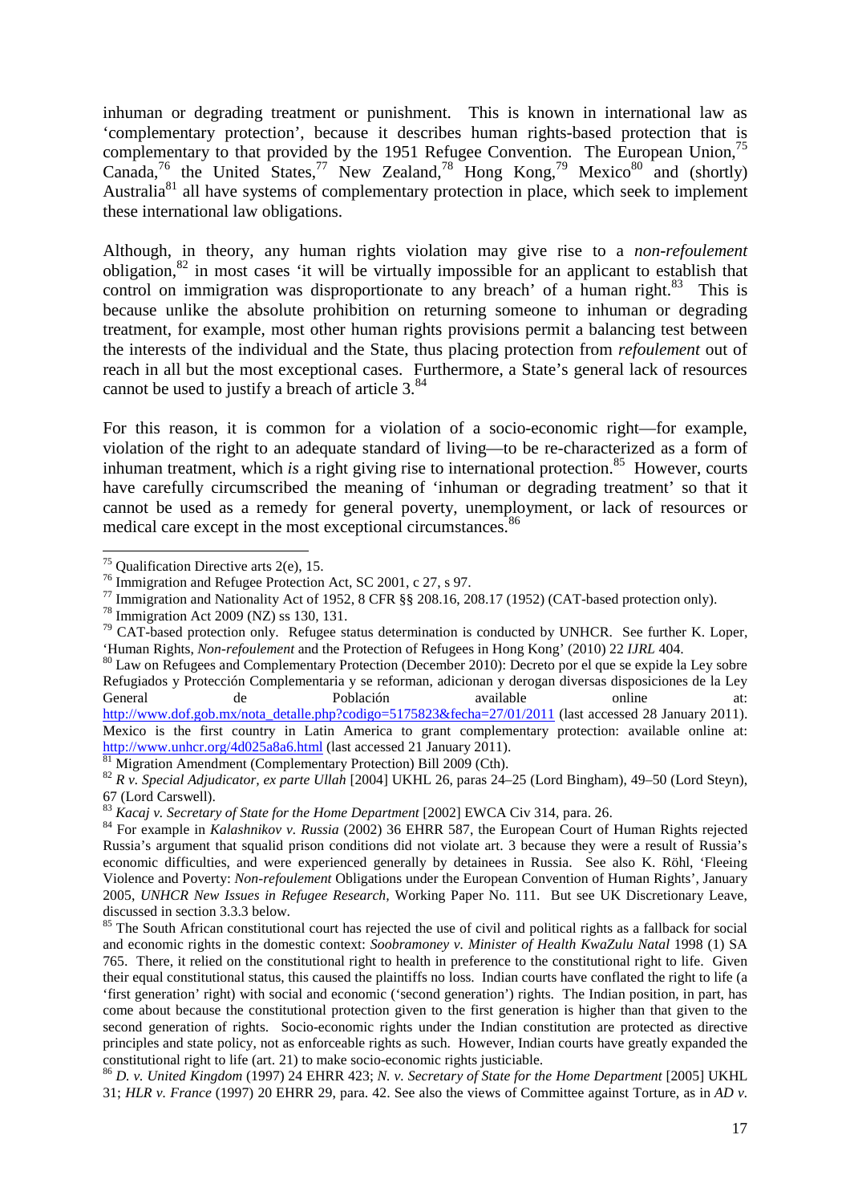inhuman or degrading treatment or punishment. This is known in international law as 'complementary protection', because it describes human rights-based protection that is complementary to that provided by the 1951 Refugee Convention. The European Union,[75] Canada,[76] the United States,[77] New Zealand,[78] Hong Kong,[79] Mexico[80] and (shortly) Australia[81] all have systems of complementary protection in place, which seek to implement these international law obligations.

Although, in theory, any human rights violation may give rise to a *non-refoulement* obligation,[82] in most cases 'it will be virtually impossible for an applicant to establish that control on immigration was disproportionate to any breach' of a human right.[83] This is because unlike the absolute prohibition on returning someone to inhuman or degrading treatment, for example, most other human rights provisions permit a balancing test between the interests of the individual and the State, thus placing protection from *refoulement* out of reach in all but the most exceptional cases. Furthermore, a State's general lack of resources cannot be used to justify a breach of article 3.[84]

For this reason, it is common for a violation of a socio-economic right—for example, violation of the right to an adequate standard of living—to be re-characterized as a form of inhuman treatment, which *is* a right giving rise to international protection.[85] However, courts have carefully circumscribed the meaning of 'inhuman or degrading treatment' so that it cannot be used as a remedy for general poverty, unemployment, or lack of resources or medical care except in the most exceptional circumstances.[86]

---

[75] Qualification Directive arts 2(e), 15.

[76] Immigration and Refugee Protection Act, SC 2001, c 27, s 97.

[77] Immigration and Nationality Act of 1952, 8 CFR §§ 208.16, 208.17 (1952) (CAT-based protection only).

[78] Immigration Act 2009 (NZ) ss 130, 131.

[79] CAT-based protection only. Refugee status determination is conducted by UNHCR. See further K. Loper, 'Human Rights, *Non-refoulement* and the Protection of Refugees in Hong Kong' (2010) 22 *IJRL* 404.

[80] Law on Refugees and Complementary Protection (December 2010): Decreto por el que se expide la Ley sobre Refugiados y Protección Complementaria y se reforman, adicionan y derogan diversas disposiciones de la Ley General de Población available online at: http://www.dof.gob.mx/nota_detalle.php?codigo=5175823&fecha=27/01/2011 (last accessed 28 January 2011). Mexico is the first country in Latin America to grant complementary protection: available online at: http://www.unhcr.org/4d025a8a6.html (last accessed 21 January 2011).

[81] Migration Amendment (Complementary Protection) Bill 2009 (Cth).

[82] *R v. Special Adjudicator, ex parte Ullah* [2004] UKHL 26, paras 24–25 (Lord Bingham), 49–50 (Lord Steyn), 67 (Lord Carswell).

[83] *Kacaj v. Secretary of State for the Home Department* [2002] EWCA Civ 314, para. 26.

[84] For example in *Kalashnikov v. Russia* (2002) 36 EHRR 587, the European Court of Human Rights rejected Russia's argument that squalid prison conditions did not violate art. 3 because they were a result of Russia's economic difficulties, and were experienced generally by detainees in Russia. See also K. Röhl, 'Fleeing Violence and Poverty: *Non-refoulement* Obligations under the European Convention of Human Rights', January 2005, *UNHCR New Issues in Refugee Research*, Working Paper No. 111. But see UK Discretionary Leave, discussed in section 3.3.3 below.

[85] The South African constitutional court has rejected the use of civil and political rights as a fallback for social and economic rights in the domestic context: *Soobramoney v. Minister of Health KwaZulu Natal* 1998 (1) SA 765. There, it relied on the constitutional right to health in preference to the constitutional right to life. Given their equal constitutional status, this caused the plaintiffs no loss. Indian courts have conflated the right to life (a 'first generation' right) with social and economic ('second generation') rights. The Indian position, in part, has come about because the constitutional protection given to the first generation is higher than that given to the second generation of rights. Socio-economic rights under the Indian constitution are protected as directive principles and state policy, not as enforceable rights as such. However, Indian courts have greatly expanded the constitutional right to life (art. 21) to make socio-economic rights justiciable.

[86] *D. v. United Kingdom* (1997) 24 EHRR 423; *N. v. Secretary of State for the Home Department* [2005] UKHL 31; *HLR v. France* (1997) 20 EHRR 29, para. 42. See also the views of Committee against Torture, as in *AD v.*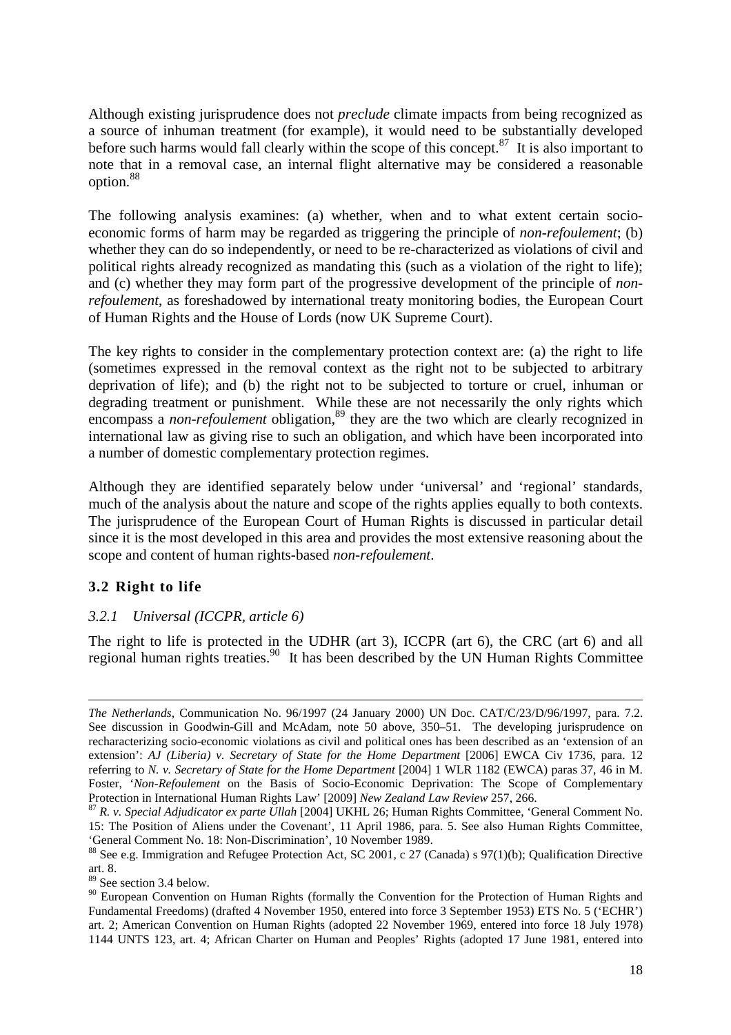Although existing jurisprudence does not *preclude* climate impacts from being recognized as a source of inhuman treatment (for example), it would need to be substantially developed before such harms would fall clearly within the scope of this concept.[87] It is also important to note that in a removal case, an internal flight alternative may be considered a reasonable option.[88]

The following analysis examines: (a) whether, when and to what extent certain socio-economic forms of harm may be regarded as triggering the principle of *non-refoulement*; (b) whether they can do so independently, or need to be re-characterized as violations of civil and political rights already recognized as mandating this (such as a violation of the right to life); and (c) whether they may form part of the progressive development of the principle of *non-refoulement*, as foreshadowed by international treaty monitoring bodies, the European Court of Human Rights and the House of Lords (now UK Supreme Court).

The key rights to consider in the complementary protection context are: (a) the right to life (sometimes expressed in the removal context as the right not to be subjected to arbitrary deprivation of life); and (b) the right not to be subjected to torture or cruel, inhuman or degrading treatment or punishment. While these are not necessarily the only rights which encompass a *non-refoulement* obligation,[89] they are the two which are clearly recognized in international law as giving rise to such an obligation, and which have been incorporated into a number of domestic complementary protection regimes.

Although they are identified separately below under 'universal' and 'regional' standards, much of the analysis about the nature and scope of the rights applies equally to both contexts. The jurisprudence of the European Court of Human Rights is discussed in particular detail since it is the most developed in this area and provides the most extensive reasoning about the scope and content of human rights-based *non-refoulement*.

## 3.2 Right to life

### *3.2.1 Universal (ICCPR, article 6)*

The right to life is protected in the UDHR (art 3), ICCPR (art 6), the CRC (art 6) and all regional human rights treaties.[90] It has been described by the UN Human Rights Committee

---

*The Netherlands*, Communication No. 96/1997 (24 January 2000) UN Doc. CAT/C/23/D/96/1997, para. 7.2. See discussion in Goodwin-Gill and McAdam, note 50 above, 350–51. The developing jurisprudence on recharacterizing socio-economic violations as civil and political ones has been described as an 'extension of an extension': *AJ (Liberia) v. Secretary of State for the Home Department* [2006] EWCA Civ 1736, para. 12 referring to *N. v. Secretary of State for the Home Department* [2004] 1 WLR 1182 (EWCA) paras 37, 46 in M. Foster, '*Non-Refoulement* on the Basis of Socio-Economic Deprivation: The Scope of Complementary Protection in International Human Rights Law' [2009] *New Zealand Law Review* 257, 266.

[87] *R. v. Special Adjudicator ex parte Ullah* [2004] UKHL 26; Human Rights Committee, 'General Comment No. 15: The Position of Aliens under the Covenant', 11 April 1986, para. 5. See also Human Rights Committee, 'General Comment No. 18: Non-Discrimination', 10 November 1989.

[88] See e.g. Immigration and Refugee Protection Act, SC 2001, c 27 (Canada) s 97(1)(b); Qualification Directive art. 8.

[89] See section 3.4 below.

[90] European Convention on Human Rights (formally the Convention for the Protection of Human Rights and Fundamental Freedoms) (drafted 4 November 1950, entered into force 3 September 1953) ETS No. 5 ('ECHR') art. 2; American Convention on Human Rights (adopted 22 November 1969, entered into force 18 July 1978) 1144 UNTS 123, art. 4; African Charter on Human and Peoples' Rights (adopted 17 June 1981, entered into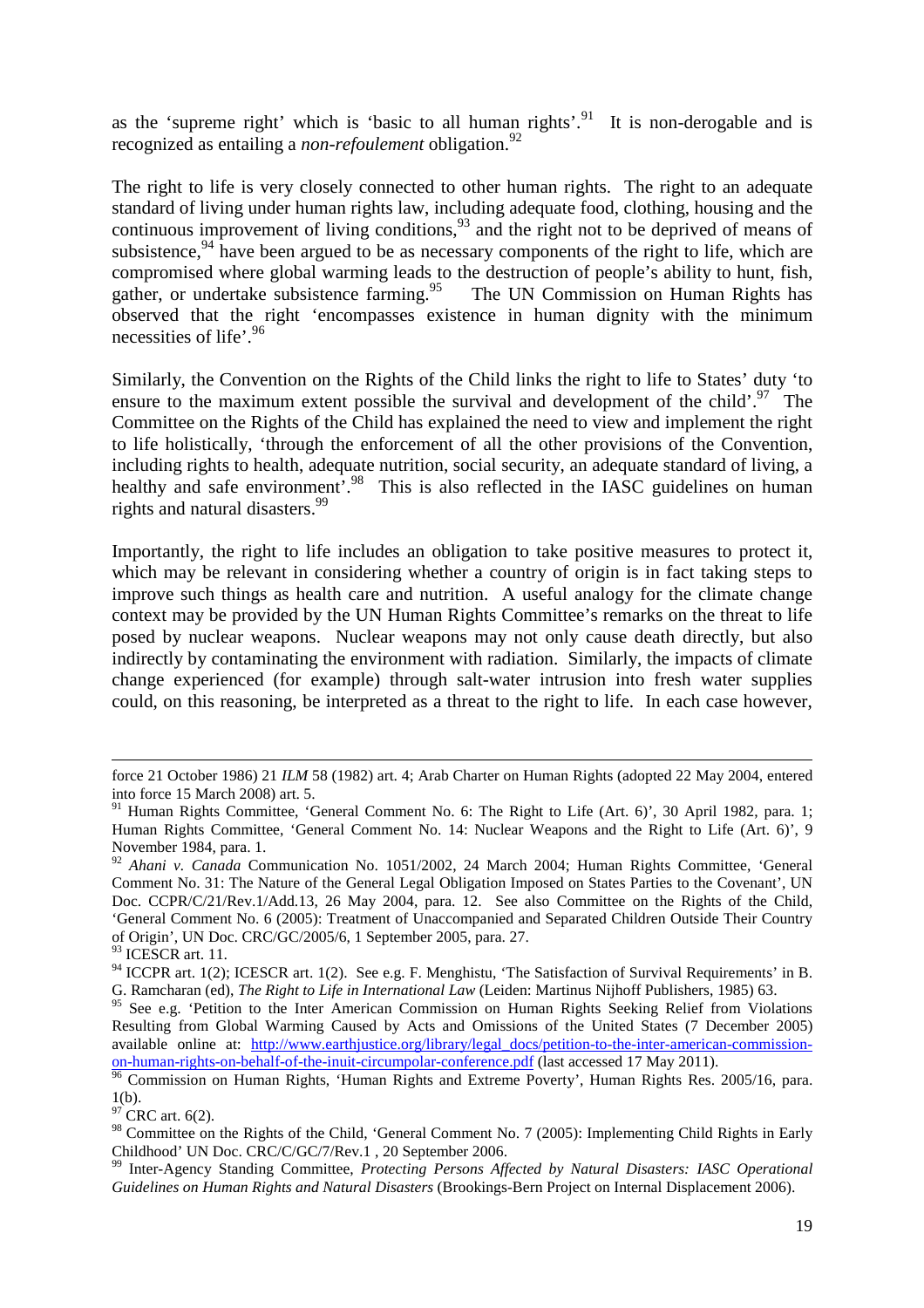as the 'supreme right' which is 'basic to all human rights'.[91] It is non-derogable and is recognized as entailing a *non-refoulement* obligation.[92]

The right to life is very closely connected to other human rights. The right to an adequate standard of living under human rights law, including adequate food, clothing, housing and the continuous improvement of living conditions,[93] and the right not to be deprived of means of subsistence,[94] have been argued to be as necessary components of the right to life, which are compromised where global warming leads to the destruction of people's ability to hunt, fish, gather, or undertake subsistence farming.[95] The UN Commission on Human Rights has observed that the right 'encompasses existence in human dignity with the minimum necessities of life'.[96]

Similarly, the Convention on the Rights of the Child links the right to life to States' duty 'to ensure to the maximum extent possible the survival and development of the child'.[97] The Committee on the Rights of the Child has explained the need to view and implement the right to life holistically, 'through the enforcement of all the other provisions of the Convention, including rights to health, adequate nutrition, social security, an adequate standard of living, a healthy and safe environment'.[98] This is also reflected in the IASC guidelines on human rights and natural disasters.[99]

Importantly, the right to life includes an obligation to take positive measures to protect it, which may be relevant in considering whether a country of origin is in fact taking steps to improve such things as health care and nutrition. A useful analogy for the climate change context may be provided by the UN Human Rights Committee's remarks on the threat to life posed by nuclear weapons. Nuclear weapons may not only cause death directly, but also indirectly by contaminating the environment with radiation. Similarly, the impacts of climate change experienced (for example) through salt-water intrusion into fresh water supplies could, on this reasoning, be interpreted as a threat to the right to life. In each case however,

---

force 21 October 1986) 21 *ILM* 58 (1982) art. 4; Arab Charter on Human Rights (adopted 22 May 2004, entered into force 15 March 2008) art. 5.

[91] Human Rights Committee, 'General Comment No. 6: The Right to Life (Art. 6)', 30 April 1982, para. 1; Human Rights Committee, 'General Comment No. 14: Nuclear Weapons and the Right to Life (Art. 6)', 9 November 1984, para. 1.

[92] *Ahani v. Canada* Communication No. 1051/2002, 24 March 2004; Human Rights Committee, 'General Comment No. 31: The Nature of the General Legal Obligation Imposed on States Parties to the Covenant', UN Doc. CCPR/C/21/Rev.1/Add.13, 26 May 2004, para. 12. See also Committee on the Rights of the Child, 'General Comment No. 6 (2005): Treatment of Unaccompanied and Separated Children Outside Their Country of Origin', UN Doc. CRC/GC/2005/6, 1 September 2005, para. 27.

[93] ICESCR art. 11.

[94] ICCPR art. 1(2); ICESCR art. 1(2). See e.g. F. Menghistu, 'The Satisfaction of Survival Requirements' in B. G. Ramcharan (ed), *The Right to Life in International Law* (Leiden: Martinus Nijhoff Publishers, 1985) 63.

[95] See e.g. 'Petition to the Inter American Commission on Human Rights Seeking Relief from Violations Resulting from Global Warming Caused by Acts and Omissions of the United States (7 December 2005) available online at: http://www.earthjustice.org/library/legal_docs/petition-to-the-inter-american-commission-on-human-rights-on-behalf-of-the-inuit-circumpolar-conference.pdf (last accessed 17 May 2011).

[96] Commission on Human Rights, 'Human Rights and Extreme Poverty', Human Rights Res. 2005/16, para. 1(b).

[97] CRC art. 6(2).

[98] Committee on the Rights of the Child, 'General Comment No. 7 (2005): Implementing Child Rights in Early Childhood' UN Doc. CRC/C/GC/7/Rev.1 , 20 September 2006.

[99] Inter-Agency Standing Committee, *Protecting Persons Affected by Natural Disasters: IASC Operational Guidelines on Human Rights and Natural Disasters* (Brookings-Bern Project on Internal Displacement 2006).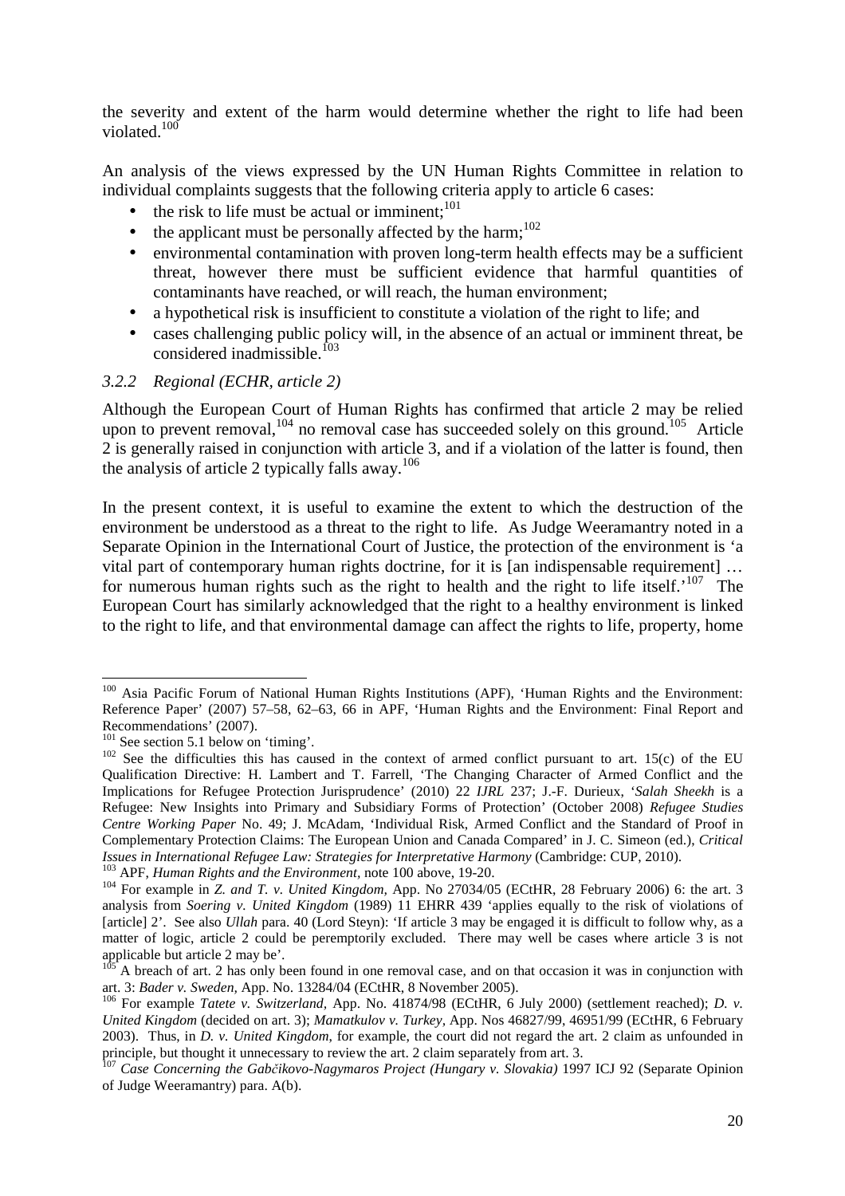the severity and extent of the harm would determine whether the right to life had been violated.[100]

An analysis of the views expressed by the UN Human Rights Committee in relation to individual complaints suggests that the following criteria apply to article 6 cases:

- the risk to life must be actual or imminent;[101]
- the applicant must be personally affected by the harm;[102]
- environmental contamination with proven long-term health effects may be a sufficient threat, however there must be sufficient evidence that harmful quantities of contaminants have reached, or will reach, the human environment;
- a hypothetical risk is insufficient to constitute a violation of the right to life; and
- cases challenging public policy will, in the absence of an actual or imminent threat, be considered inadmissible.[103]

### *3.2.2 Regional (ECHR, article 2)*

Although the European Court of Human Rights has confirmed that article 2 may be relied upon to prevent removal,[104] no removal case has succeeded solely on this ground.[105] Article 2 is generally raised in conjunction with article 3, and if a violation of the latter is found, then the analysis of article 2 typically falls away.[106]

In the present context, it is useful to examine the extent to which the destruction of the environment be understood as a threat to the right to life. As Judge Weeramantry noted in a Separate Opinion in the International Court of Justice, the protection of the environment is 'a vital part of contemporary human rights doctrine, for it is [an indispensable requirement] … for numerous human rights such as the right to health and the right to life itself.'[107] The European Court has similarly acknowledged that the right to a healthy environment is linked to the right to life, and that environmental damage can affect the rights to life, property, home

---

[100] Asia Pacific Forum of National Human Rights Institutions (APF), 'Human Rights and the Environment: Reference Paper' (2007) 57–58, 62–63, 66 in APF, 'Human Rights and the Environment: Final Report and Recommendations' (2007).

[101] See section 5.1 below on 'timing'.

[102] See the difficulties this has caused in the context of armed conflict pursuant to art. 15(c) of the EU Qualification Directive: H. Lambert and T. Farrell, 'The Changing Character of Armed Conflict and the Implications for Refugee Protection Jurisprudence' (2010) 22 *IJRL* 237; J.-F. Durieux, '*Salah Sheekh* is a Refugee: New Insights into Primary and Subsidiary Forms of Protection' (October 2008) *Refugee Studies Centre Working Paper* No. 49; J. McAdam, 'Individual Risk, Armed Conflict and the Standard of Proof in Complementary Protection Claims: The European Union and Canada Compared' in J. C. Simeon (ed.), *Critical Issues in International Refugee Law: Strategies for Interpretative Harmony* (Cambridge: CUP, 2010).

[103] APF, *Human Rights and the Environment*, note 100 above, 19-20.

[104] For example in *Z. and T. v. United Kingdom*, App. No 27034/05 (ECtHR, 28 February 2006) 6: the art. 3 analysis from *Soering v. United Kingdom* (1989) 11 EHRR 439 'applies equally to the risk of violations of [article] 2'. See also *Ullah* para. 40 (Lord Steyn): 'If article 3 may be engaged it is difficult to follow why, as a matter of logic, article 2 could be peremptorily excluded. There may well be cases where article 3 is not applicable but article 2 may be'.

[105] A breach of art. 2 has only been found in one removal case, and on that occasion it was in conjunction with art. 3: *Bader v. Sweden*, App. No. 13284/04 (ECtHR, 8 November 2005).

[106] For example *Tatete v. Switzerland*, App. No. 41874/98 (ECtHR, 6 July 2000) (settlement reached); *D. v. United Kingdom* (decided on art. 3); *Mamatkulov v. Turkey*, App. Nos 46827/99, 46951/99 (ECtHR, 6 February 2003). Thus, in *D. v. United Kingdom*, for example, the court did not regard the art. 2 claim as unfounded in principle, but thought it unnecessary to review the art. 2 claim separately from art. 3.

[107] *Case Concerning the Gabčikovo-Nagymaros Project (Hungary v. Slovakia)* 1997 ICJ 92 (Separate Opinion of Judge Weeramantry) para. A(b).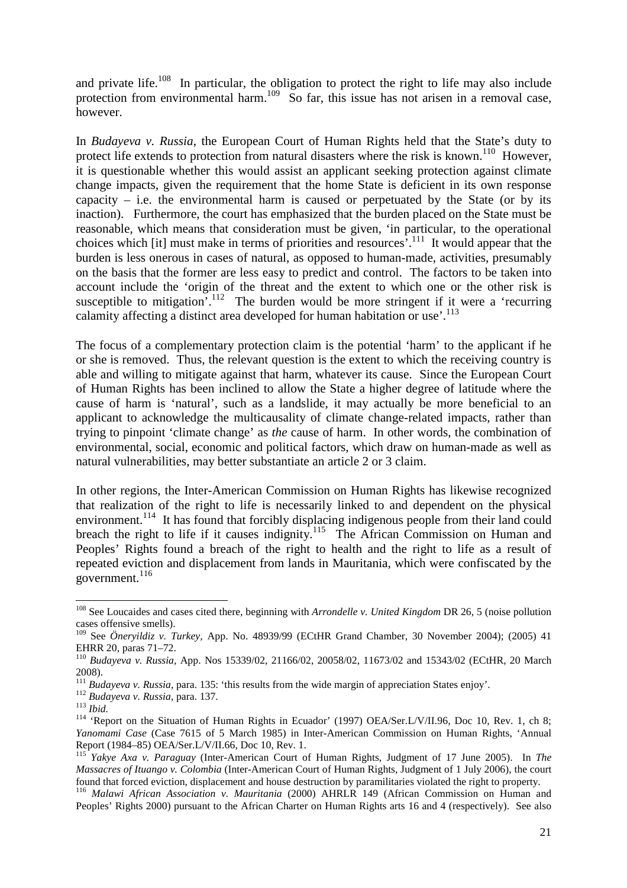and private life.[108] In particular, the obligation to protect the right to life may also include protection from environmental harm.[109] So far, this issue has not arisen in a removal case, however.

In *Budayeva v. Russia*, the European Court of Human Rights held that the State's duty to protect life extends to protection from natural disasters where the risk is known.[110] However, it is questionable whether this would assist an applicant seeking protection against climate change impacts, given the requirement that the home State is deficient in its own response capacity – i.e. the environmental harm is caused or perpetuated by the State (or by its inaction). Furthermore, the court has emphasized that the burden placed on the State must be reasonable, which means that consideration must be given, 'in particular, to the operational choices which [it] must make in terms of priorities and resources'.[111] It would appear that the burden is less onerous in cases of natural, as opposed to human-made, activities, presumably on the basis that the former are less easy to predict and control. The factors to be taken into account include the 'origin of the threat and the extent to which one or the other risk is susceptible to mitigation'.[112] The burden would be more stringent if it were a 'recurring calamity affecting a distinct area developed for human habitation or use'.[113]

The focus of a complementary protection claim is the potential 'harm' to the applicant if he or she is removed. Thus, the relevant question is the extent to which the receiving country is able and willing to mitigate against that harm, whatever its cause. Since the European Court of Human Rights has been inclined to allow the State a higher degree of latitude where the cause of harm is 'natural', such as a landslide, it may actually be more beneficial to an applicant to acknowledge the multicausality of climate change-related impacts, rather than trying to pinpoint 'climate change' as *the* cause of harm. In other words, the combination of environmental, social, economic and political factors, which draw on human-made as well as natural vulnerabilities, may better substantiate an article 2 or 3 claim.

In other regions, the Inter-American Commission on Human Rights has likewise recognized that realization of the right to life is necessarily linked to and dependent on the physical environment.[114] It has found that forcibly displacing indigenous people from their land could breach the right to life if it causes indignity.[115] The African Commission on Human and Peoples' Rights found a breach of the right to health and the right to life as a result of repeated eviction and displacement from lands in Mauritania, which were confiscated by the government.[116]

---

[108] See Loucaides and cases cited there, beginning with *Arrondelle v. United Kingdom* DR 26, 5 (noise pollution cases offensive smells).

[109] See *Öneryildiz v. Turkey*, App. No. 48939/99 (ECtHR Grand Chamber, 30 November 2004); (2005) 41 EHRR 20, paras 71–72.

[110] *Budayeva v. Russia*, App. Nos 15339/02, 21166/02, 20058/02, 11673/02 and 15343/02 (ECtHR, 20 March 2008).

[111] *Budayeva v. Russia*, para. 135: 'this results from the wide margin of appreciation States enjoy'.

[112] *Budayeva v. Russia*, para. 137.

[113] *Ibid.*

[114] 'Report on the Situation of Human Rights in Ecuador' (1997) OEA/Ser.L/V/II.96, Doc 10, Rev. 1, ch 8; *Yanomami Case* (Case 7615 of 5 March 1985) in Inter-American Commission on Human Rights, 'Annual Report (1984–85) OEA/Ser.L/V/II.66, Doc 10, Rev. 1.

[115] *Yakye Axa v. Paraguay* (Inter-American Court of Human Rights, Judgment of 17 June 2005). In *The Massacres of Ituango v. Colombia* (Inter-American Court of Human Rights, Judgment of 1 July 2006), the court found that forced eviction, displacement and house destruction by paramilitaries violated the right to property.

[116] *Malawi African Association v. Mauritania* (2000) AHRLR 149 (African Commission on Human and Peoples' Rights 2000) pursuant to the African Charter on Human Rights arts 16 and 4 (respectively). See also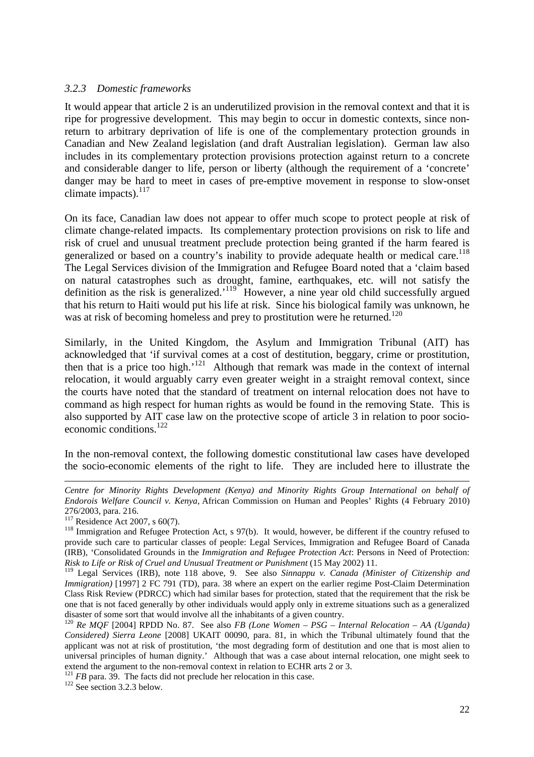### *3.2.3 Domestic frameworks*

It would appear that article 2 is an underutilized provision in the removal context and that it is ripe for progressive development. This may begin to occur in domestic contexts, since non-return to arbitrary deprivation of life is one of the complementary protection grounds in Canadian and New Zealand legislation (and draft Australian legislation). German law also includes in its complementary protection provisions protection against return to a concrete and considerable danger to life, person or liberty (although the requirement of a 'concrete' danger may be hard to meet in cases of pre-emptive movement in response to slow-onset climate impacts).[117]

On its face, Canadian law does not appear to offer much scope to protect people at risk of climate change-related impacts. Its complementary protection provisions on risk to life and risk of cruel and unusual treatment preclude protection being granted if the harm feared is generalized or based on a country's inability to provide adequate health or medical care.[118] The Legal Services division of the Immigration and Refugee Board noted that a 'claim based on natural catastrophes such as drought, famine, earthquakes, etc. will not satisfy the definition as the risk is generalized.'[119] However, a nine year old child successfully argued that his return to Haiti would put his life at risk. Since his biological family was unknown, he was at risk of becoming homeless and prey to prostitution were he returned.[120]

Similarly, in the United Kingdom, the Asylum and Immigration Tribunal (AIT) has acknowledged that 'if survival comes at a cost of destitution, beggary, crime or prostitution, then that is a price too high.'[121] Although that remark was made in the context of internal relocation, it would arguably carry even greater weight in a straight removal context, since the courts have noted that the standard of treatment on internal relocation does not have to command as high respect for human rights as would be found in the removing State. This is also supported by AIT case law on the protective scope of article 3 in relation to poor socio-economic conditions.[122]

In the non-removal context, the following domestic constitutional law cases have developed the socio-economic elements of the right to life. They are included here to illustrate the

---

*Centre for Minority Rights Development (Kenya) and Minority Rights Group International on behalf of Endorois Welfare Council v. Kenya*, African Commission on Human and Peoples' Rights (4 February 2010) 276/2003, para. 216.

[117] Residence Act 2007, s 60(7).

[118] Immigration and Refugee Protection Act, s 97(b). It would, however, be different if the country refused to provide such care to particular classes of people: Legal Services, Immigration and Refugee Board of Canada (IRB), 'Consolidated Grounds in the *Immigration and Refugee Protection Act*: Persons in Need of Protection: *Risk to Life or Risk of Cruel and Unusual Treatment or Punishment* (15 May 2002) 11.

[119] Legal Services (IRB), note 118 above, 9. See also *Sinnappu v. Canada (Minister of Citizenship and Immigration)* [1997] 2 FC 791 (TD), para. 38 where an expert on the earlier regime Post-Claim Determination Class Risk Review (PDRCC) which had similar bases for protection, stated that the requirement that the risk be one that is not faced generally by other individuals would apply only in extreme situations such as a generalized disaster of some sort that would involve all the inhabitants of a given country.

[120] *Re MQF* [2004] RPDD No. 87. See also *FB (Lone Women – PSG – Internal Relocation – AA (Uganda) Considered) Sierra Leone* [2008] UKAIT 00090, para. 81, in which the Tribunal ultimately found that the applicant was not at risk of prostitution, 'the most degrading form of destitution and one that is most alien to universal principles of human dignity.' Although that was a case about internal relocation, one might seek to extend the argument to the non-removal context in relation to ECHR arts 2 or 3.

[121] *FB* para. 39. The facts did not preclude her relocation in this case.

[122] See section 3.2.3 below.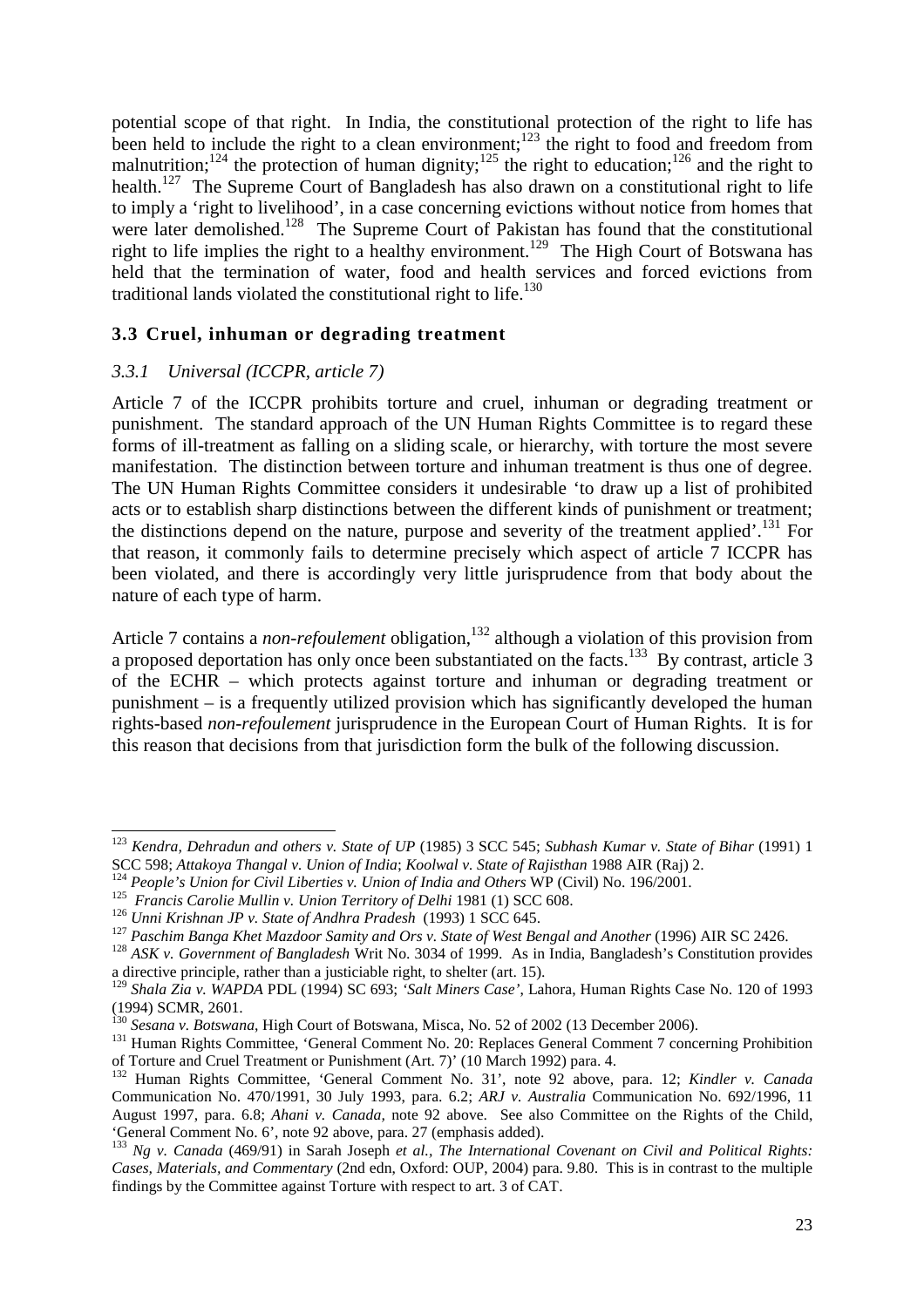potential scope of that right. In India, the constitutional protection of the right to life has been held to include the right to a clean environment;[123] the right to food and freedom from malnutrition;[124] the protection of human dignity;[125] the right to education;[126] and the right to health.[127] The Supreme Court of Bangladesh has also drawn on a constitutional right to life to imply a 'right to livelihood', in a case concerning evictions without notice from homes that were later demolished.[128] The Supreme Court of Pakistan has found that the constitutional right to life implies the right to a healthy environment.[129] The High Court of Botswana has held that the termination of water, food and health services and forced evictions from traditional lands violated the constitutional right to life.[130]

### 3.3 Cruel, inhuman or degrading treatment

#### *3.3.1 Universal (ICCPR, article 7)*

Article 7 of the ICCPR prohibits torture and cruel, inhuman or degrading treatment or punishment. The standard approach of the UN Human Rights Committee is to regard these forms of ill-treatment as falling on a sliding scale, or hierarchy, with torture the most severe manifestation. The distinction between torture and inhuman treatment is thus one of degree. The UN Human Rights Committee considers it undesirable 'to draw up a list of prohibited acts or to establish sharp distinctions between the different kinds of punishment or treatment; the distinctions depend on the nature, purpose and severity of the treatment applied'.[131] For that reason, it commonly fails to determine precisely which aspect of article 7 ICCPR has been violated, and there is accordingly very little jurisprudence from that body about the nature of each type of harm.

Article 7 contains a *non-refoulement* obligation,[132] although a violation of this provision from a proposed deportation has only once been substantiated on the facts.[133] By contrast, article 3 of the ECHR – which protects against torture and inhuman or degrading treatment or punishment – is a frequently utilized provision which has significantly developed the human rights-based *non-refoulement* jurisprudence in the European Court of Human Rights. It is for this reason that decisions from that jurisdiction form the bulk of the following discussion.

---

[123] *Kendra, Dehradun and others v. State of UP* (1985) 3 SCC 545; *Subhash Kumar v. State of Bihar* (1991) 1 SCC 598; *Attakoya Thangal v. Union of India*; *Koolwal v. State of Rajisthan* 1988 AIR (Raj) 2.

[124] *People's Union for Civil Liberties v. Union of India and Others* WP (Civil) No. 196/2001.

[125] *Francis Carolie Mullin v. Union Territory of Delhi* 1981 (1) SCC 608.

[126] *Unni Krishnan JP v. State of Andhra Pradesh* (1993) 1 SCC 645.

[127] *Paschim Banga Khet Mazdoor Samity and Ors v. State of West Bengal and Another* (1996) AIR SC 2426.

[128] *ASK v. Government of Bangladesh* Writ No. 3034 of 1999. As in India, Bangladesh's Constitution provides a directive principle, rather than a justiciable right, to shelter (art. 15).

[129] *Shala Zia v. WAPDA* PDL (1994) SC 693; *'Salt Miners Case'*, Lahora, Human Rights Case No. 120 of 1993 (1994) SCMR, 2601.

[130] *Sesana v. Botswana*, High Court of Botswana, Misca, No. 52 of 2002 (13 December 2006).

[131] Human Rights Committee, 'General Comment No. 20: Replaces General Comment 7 concerning Prohibition of Torture and Cruel Treatment or Punishment (Art. 7)' (10 March 1992) para. 4.

[132] Human Rights Committee, 'General Comment No. 31', note 92 above, para. 12; *Kindler v. Canada* Communication No. 470/1991, 30 July 1993, para. 6.2; *ARJ v. Australia* Communication No. 692/1996, 11 August 1997, para. 6.8; *Ahani v. Canada,* note 92 above. See also Committee on the Rights of the Child, 'General Comment No. 6', note 92 above, para. 27 (emphasis added).

[133] *Ng v. Canada* (469/91) in Sarah Joseph *et al.*, *The International Covenant on Civil and Political Rights: Cases, Materials, and Commentary* (2nd edn, Oxford: OUP, 2004) para. 9.80. This is in contrast to the multiple findings by the Committee against Torture with respect to art. 3 of CAT.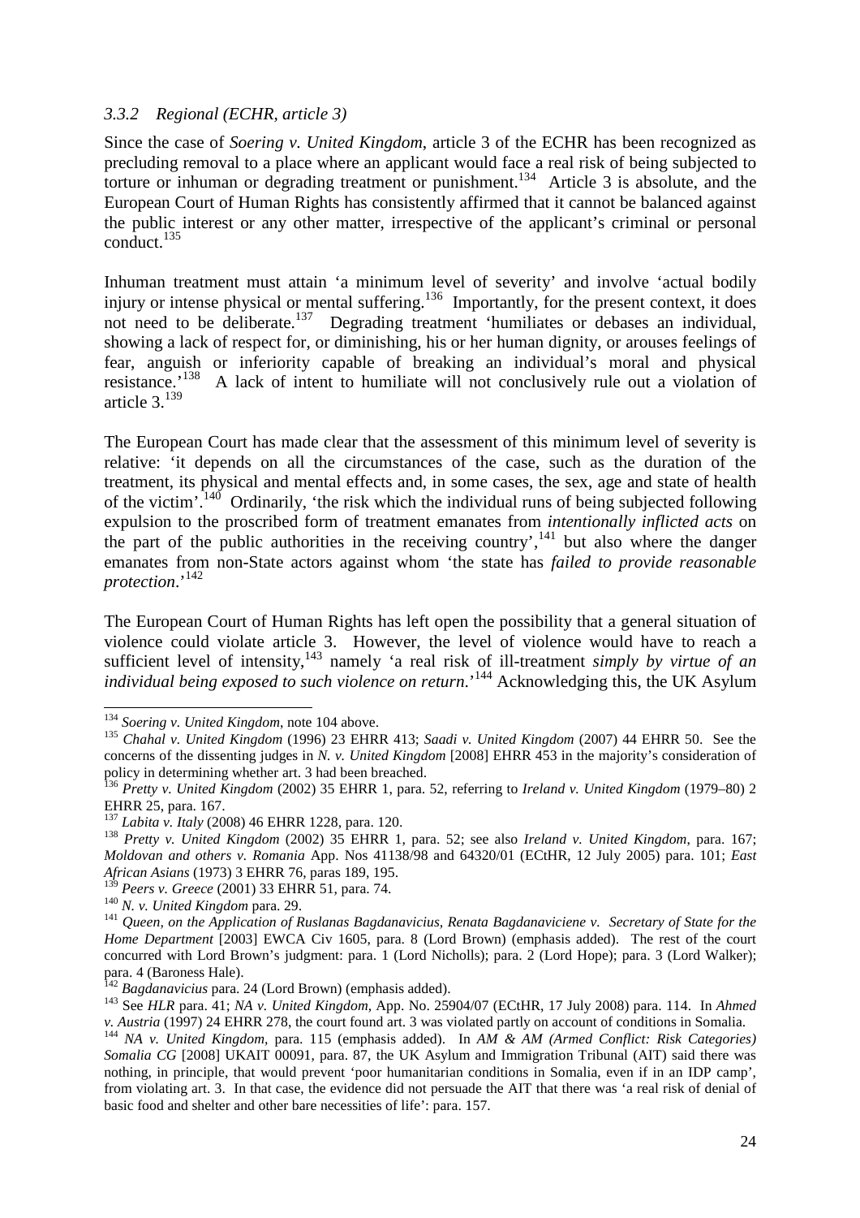### *3.3.2 Regional (ECHR, article 3)*

Since the case of *Soering v. United Kingdom*, article 3 of the ECHR has been recognized as precluding removal to a place where an applicant would face a real risk of being subjected to torture or inhuman or degrading treatment or punishment.[134] Article 3 is absolute, and the European Court of Human Rights has consistently affirmed that it cannot be balanced against the public interest or any other matter, irrespective of the applicant's criminal or personal conduct.[135]

Inhuman treatment must attain 'a minimum level of severity' and involve 'actual bodily injury or intense physical or mental suffering.[136] Importantly, for the present context, it does not need to be deliberate.[137] Degrading treatment 'humiliates or debases an individual, showing a lack of respect for, or diminishing, his or her human dignity, or arouses feelings of fear, anguish or inferiority capable of breaking an individual's moral and physical resistance.'[138] A lack of intent to humiliate will not conclusively rule out a violation of article 3.[139]

The European Court has made clear that the assessment of this minimum level of severity is relative: 'it depends on all the circumstances of the case, such as the duration of the treatment, its physical and mental effects and, in some cases, the sex, age and state of health of the victim'.[140] Ordinarily, 'the risk which the individual runs of being subjected following expulsion to the proscribed form of treatment emanates from *intentionally inflicted acts* on the part of the public authorities in the receiving country',[141] but also where the danger emanates from non-State actors against whom 'the state has *failed to provide reasonable protection*.'[142]

The European Court of Human Rights has left open the possibility that a general situation of violence could violate article 3. However, the level of violence would have to reach a sufficient level of intensity,[143] namely 'a real risk of ill-treatment *simply by virtue of an individual being exposed to such violence on return*.'[144] Acknowledging this, the UK Asylum

---

[134] *Soering v. United Kingdom*, note 104 above.

[135] *Chahal v. United Kingdom* (1996) 23 EHRR 413; *Saadi v. United Kingdom* (2007) 44 EHRR 50. See the concerns of the dissenting judges in *N. v. United Kingdom* [2008] EHRR 453 in the majority's consideration of policy in determining whether art. 3 had been breached.

[136] *Pretty v. United Kingdom* (2002) 35 EHRR 1, para. 52, referring to *Ireland v. United Kingdom* (1979–80) 2 EHRR 25, para. 167.

[137] *Labita v. Italy* (2008) 46 EHRR 1228, para. 120.

[138] *Pretty v. United Kingdom* (2002) 35 EHRR 1, para. 52; see also *Ireland v. United Kingdom*, para. 167; *Moldovan and others v. Romania* App. Nos 41138/98 and 64320/01 (ECtHR, 12 July 2005) para. 101; *East African Asians* (1973) 3 EHRR 76, paras 189, 195.

[139] *Peers v. Greece* (2001) 33 EHRR 51, para. 74.

[140] *N. v. United Kingdom* para. 29.

[141] *Queen, on the Application of Ruslanas Bagdanavicius, Renata Bagdanaviciene v. Secretary of State for the Home Department* [2003] EWCA Civ 1605, para. 8 (Lord Brown) (emphasis added). The rest of the court concurred with Lord Brown's judgment: para. 1 (Lord Nicholls); para. 2 (Lord Hope); para. 3 (Lord Walker); para. 4 (Baroness Hale).

[142] *Bagdanavicius* para. 24 (Lord Brown) (emphasis added).

[143] See *HLR* para. 41; *NA v. United Kingdom*, App. No. 25904/07 (ECtHR, 17 July 2008) para. 114. In *Ahmed v. Austria* (1997) 24 EHRR 278, the court found art. 3 was violated partly on account of conditions in Somalia.

[144] *NA v. United Kingdom*, para. 115 (emphasis added). In *AM & AM (Armed Conflict: Risk Categories) Somalia CG* [2008] UKAIT 00091, para. 87, the UK Asylum and Immigration Tribunal (AIT) said there was nothing, in principle, that would prevent 'poor humanitarian conditions in Somalia, even if in an IDP camp', from violating art. 3. In that case, the evidence did not persuade the AIT that there was 'a real risk of denial of basic food and shelter and other bare necessities of life': para. 157.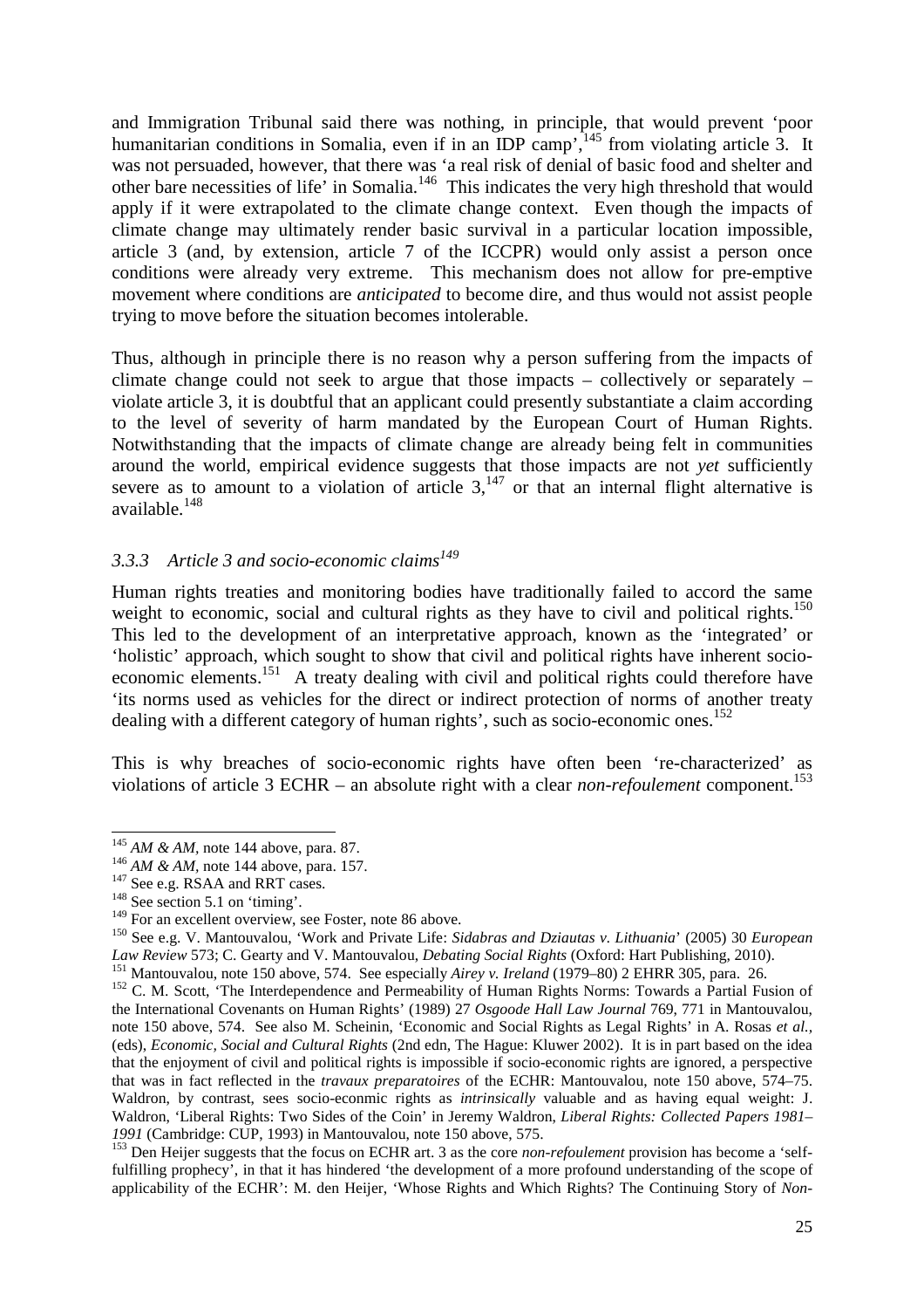and Immigration Tribunal said there was nothing, in principle, that would prevent 'poor humanitarian conditions in Somalia, even if in an IDP camp',[145] from violating article 3. It was not persuaded, however, that there was 'a real risk of denial of basic food and shelter and other bare necessities of life' in Somalia.[146] This indicates the very high threshold that would apply if it were extrapolated to the climate change context. Even though the impacts of climate change may ultimately render basic survival in a particular location impossible, article 3 (and, by extension, article 7 of the ICCPR) would only assist a person once conditions were already very extreme. This mechanism does not allow for pre-emptive movement where conditions are *anticipated* to become dire, and thus would not assist people trying to move before the situation becomes intolerable.

Thus, although in principle there is no reason why a person suffering from the impacts of climate change could not seek to argue that those impacts – collectively or separately – violate article 3, it is doubtful that an applicant could presently substantiate a claim according to the level of severity of harm mandated by the European Court of Human Rights. Notwithstanding that the impacts of climate change are already being felt in communities around the world, empirical evidence suggests that those impacts are not *yet* sufficiently severe as to amount to a violation of article 3,[147] or that an internal flight alternative is available.[148]

### *3.3.3 Article 3 and socio-economic claims*[149]

Human rights treaties and monitoring bodies have traditionally failed to accord the same weight to economic, social and cultural rights as they have to civil and political rights.[150] This led to the development of an interpretative approach, known as the 'integrated' or 'holistic' approach, which sought to show that civil and political rights have inherent socio-economic elements.[151] A treaty dealing with civil and political rights could therefore have 'its norms used as vehicles for the direct or indirect protection of norms of another treaty dealing with a different category of human rights', such as socio-economic ones.[152]

This is why breaches of socio-economic rights have often been 're-characterized' as violations of article 3 ECHR – an absolute right with a clear *non-refoulement* component.[153]

---

[145] *AM & AM*, note 144 above, para. 87.

[146] *AM & AM*, note 144 above, para. 157.

[147] See e.g. RSAA and RRT cases.

[148] See section 5.1 on 'timing'.

[149] For an excellent overview, see Foster, note 86 above.

[150] See e.g. V. Mantouvalou, 'Work and Private Life: *Sidabras and Dziautas v. Lithuania*' (2005) 30 *European Law Review* 573; C. Gearty and V. Mantouvalou, *Debating Social Rights* (Oxford: Hart Publishing, 2010).

[151] Mantouvalou, note 150 above, 574. See especially *Airey v. Ireland* (1979–80) 2 EHRR 305, para. 26.

[152] C. M. Scott, 'The Interdependence and Permeability of Human Rights Norms: Towards a Partial Fusion of the International Covenants on Human Rights' (1989) 27 *Osgoode Hall Law Journal* 769, 771 in Mantouvalou, note 150 above, 574. See also M. Scheinin, 'Economic and Social Rights as Legal Rights' in A. Rosas *et al.*, (eds), *Economic, Social and Cultural Rights* (2nd edn, The Hague: Kluwer 2002). It is in part based on the idea that the enjoyment of civil and political rights is impossible if socio-economic rights are ignored, a perspective that was in fact reflected in the *travaux preparatoires* of the ECHR: Mantouvalou, note 150 above, 574–75. Waldron, by contrast, sees socio-econmic rights as *intrinsically* valuable and as having equal weight: J. Waldron, 'Liberal Rights: Two Sides of the Coin' in Jeremy Waldron, *Liberal Rights: Collected Papers 1981–1991* (Cambridge: CUP, 1993) in Mantouvalou, note 150 above, 575.

[153] Den Heijer suggests that the focus on ECHR art. 3 as the core *non-refoulement* provision has become a 'self-fulfilling prophecy', in that it has hindered 'the development of a more profound understanding of the scope of applicability of the ECHR': M. den Heijer, 'Whose Rights and Which Rights? The Continuing Story of *Non-*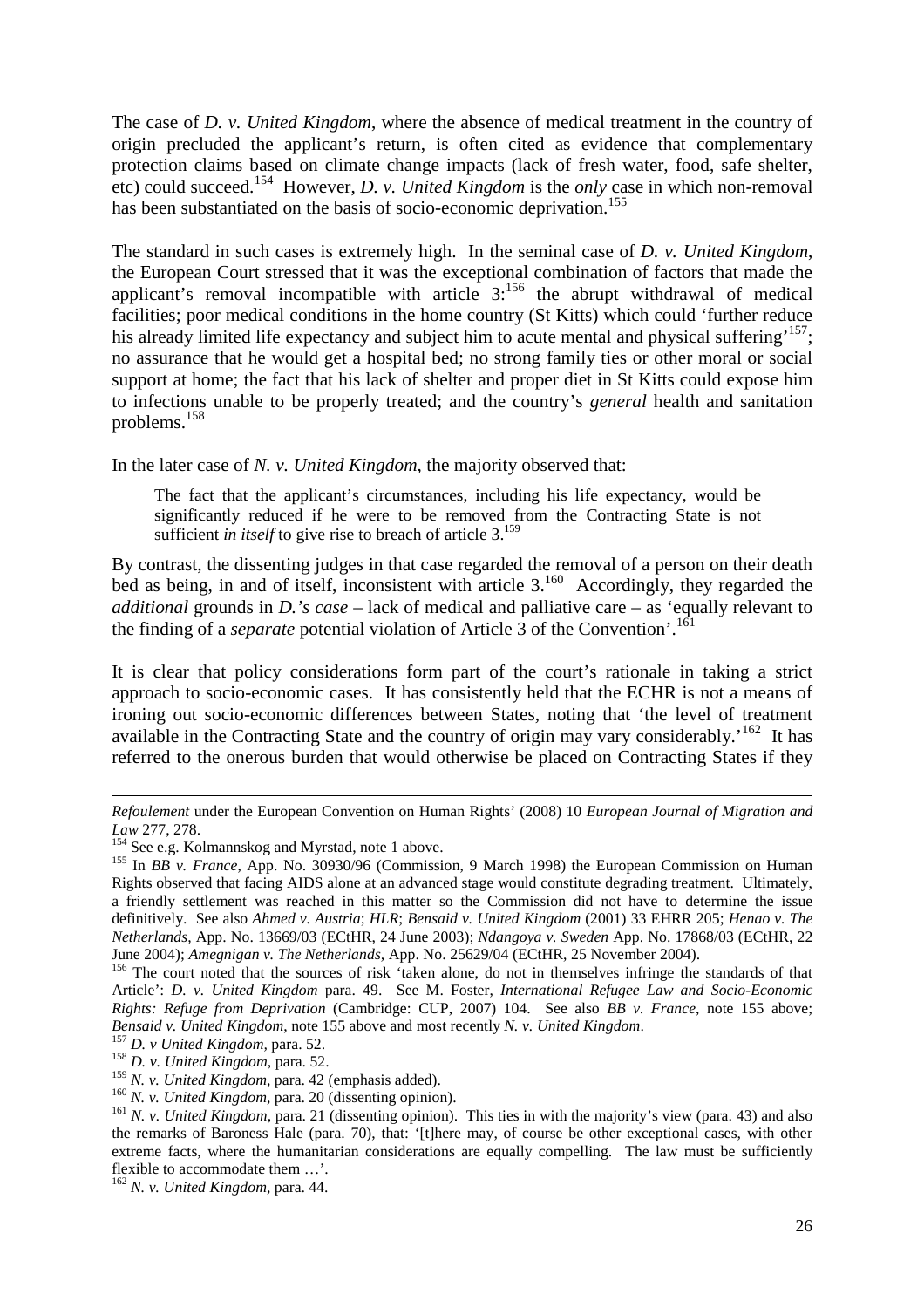The case of *D. v. United Kingdom*, where the absence of medical treatment in the country of origin precluded the applicant's return, is often cited as evidence that complementary protection claims based on climate change impacts (lack of fresh water, food, safe shelter, etc) could succeed.[154] However, *D. v. United Kingdom* is the *only* case in which non-removal has been substantiated on the basis of socio-economic deprivation.[155]

The standard in such cases is extremely high. In the seminal case of *D. v. United Kingdom*, the European Court stressed that it was the exceptional combination of factors that made the applicant's removal incompatible with article 3:[156] the abrupt withdrawal of medical facilities; poor medical conditions in the home country (St Kitts) which could 'further reduce his already limited life expectancy and subject him to acute mental and physical suffering'[157]; no assurance that he would get a hospital bed; no strong family ties or other moral or social support at home; the fact that his lack of shelter and proper diet in St Kitts could expose him to infections unable to be properly treated; and the country's *general* health and sanitation problems.[158]

In the later case of *N. v. United Kingdom*, the majority observed that:

> The fact that the applicant's circumstances, including his life expectancy, would be significantly reduced if he were to be removed from the Contracting State is not sufficient *in itself* to give rise to breach of article 3.[159]

By contrast, the dissenting judges in that case regarded the removal of a person on their death bed as being, in and of itself, inconsistent with article 3.[160] Accordingly, they regarded the *additional* grounds in *D.'s case* – lack of medical and palliative care – as 'equally relevant to the finding of a *separate* potential violation of Article 3 of the Convention'.[161]

It is clear that policy considerations form part of the court's rationale in taking a strict approach to socio-economic cases. It has consistently held that the ECHR is not a means of ironing out socio-economic differences between States, noting that 'the level of treatment available in the Contracting State and the country of origin may vary considerably.'[162] It has referred to the onerous burden that would otherwise be placed on Contracting States if they

---

*Refoulement* under the European Convention on Human Rights' (2008) 10 *European Journal of Migration and Law* 277, 278.

[154] See e.g. Kolmannskog and Myrstad, note 1 above.

[155] In *BB v. France*, App. No. 30930/96 (Commission, 9 March 1998) the European Commission on Human Rights observed that facing AIDS alone at an advanced stage would constitute degrading treatment. Ultimately, a friendly settlement was reached in this matter so the Commission did not have to determine the issue definitively. See also *Ahmed v. Austria*; *HLR*; *Bensaid v. United Kingdom* (2001) 33 EHRR 205; *Henao v. The Netherlands*, App. No. 13669/03 (ECtHR, 24 June 2003); *Ndangoya v. Sweden* App. No. 17868/03 (ECtHR, 22 June 2004); *Amegnigan v. The Netherlands*, App. No. 25629/04 (ECtHR, 25 November 2004).

[156] The court noted that the sources of risk 'taken alone, do not in themselves infringe the standards of that Article': *D. v. United Kingdom* para. 49. See M. Foster, *International Refugee Law and Socio-Economic Rights: Refuge from Deprivation* (Cambridge: CUP, 2007) 104. See also *BB v. France*, note 155 above; *Bensaid v. United Kingdom*, note 155 above and most recently *N. v. United Kingdom*.

[157] *D. v United Kingdom*, para. 52.

[158] *D. v. United Kingdom*, para. 52.

[159] *N. v. United Kingdom*, para. 42 (emphasis added).

[160] *N. v. United Kingdom*, para. 20 (dissenting opinion).

[161] *N. v. United Kingdom*, para. 21 (dissenting opinion). This ties in with the majority's view (para. 43) and also the remarks of Baroness Hale (para. 70), that: '[t]here may, of course be other exceptional cases, with other extreme facts, where the humanitarian considerations are equally compelling. The law must be sufficiently flexible to accommodate them …'.

[162] *N. v. United Kingdom*, para. 44.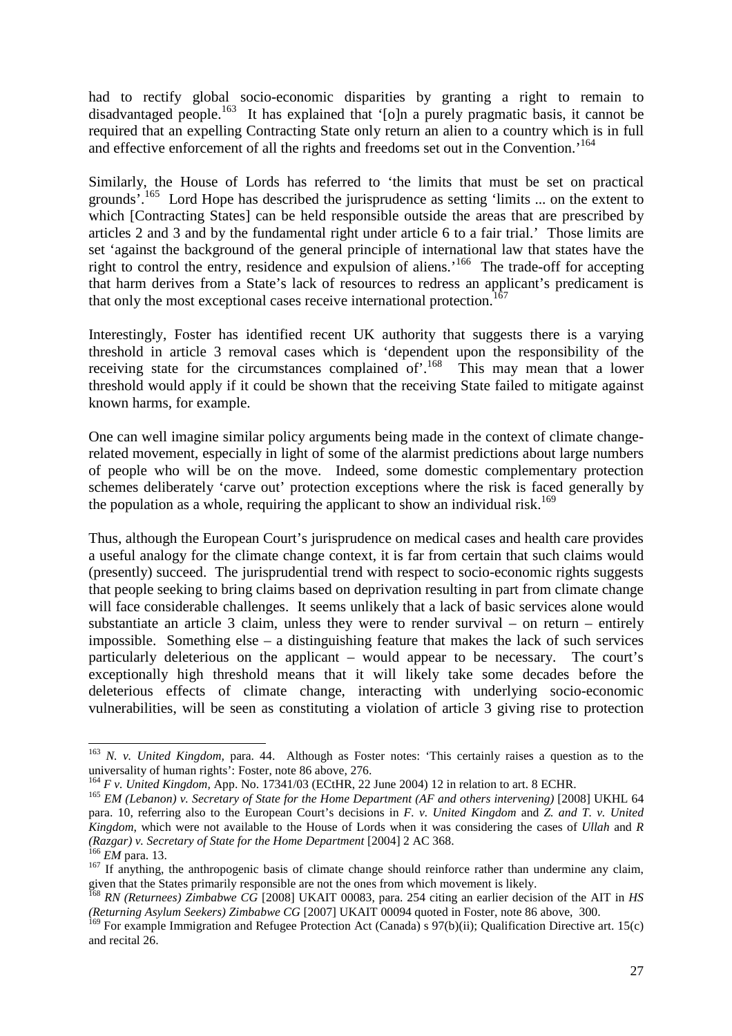had to rectify global socio-economic disparities by granting a right to remain to disadvantaged people.[163] It has explained that '[o]n a purely pragmatic basis, it cannot be required that an expelling Contracting State only return an alien to a country which is in full and effective enforcement of all the rights and freedoms set out in the Convention.'[164]

Similarly, the House of Lords has referred to 'the limits that must be set on practical grounds'.[165] Lord Hope has described the jurisprudence as setting 'limits ... on the extent to which [Contracting States] can be held responsible outside the areas that are prescribed by articles 2 and 3 and by the fundamental right under article 6 to a fair trial.' Those limits are set 'against the background of the general principle of international law that states have the right to control the entry, residence and expulsion of aliens.'[166] The trade-off for accepting that harm derives from a State's lack of resources to redress an applicant's predicament is that only the most exceptional cases receive international protection.[167]

Interestingly, Foster has identified recent UK authority that suggests there is a varying threshold in article 3 removal cases which is 'dependent upon the responsibility of the receiving state for the circumstances complained of'.[168] This may mean that a lower threshold would apply if it could be shown that the receiving State failed to mitigate against known harms, for example.

One can well imagine similar policy arguments being made in the context of climate change-related movement, especially in light of some of the alarmist predictions about large numbers of people who will be on the move. Indeed, some domestic complementary protection schemes deliberately 'carve out' protection exceptions where the risk is faced generally by the population as a whole, requiring the applicant to show an individual risk.[169]

Thus, although the European Court's jurisprudence on medical cases and health care provides a useful analogy for the climate change context, it is far from certain that such claims would (presently) succeed. The jurisprudential trend with respect to socio-economic rights suggests that people seeking to bring claims based on deprivation resulting in part from climate change will face considerable challenges. It seems unlikely that a lack of basic services alone would substantiate an article 3 claim, unless they were to render survival – on return – entirely impossible. Something else – a distinguishing feature that makes the lack of such services particularly deleterious on the applicant – would appear to be necessary. The court's exceptionally high threshold means that it will likely take some decades before the deleterious effects of climate change, interacting with underlying socio-economic vulnerabilities, will be seen as constituting a violation of article 3 giving rise to protection

---

[163] *N. v. United Kingdom*, para. 44. Although as Foster notes: 'This certainly raises a question as to the universality of human rights': Foster, note 86 above, 276.

[164] *F v. United Kingdom*, App. No. 17341/03 (ECtHR, 22 June 2004) 12 in relation to art. 8 ECHR.

[165] *EM (Lebanon) v. Secretary of State for the Home Department (AF and others intervening)* [2008] UKHL 64 para. 10, referring also to the European Court's decisions in *F. v. United Kingdom* and *Z. and T. v. United Kingdom*, which were not available to the House of Lords when it was considering the cases of *Ullah* and *R (Razgar) v. Secretary of State for the Home Department* [2004] 2 AC 368.

[166] *EM* para. 13.

[167] If anything, the anthropogenic basis of climate change should reinforce rather than undermine any claim, given that the States primarily responsible are not the ones from which movement is likely.

[168] *RN (Returnees) Zimbabwe CG* [2008] UKAIT 00083, para. 254 citing an earlier decision of the AIT in *HS (Returning Asylum Seekers) Zimbabwe CG* [2007] UKAIT 00094 quoted in Foster, note 86 above, 300.

[169] For example Immigration and Refugee Protection Act (Canada) s 97(b)(ii); Qualification Directive art. 15(c) and recital 26.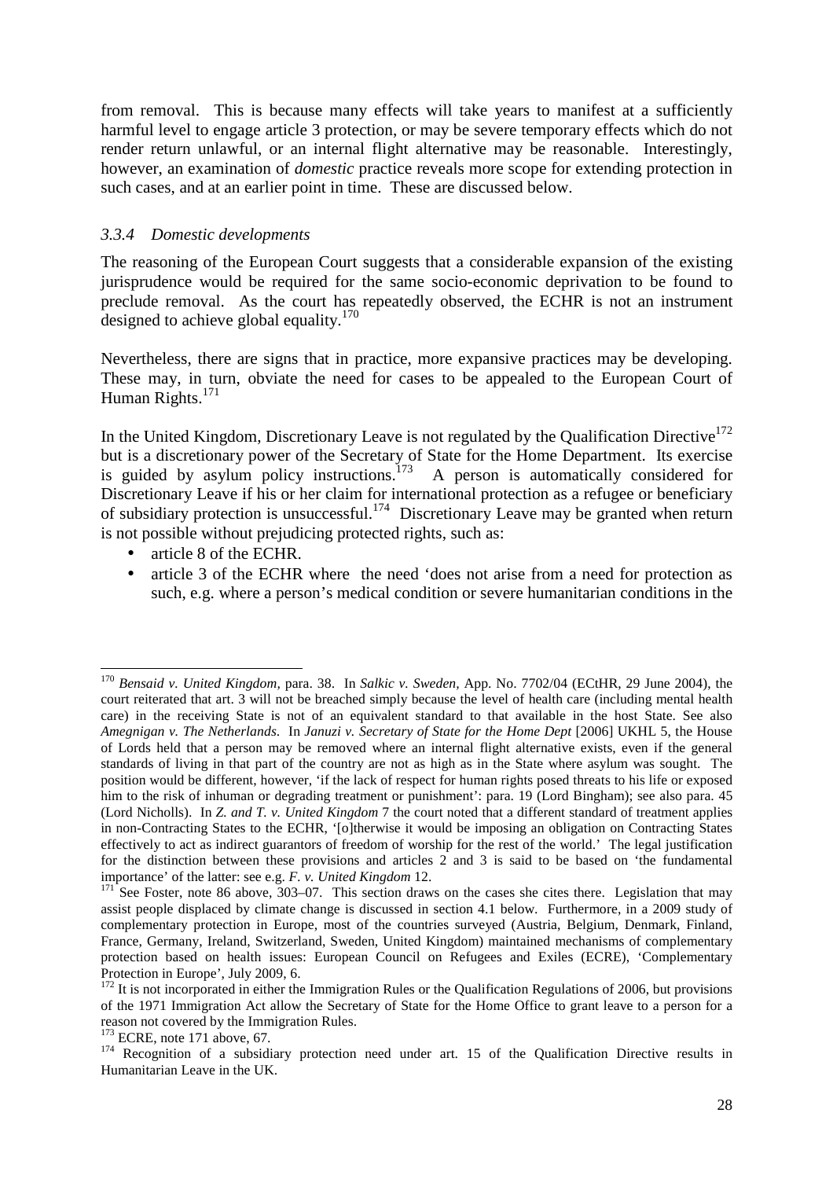from removal. This is because many effects will take years to manifest at a sufficiently harmful level to engage article 3 protection, or may be severe temporary effects which do not render return unlawful, or an internal flight alternative may be reasonable. Interestingly, however, an examination of *domestic* practice reveals more scope for extending protection in such cases, and at an earlier point in time. These are discussed below.

### *3.3.4 Domestic developments*

The reasoning of the European Court suggests that a considerable expansion of the existing jurisprudence would be required for the same socio-economic deprivation to be found to preclude removal. As the court has repeatedly observed, the ECHR is not an instrument designed to achieve global equality.[170]

Nevertheless, there are signs that in practice, more expansive practices may be developing. These may, in turn, obviate the need for cases to be appealed to the European Court of Human Rights.[171]

In the United Kingdom, Discretionary Leave is not regulated by the Qualification Directive[172] but is a discretionary power of the Secretary of State for the Home Department. Its exercise is guided by asylum policy instructions.[173] A person is automatically considered for Discretionary Leave if his or her claim for international protection as a refugee or beneficiary of subsidiary protection is unsuccessful.[174] Discretionary Leave may be granted when return is not possible without prejudicing protected rights, such as:

- article 8 of the ECHR.
- article 3 of the ECHR where the need 'does not arise from a need for protection as such, e.g. where a person's medical condition or severe humanitarian conditions in the

---

[170] *Bensaid v. United Kingdom*, para. 38. In *Salkic v. Sweden*, App. No. 7702/04 (ECtHR, 29 June 2004), the court reiterated that art. 3 will not be breached simply because the level of health care (including mental health care) in the receiving State is not of an equivalent standard to that available in the host State. See also *Amegnigan v. The Netherlands*. In *Januzi v. Secretary of State for the Home Dept* [2006] UKHL 5, the House of Lords held that a person may be removed where an internal flight alternative exists, even if the general standards of living in that part of the country are not as high as in the State where asylum was sought. The position would be different, however, 'if the lack of respect for human rights posed threats to his life or exposed him to the risk of inhuman or degrading treatment or punishment': para. 19 (Lord Bingham); see also para. 45 (Lord Nicholls). In *Z. and T. v. United Kingdom* 7 the court noted that a different standard of treatment applies in non-Contracting States to the ECHR, '[o]therwise it would be imposing an obligation on Contracting States effectively to act as indirect guarantors of freedom of worship for the rest of the world.' The legal justification for the distinction between these provisions and articles 2 and 3 is said to be based on 'the fundamental importance' of the latter: see e.g. *F. v. United Kingdom* 12.

[171] See Foster, note 86 above, 303–07. This section draws on the cases she cites there. Legislation that may assist people displaced by climate change is discussed in section 4.1 below. Furthermore, in a 2009 study of complementary protection in Europe, most of the countries surveyed (Austria, Belgium, Denmark, Finland, France, Germany, Ireland, Switzerland, Sweden, United Kingdom) maintained mechanisms of complementary protection based on health issues: European Council on Refugees and Exiles (ECRE), 'Complementary Protection in Europe', July 2009, 6.

[172] It is not incorporated in either the Immigration Rules or the Qualification Regulations of 2006, but provisions of the 1971 Immigration Act allow the Secretary of State for the Home Office to grant leave to a person for a reason not covered by the Immigration Rules.

[173] ECRE, note 171 above, 67.

[174] Recognition of a subsidiary protection need under art. 15 of the Qualification Directive results in Humanitarian Leave in the UK.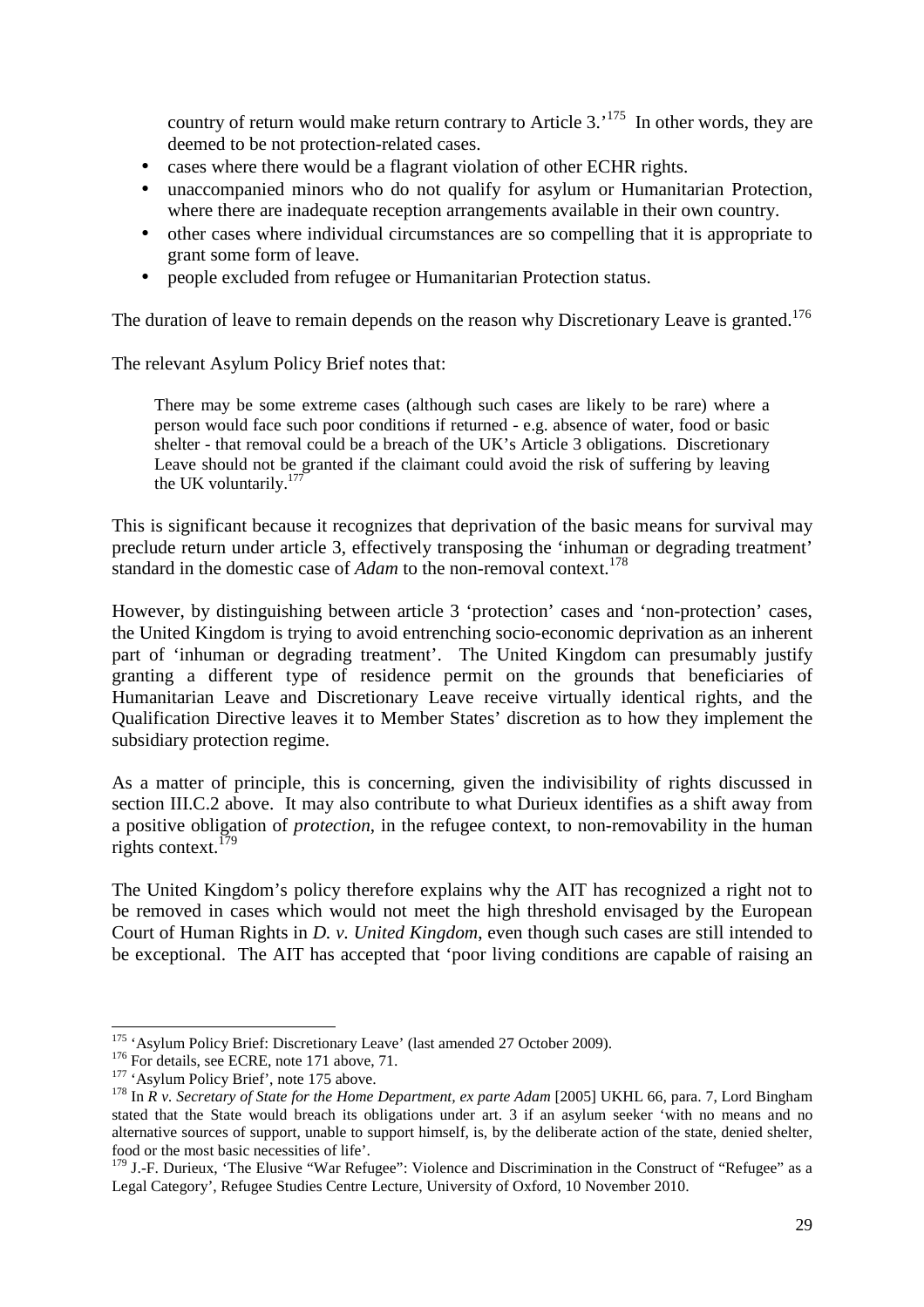country of return would make return contrary to Article 3.'[175] In other words, they are deemed to be not protection-related cases.

- cases where there would be a flagrant violation of other ECHR rights.
- unaccompanied minors who do not qualify for asylum or Humanitarian Protection, where there are inadequate reception arrangements available in their own country.
- other cases where individual circumstances are so compelling that it is appropriate to grant some form of leave.
- people excluded from refugee or Humanitarian Protection status.

The duration of leave to remain depends on the reason why Discretionary Leave is granted.[176]

The relevant Asylum Policy Brief notes that:

> There may be some extreme cases (although such cases are likely to be rare) where a person would face such poor conditions if returned - e.g. absence of water, food or basic shelter - that removal could be a breach of the UK's Article 3 obligations. Discretionary Leave should not be granted if the claimant could avoid the risk of suffering by leaving the UK voluntarily.[177]

This is significant because it recognizes that deprivation of the basic means for survival may preclude return under article 3, effectively transposing the 'inhuman or degrading treatment' standard in the domestic case of *Adam* to the non-removal context.[178]

However, by distinguishing between article 3 'protection' cases and 'non-protection' cases, the United Kingdom is trying to avoid entrenching socio-economic deprivation as an inherent part of 'inhuman or degrading treatment'. The United Kingdom can presumably justify granting a different type of residence permit on the grounds that beneficiaries of Humanitarian Leave and Discretionary Leave receive virtually identical rights, and the Qualification Directive leaves it to Member States' discretion as to how they implement the subsidiary protection regime.

As a matter of principle, this is concerning, given the indivisibility of rights discussed in section III.C.2 above. It may also contribute to what Durieux identifies as a shift away from a positive obligation of *protection*, in the refugee context, to non-removability in the human rights context.[179]

The United Kingdom's policy therefore explains why the AIT has recognized a right not to be removed in cases which would not meet the high threshold envisaged by the European Court of Human Rights in *D. v. United Kingdom*, even though such cases are still intended to be exceptional. The AIT has accepted that 'poor living conditions are capable of raising an

---

[175] 'Asylum Policy Brief: Discretionary Leave' (last amended 27 October 2009).

[176] For details, see ECRE, note 171 above, 71.

[177] 'Asylum Policy Brief', note 175 above.

[178] In *R v. Secretary of State for the Home Department, ex parte Adam* [2005] UKHL 66, para. 7, Lord Bingham stated that the State would breach its obligations under art. 3 if an asylum seeker 'with no means and no alternative sources of support, unable to support himself, is, by the deliberate action of the state, denied shelter, food or the most basic necessities of life'.

[179] J.-F. Durieux, 'The Elusive "War Refugee": Violence and Discrimination in the Construct of "Refugee" as a Legal Category', Refugee Studies Centre Lecture, University of Oxford, 10 November 2010.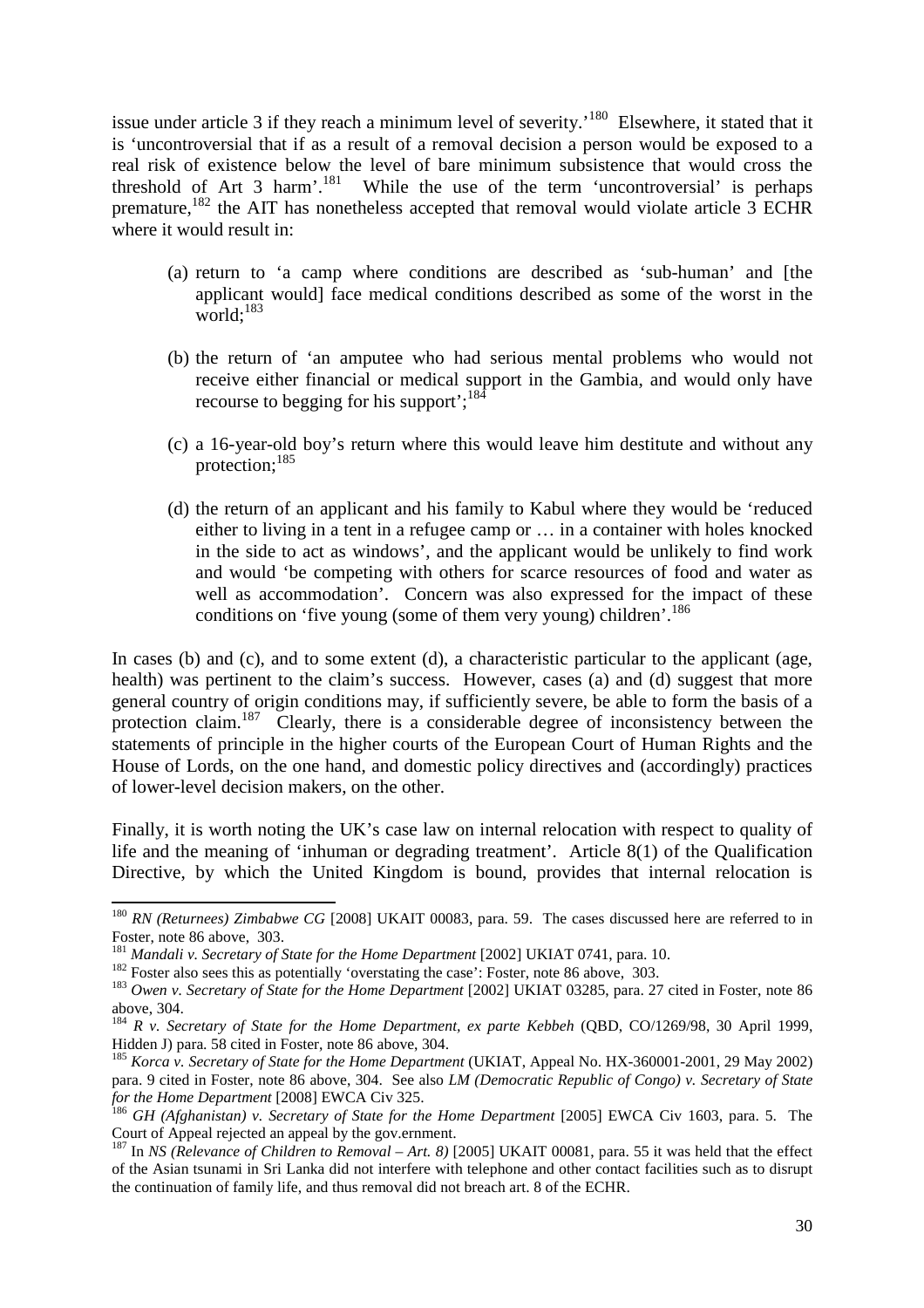issue under article 3 if they reach a minimum level of severity.'[180] Elsewhere, it stated that it is 'uncontroversial that if as a result of a removal decision a person would be exposed to a real risk of existence below the level of bare minimum subsistence that would cross the threshold of Art 3 harm'.[181] While the use of the term 'uncontroversial' is perhaps premature,[182] the AIT has nonetheless accepted that removal would violate article 3 ECHR where it would result in:

(a) return to 'a camp where conditions are described as 'sub-human' and [the applicant would] face medical conditions described as some of the worst in the world;[183]

(b) the return of 'an amputee who had serious mental problems who would not receive either financial or medical support in the Gambia, and would only have recourse to begging for his support';[184]

(c) a 16-year-old boy's return where this would leave him destitute and without any protection;[185]

(d) the return of an applicant and his family to Kabul where they would be 'reduced either to living in a tent in a refugee camp or … in a container with holes knocked in the side to act as windows', and the applicant would be unlikely to find work and would 'be competing with others for scarce resources of food and water as well as accommodation'. Concern was also expressed for the impact of these conditions on 'five young (some of them very young) children'.[186]

In cases (b) and (c), and to some extent (d), a characteristic particular to the applicant (age, health) was pertinent to the claim's success. However, cases (a) and (d) suggest that more general country of origin conditions may, if sufficiently severe, be able to form the basis of a protection claim.[187] Clearly, there is a considerable degree of inconsistency between the statements of principle in the higher courts of the European Court of Human Rights and the House of Lords, on the one hand, and domestic policy directives and (accordingly) practices of lower-level decision makers, on the other.

Finally, it is worth noting the UK's case law on internal relocation with respect to quality of life and the meaning of 'inhuman or degrading treatment'. Article 8(1) of the Qualification Directive, by which the United Kingdom is bound, provides that internal relocation is

---

[180] *RN (Returnees) Zimbabwe CG* [2008] UKAIT 00083, para. 59. The cases discussed here are referred to in Foster, note 86 above, 303.

[181] *Mandali v. Secretary of State for the Home Department* [2002] UKIAT 0741, para. 10.

[182] Foster also sees this as potentially 'overstating the case': Foster, note 86 above, 303.

[183] *Owen v. Secretary of State for the Home Department* [2002] UKIAT 03285, para. 27 cited in Foster, note 86 above, 304.

[184] *R v. Secretary of State for the Home Department, ex parte Kebbeh* (QBD, CO/1269/98, 30 April 1999, Hidden J) para. 58 cited in Foster, note 86 above, 304.

[185] *Korca v. Secretary of State for the Home Department* (UKIAT, Appeal No. HX-360001-2001, 29 May 2002) para. 9 cited in Foster, note 86 above, 304. See also *LM (Democratic Republic of Congo) v. Secretary of State for the Home Department* [2008] EWCA Civ 325.

[186] *GH (Afghanistan) v. Secretary of State for the Home Department* [2005] EWCA Civ 1603, para. 5. The Court of Appeal rejected an appeal by the gov.ernment.

[187] In *NS (Relevance of Children to Removal – Art. 8)* [2005] UKAIT 00081, para. 55 it was held that the effect of the Asian tsunami in Sri Lanka did not interfere with telephone and other contact facilities such as to disrupt the continuation of family life, and thus removal did not breach art. 8 of the ECHR.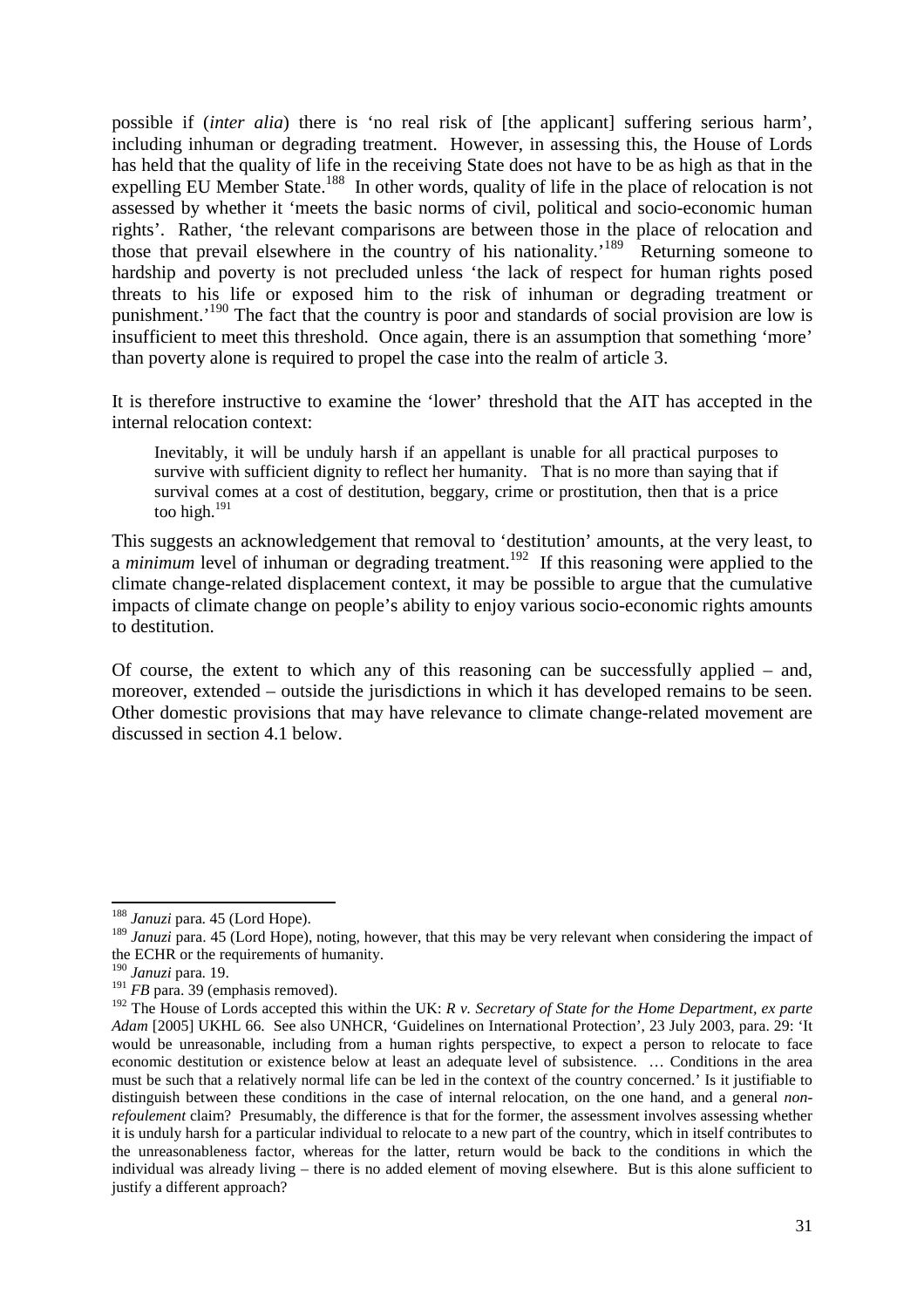possible if (*inter alia*) there is 'no real risk of [the applicant] suffering serious harm', including inhuman or degrading treatment. However, in assessing this, the House of Lords has held that the quality of life in the receiving State does not have to be as high as that in the expelling EU Member State.[188] In other words, quality of life in the place of relocation is not assessed by whether it 'meets the basic norms of civil, political and socio-economic human rights'. Rather, 'the relevant comparisons are between those in the place of relocation and those that prevail elsewhere in the country of his nationality.'[189] Returning someone to hardship and poverty is not precluded unless 'the lack of respect for human rights posed threats to his life or exposed him to the risk of inhuman or degrading treatment or punishment.'[190] The fact that the country is poor and standards of social provision are low is insufficient to meet this threshold. Once again, there is an assumption that something 'more' than poverty alone is required to propel the case into the realm of article 3.

It is therefore instructive to examine the 'lower' threshold that the AIT has accepted in the internal relocation context:

> Inevitably, it will be unduly harsh if an appellant is unable for all practical purposes to survive with sufficient dignity to reflect her humanity. That is no more than saying that if survival comes at a cost of destitution, beggary, crime or prostitution, then that is a price too high.[191]

This suggests an acknowledgement that removal to 'destitution' amounts, at the very least, to a *minimum* level of inhuman or degrading treatment.[192] If this reasoning were applied to the climate change-related displacement context, it may be possible to argue that the cumulative impacts of climate change on people's ability to enjoy various socio-economic rights amounts to destitution.

Of course, the extent to which any of this reasoning can be successfully applied – and, moreover, extended – outside the jurisdictions in which it has developed remains to be seen. Other domestic provisions that may have relevance to climate change-related movement are discussed in section 4.1 below.

---

[188] *Januzi* para. 45 (Lord Hope).

[189] *Januzi* para. 45 (Lord Hope), noting, however, that this may be very relevant when considering the impact of the ECHR or the requirements of humanity.

[190] *Januzi* para. 19.

[191] *FB* para. 39 (emphasis removed).

[192] The House of Lords accepted this within the UK: *R v. Secretary of State for the Home Department, ex parte Adam* [2005] UKHL 66. See also UNHCR, 'Guidelines on International Protection', 23 July 2003, para. 29: 'It would be unreasonable, including from a human rights perspective, to expect a person to relocate to face economic destitution or existence below at least an adequate level of subsistence. … Conditions in the area must be such that a relatively normal life can be led in the context of the country concerned.' Is it justifiable to distinguish between these conditions in the case of internal relocation, on the one hand, and a general *non-refoulement* claim? Presumably, the difference is that for the former, the assessment involves assessing whether it is unduly harsh for a particular individual to relocate to a new part of the country, which in itself contributes to the unreasonableness factor, whereas for the latter, return would be back to the conditions in which the individual was already living – there is no added element of moving elsewhere. But is this alone sufficient to justify a different approach?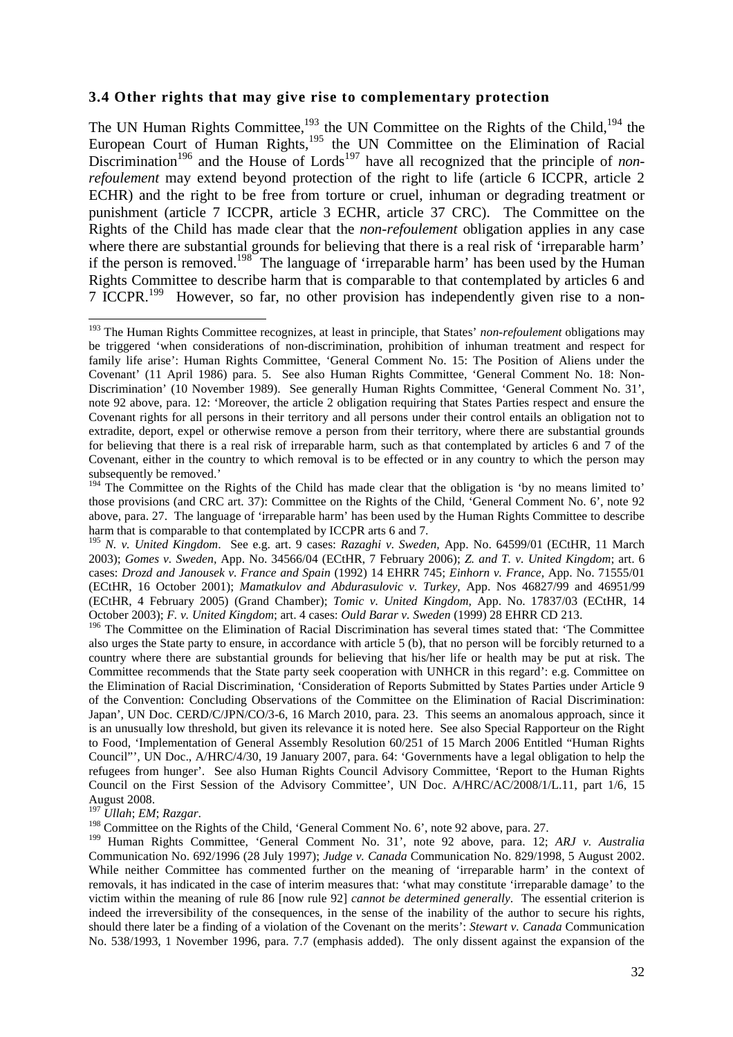### 3.4 Other rights that may give rise to complementary protection

The UN Human Rights Committee,[193] the UN Committee on the Rights of the Child,[194] the European Court of Human Rights,[195] the UN Committee on the Elimination of Racial Discrimination[196] and the House of Lords[197] have all recognized that the principle of *non-refoulement* may extend beyond protection of the right to life (article 6 ICCPR, article 2 ECHR) and the right to be free from torture or cruel, inhuman or degrading treatment or punishment (article 7 ICCPR, article 3 ECHR, article 37 CRC). The Committee on the Rights of the Child has made clear that the *non-refoulement* obligation applies in any case where there are substantial grounds for believing that there is a real risk of 'irreparable harm' if the person is removed.[198] The language of 'irreparable harm' has been used by the Human Rights Committee to describe harm that is comparable to that contemplated by articles 6 and 7 ICCPR.[199] However, so far, no other provision has independently given rise to a non-

---

[193] The Human Rights Committee recognizes, at least in principle, that States' *non-refoulement* obligations may be triggered 'when considerations of non-discrimination, prohibition of inhuman treatment and respect for family life arise': Human Rights Committee, 'General Comment No. 15: The Position of Aliens under the Covenant' (11 April 1986) para. 5. See also Human Rights Committee, 'General Comment No. 18: Non-Discrimination' (10 November 1989). See generally Human Rights Committee, 'General Comment No. 31', note 92 above, para. 12: 'Moreover, the article 2 obligation requiring that States Parties respect and ensure the Covenant rights for all persons in their territory and all persons under their control entails an obligation not to extradite, deport, expel or otherwise remove a person from their territory, where there are substantial grounds for believing that there is a real risk of irreparable harm, such as that contemplated by articles 6 and 7 of the Covenant, either in the country to which removal is to be effected or in any country to which the person may subsequently be removed.'

[194] The Committee on the Rights of the Child has made clear that the obligation is 'by no means limited to' those provisions (and CRC art. 37): Committee on the Rights of the Child, 'General Comment No. 6', note 92 above, para. 27. The language of 'irreparable harm' has been used by the Human Rights Committee to describe harm that is comparable to that contemplated by ICCPR arts 6 and 7.

[195] *N. v. United Kingdom*. See e.g. art. 9 cases: *Razaghi v. Sweden*, App. No. 64599/01 (ECtHR, 11 March 2003); *Gomes v. Sweden*, App. No. 34566/04 (ECtHR, 7 February 2006); *Z. and T. v. United Kingdom*; art. 6 cases: *Drozd and Janousek v. France and Spain* (1992) 14 EHRR 745; *Einhorn v. France*, App. No. 71555/01 (ECtHR, 16 October 2001); *Mamatkulov and Abdurasulovic v. Turkey*, App. Nos 46827/99 and 46951/99 (ECtHR, 4 February 2005) (Grand Chamber); *Tomic v. United Kingdom*, App. No. 17837/03 (ECtHR, 14 October 2003); *F. v. United Kingdom*; art. 4 cases: *Ould Barar v. Sweden* (1999) 28 EHRR CD 213.

[196] The Committee on the Elimination of Racial Discrimination has several times stated that: 'The Committee also urges the State party to ensure, in accordance with article 5 (b), that no person will be forcibly returned to a country where there are substantial grounds for believing that his/her life or health may be put at risk. The Committee recommends that the State party seek cooperation with UNHCR in this regard': e.g. Committee on the Elimination of Racial Discrimination, 'Consideration of Reports Submitted by States Parties under Article 9 of the Convention: Concluding Observations of the Committee on the Elimination of Racial Discrimination: Japan', UN Doc. CERD/C/JPN/CO/3-6, 16 March 2010, para. 23. This seems an anomalous approach, since it is an unusually low threshold, but given its relevance it is noted here. See also Special Rapporteur on the Right to Food, 'Implementation of General Assembly Resolution 60/251 of 15 March 2006 Entitled "Human Rights Council"', UN Doc., A/HRC/4/30, 19 January 2007, para. 64: 'Governments have a legal obligation to help the refugees from hunger'. See also Human Rights Council Advisory Committee, 'Report to the Human Rights Council on the First Session of the Advisory Committee', UN Doc. A/HRC/AC/2008/1/L.11, part 1/6, 15 August 2008.

[197] *Ullah*; *EM*; *Razgar*.

[198] Committee on the Rights of the Child, 'General Comment No. 6', note 92 above, para. 27.

[199] Human Rights Committee, 'General Comment No. 31', note 92 above, para. 12; *ARJ v. Australia* Communication No. 692/1996 (28 July 1997); *Judge v. Canada* Communication No. 829/1998, 5 August 2002. While neither Committee has commented further on the meaning of 'irreparable harm' in the context of removals, it has indicated in the case of interim measures that: 'what may constitute 'irreparable damage' to the victim within the meaning of rule 86 [now rule 92] *cannot be determined generally*. The essential criterion is indeed the irreversibility of the consequences, in the sense of the inability of the author to secure his rights, should there later be a finding of a violation of the Covenant on the merits': *Stewart v. Canada* Communication No. 538/1993, 1 November 1996, para. 7.7 (emphasis added). The only dissent against the expansion of the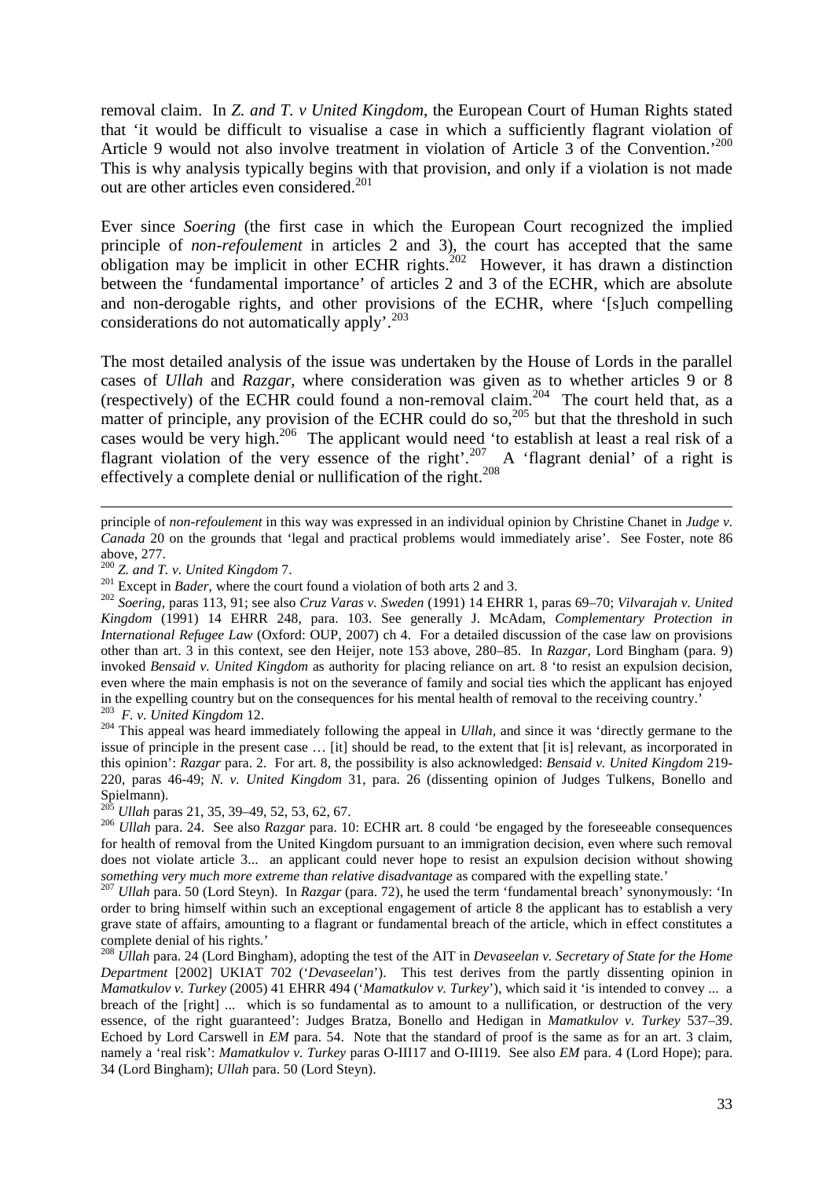removal claim. In *Z. and T. v United Kingdom*, the European Court of Human Rights stated that 'it would be difficult to visualise a case in which a sufficiently flagrant violation of Article 9 would not also involve treatment in violation of Article 3 of the Convention.'[200] This is why analysis typically begins with that provision, and only if a violation is not made out are other articles even considered.[201]

Ever since *Soering* (the first case in which the European Court recognized the implied principle of *non-refoulement* in articles 2 and 3), the court has accepted that the same obligation may be implicit in other ECHR rights.[202] However, it has drawn a distinction between the 'fundamental importance' of articles 2 and 3 of the ECHR, which are absolute and non-derogable rights, and other provisions of the ECHR, where '[s]uch compelling considerations do not automatically apply'.[203]

The most detailed analysis of the issue was undertaken by the House of Lords in the parallel cases of *Ullah* and *Razgar*, where consideration was given as to whether articles 9 or 8 (respectively) of the ECHR could found a non-removal claim.[204] The court held that, as a matter of principle, any provision of the ECHR could do so,[205] but that the threshold in such cases would be very high.[206] The applicant would need 'to establish at least a real risk of a flagrant violation of the very essence of the right'.[207] A 'flagrant denial' of a right is effectively a complete denial or nullification of the right.[208]

---

principle of *non-refoulement* in this way was expressed in an individual opinion by Christine Chanet in *Judge v. Canada* 20 on the grounds that 'legal and practical problems would immediately arise'. See Foster, note 86 above, 277.

[200] *Z. and T. v. United Kingdom* 7.

[201] Except in *Bader*, where the court found a violation of both arts 2 and 3.

[202] *Soering*, paras 113, 91; see also *Cruz Varas v. Sweden* (1991) 14 EHRR 1, paras 69–70; *Vilvarajah v. United Kingdom* (1991) 14 EHRR 248, para. 103. See generally J. McAdam, *Complementary Protection in International Refugee Law* (Oxford: OUP, 2007) ch 4. For a detailed discussion of the case law on provisions other than art. 3 in this context, see den Heijer, note 153 above, 280–85. In *Razgar*, Lord Bingham (para. 9) invoked *Bensaid v. United Kingdom* as authority for placing reliance on art. 8 'to resist an expulsion decision, even where the main emphasis is not on the severance of family and social ties which the applicant has enjoyed in the expelling country but on the consequences for his mental health of removal to the receiving country.'

[203] *F. v. United Kingdom* 12.

[204] This appeal was heard immediately following the appeal in *Ullah*, and since it was 'directly germane to the issue of principle in the present case … [it] should be read, to the extent that [it is] relevant, as incorporated in this opinion': *Razgar* para. 2. For art. 8, the possibility is also acknowledged: *Bensaid v. United Kingdom* 219-220, paras 46-49; *N. v. United Kingdom* 31, para. 26 (dissenting opinion of Judges Tulkens, Bonello and Spielmann).

[205] *Ullah* paras 21, 35, 39–49, 52, 53, 62, 67.

[206] *Ullah* para. 24. See also *Razgar* para. 10: ECHR art. 8 could 'be engaged by the foreseeable consequences for health of removal from the United Kingdom pursuant to an immigration decision, even where such removal does not violate article 3... an applicant could never hope to resist an expulsion decision without showing *something very much more extreme than relative disadvantage* as compared with the expelling state.'

[207] *Ullah* para. 50 (Lord Steyn). In *Razgar* (para. 72), he used the term 'fundamental breach' synonymously: 'In order to bring himself within such an exceptional engagement of article 8 the applicant has to establish a very grave state of affairs, amounting to a flagrant or fundamental breach of the article, which in effect constitutes a complete denial of his rights.'

[208] *Ullah* para. 24 (Lord Bingham), adopting the test of the AIT in *Devaseelan v. Secretary of State for the Home Department* [2002] UKIAT 702 ('*Devaseelan*'). This test derives from the partly dissenting opinion in *Mamatkulov v. Turkey* (2005) 41 EHRR 494 ('*Mamatkulov v. Turkey*'), which said it 'is intended to convey ... a breach of the [right] ... which is so fundamental as to amount to a nullification, or destruction of the very essence, of the right guaranteed': Judges Bratza, Bonello and Hedigan in *Mamatkulov v. Turkey* 537–39. Echoed by Lord Carswell in *EM* para. 54. Note that the standard of proof is the same as for an art. 3 claim, namely a 'real risk': *Mamatkulov v. Turkey* paras O-III17 and O-III19. See also *EM* para. 4 (Lord Hope); para. 34 (Lord Bingham); *Ullah* para. 50 (Lord Steyn).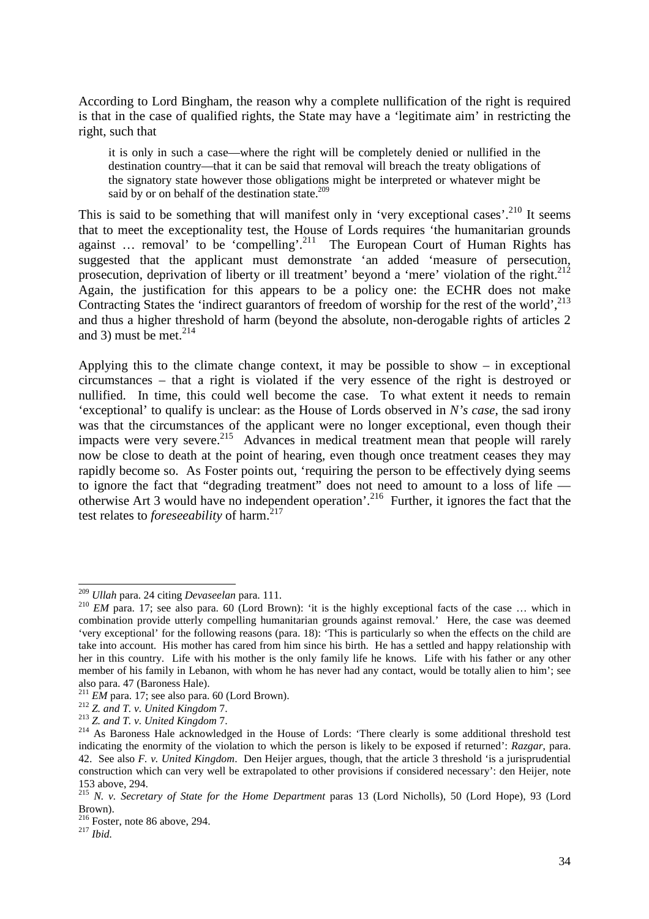According to Lord Bingham, the reason why a complete nullification of the right is required is that in the case of qualified rights, the State may have a 'legitimate aim' in restricting the right, such that

> it is only in such a case—where the right will be completely denied or nullified in the destination country—that it can be said that removal will breach the treaty obligations of the signatory state however those obligations might be interpreted or whatever might be said by or on behalf of the destination state.[209]

This is said to be something that will manifest only in 'very exceptional cases'.[210] It seems that to meet the exceptionality test, the House of Lords requires 'the humanitarian grounds against … removal' to be 'compelling'.[211] The European Court of Human Rights has suggested that the applicant must demonstrate 'an added 'measure of persecution, prosecution, deprivation of liberty or ill treatment' beyond a 'mere' violation of the right.[212] Again, the justification for this appears to be a policy one: the ECHR does not make Contracting States the 'indirect guarantors of freedom of worship for the rest of the world',[213] and thus a higher threshold of harm (beyond the absolute, non-derogable rights of articles 2 and 3) must be met.[214]

Applying this to the climate change context, it may be possible to show – in exceptional circumstances – that a right is violated if the very essence of the right is destroyed or nullified. In time, this could well become the case. To what extent it needs to remain 'exceptional' to qualify is unclear: as the House of Lords observed in *N's case*, the sad irony was that the circumstances of the applicant were no longer exceptional, even though their impacts were very severe.[215] Advances in medical treatment mean that people will rarely now be close to death at the point of hearing, even though once treatment ceases they may rapidly become so. As Foster points out, 'requiring the person to be effectively dying seems to ignore the fact that "degrading treatment" does not need to amount to a loss of life — otherwise Art 3 would have no independent operation'.[216] Further, it ignores the fact that the test relates to *foreseeability* of harm.[217]

---

[209] *Ullah* para. 24 citing *Devaseelan* para. 111.

[210] *EM* para. 17; see also para. 60 (Lord Brown): 'it is the highly exceptional facts of the case … which in combination provide utterly compelling humanitarian grounds against removal.' Here, the case was deemed 'very exceptional' for the following reasons (para. 18): 'This is particularly so when the effects on the child are take into account. His mother has cared from him since his birth. He has a settled and happy relationship with her in this country. Life with his mother is the only family life he knows. Life with his father or any other member of his family in Lebanon, with whom he has never had any contact, would be totally alien to him'; see also para. 47 (Baroness Hale).

[211] *EM* para. 17; see also para. 60 (Lord Brown).

[212] *Z. and T. v. United Kingdom* 7.

[213] *Z. and T. v. United Kingdom* 7.

[214] As Baroness Hale acknowledged in the House of Lords: 'There clearly is some additional threshold test indicating the enormity of the violation to which the person is likely to be exposed if returned': *Razgar*, para. 42. See also *F. v. United Kingdom*. Den Heijer argues, though, that the article 3 threshold 'is a jurisprudential construction which can very well be extrapolated to other provisions if considered necessary': den Heijer, note 153 above, 294.

[215] *N. v. Secretary of State for the Home Department* paras 13 (Lord Nicholls), 50 (Lord Hope), 93 (Lord Brown).

[216] Foster, note 86 above, 294.

[217] *Ibid.*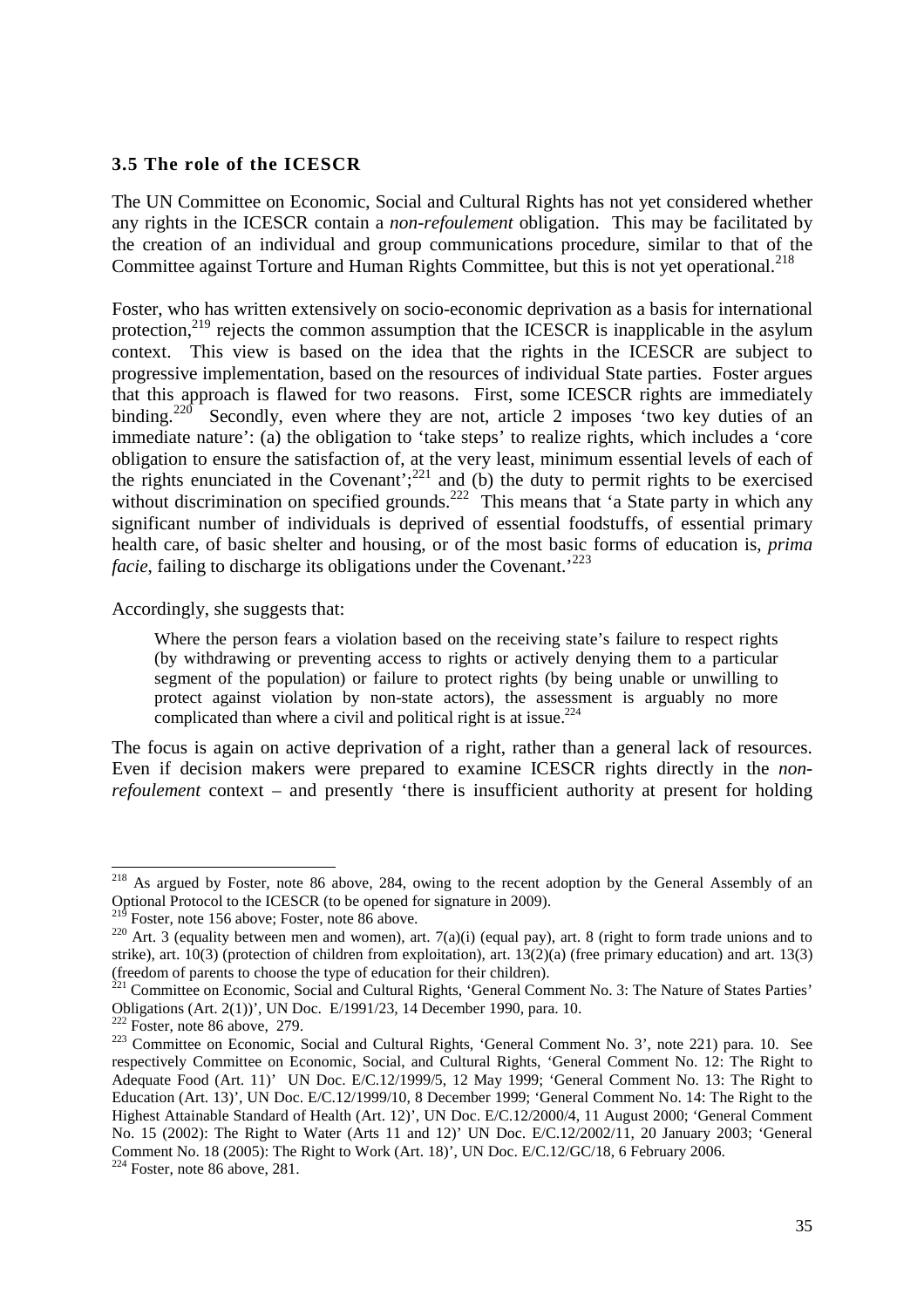### 3.5 The role of the ICESCR

The UN Committee on Economic, Social and Cultural Rights has not yet considered whether any rights in the ICESCR contain a *non-refoulement* obligation. This may be facilitated by the creation of an individual and group communications procedure, similar to that of the Committee against Torture and Human Rights Committee, but this is not yet operational.[218]

Foster, who has written extensively on socio-economic deprivation as a basis for international protection,[219] rejects the common assumption that the ICESCR is inapplicable in the asylum context. This view is based on the idea that the rights in the ICESCR are subject to progressive implementation, based on the resources of individual State parties. Foster argues that this approach is flawed for two reasons. First, some ICESCR rights are immediately binding.[220] Secondly, even where they are not, article 2 imposes 'two key duties of an immediate nature': (a) the obligation to 'take steps' to realize rights, which includes a 'core obligation to ensure the satisfaction of, at the very least, minimum essential levels of each of the rights enunciated in the Covenant';[221] and (b) the duty to permit rights to be exercised without discrimination on specified grounds.[222] This means that 'a State party in which any significant number of individuals is deprived of essential foodstuffs, of essential primary health care, of basic shelter and housing, or of the most basic forms of education is, *prima facie*, failing to discharge its obligations under the Covenant.'[223]

Accordingly, she suggests that:

> Where the person fears a violation based on the receiving state's failure to respect rights (by withdrawing or preventing access to rights or actively denying them to a particular segment of the population) or failure to protect rights (by being unable or unwilling to protect against violation by non-state actors), the assessment is arguably no more complicated than where a civil and political right is at issue.[224]

The focus is again on active deprivation of a right, rather than a general lack of resources. Even if decision makers were prepared to examine ICESCR rights directly in the *non-refoulement* context – and presently 'there is insufficient authority at present for holding

---

[218] As argued by Foster, note 86 above, 284, owing to the recent adoption by the General Assembly of an Optional Protocol to the ICESCR (to be opened for signature in 2009).

[219] Foster, note 156 above; Foster, note 86 above.

[220] Art. 3 (equality between men and women), art. 7(a)(i) (equal pay), art. 8 (right to form trade unions and to strike), art. 10(3) (protection of children from exploitation), art. 13(2)(a) (free primary education) and art. 13(3) (freedom of parents to choose the type of education for their children).

[221] Committee on Economic, Social and Cultural Rights, 'General Comment No. 3: The Nature of States Parties' Obligations (Art. 2(1))', UN Doc. E/1991/23, 14 December 1990, para. 10.

[222] Foster, note 86 above, 279.

[223] Committee on Economic, Social and Cultural Rights, 'General Comment No. 3', note 221) para. 10. See respectively Committee on Economic, Social, and Cultural Rights, 'General Comment No. 12: The Right to Adequate Food (Art. 11)' UN Doc. E/C.12/1999/5, 12 May 1999; 'General Comment No. 13: The Right to Education (Art. 13)', UN Doc. E/C.12/1999/10, 8 December 1999; 'General Comment No. 14: The Right to the Highest Attainable Standard of Health (Art. 12)', UN Doc. E/C.12/2000/4, 11 August 2000; 'General Comment No. 15 (2002): The Right to Water (Arts 11 and 12)' UN Doc. E/C.12/2002/11, 20 January 2003; 'General Comment No. 18 (2005): The Right to Work (Art. 18)', UN Doc. E/C.12/GC/18, 6 February 2006.

[224] Foster, note 86 above, 281.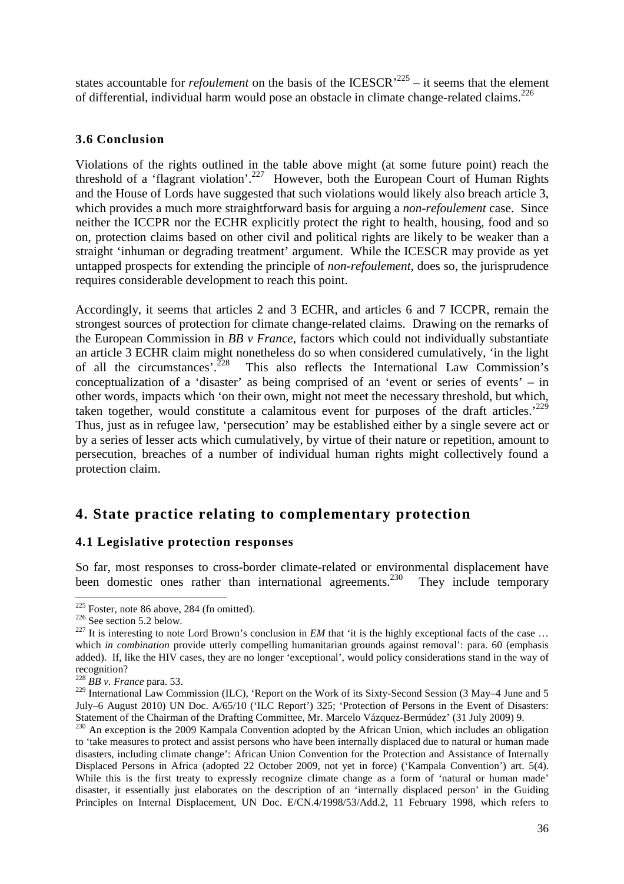states accountable for *refoulement* on the basis of the ICESCR'[225] – it seems that the element of differential, individual harm would pose an obstacle in climate change-related claims.[226]

### 3.6 Conclusion

Violations of the rights outlined in the table above might (at some future point) reach the threshold of a 'flagrant violation'.[227] However, both the European Court of Human Rights and the House of Lords have suggested that such violations would likely also breach article 3, which provides a much more straightforward basis for arguing a *non-refoulement* case. Since neither the ICCPR nor the ECHR explicitly protect the right to health, housing, food and so on, protection claims based on other civil and political rights are likely to be weaker than a straight 'inhuman or degrading treatment' argument. While the ICESCR may provide as yet untapped prospects for extending the principle of *non-refoulement*, does so, the jurisprudence requires considerable development to reach this point.

Accordingly, it seems that articles 2 and 3 ECHR, and articles 6 and 7 ICCPR, remain the strongest sources of protection for climate change-related claims. Drawing on the remarks of the European Commission in *BB v France*, factors which could not individually substantiate an article 3 ECHR claim might nonetheless do so when considered cumulatively, 'in the light of all the circumstances'.[228] This also reflects the International Law Commission's conceptualization of a 'disaster' as being comprised of an 'event or series of events' – in other words, impacts which 'on their own, might not meet the necessary threshold, but which, taken together, would constitute a calamitous event for purposes of the draft articles.'[229] Thus, just as in refugee law, 'persecution' may be established either by a single severe act or by a series of lesser acts which cumulatively, by virtue of their nature or repetition, amount to persecution, breaches of a number of individual human rights might collectively found a protection claim.

## 4. State practice relating to complementary protection

### 4.1 Legislative protection responses

So far, most responses to cross-border climate-related or environmental displacement have been domestic ones rather than international agreements.[230] They include temporary

---

[225] Foster, note 86 above, 284 (fn omitted).

[226] See section 5.2 below.

[227] It is interesting to note Lord Brown's conclusion in *EM* that 'it is the highly exceptional facts of the case … which *in combination* provide utterly compelling humanitarian grounds against removal': para. 60 (emphasis added). If, like the HIV cases, they are no longer 'exceptional', would policy considerations stand in the way of recognition?

[228] *BB v. France* para. 53.

[229] International Law Commission (ILC), 'Report on the Work of its Sixty-Second Session (3 May–4 June and 5 July–6 August 2010) UN Doc. A/65/10 ('ILC Report') 325; 'Protection of Persons in the Event of Disasters: Statement of the Chairman of the Drafting Committee, Mr. Marcelo Vázquez-Bermúdez' (31 July 2009) 9.

[230] An exception is the 2009 Kampala Convention adopted by the African Union, which includes an obligation to 'take measures to protect and assist persons who have been internally displaced due to natural or human made disasters, including climate change': African Union Convention for the Protection and Assistance of Internally Displaced Persons in Africa (adopted 22 October 2009, not yet in force) ('Kampala Convention') art. 5(4). While this is the first treaty to expressly recognize climate change as a form of 'natural or human made' disaster, it essentially just elaborates on the description of an 'internally displaced person' in the Guiding Principles on Internal Displacement, UN Doc. E/CN.4/1998/53/Add.2, 11 February 1998, which refers to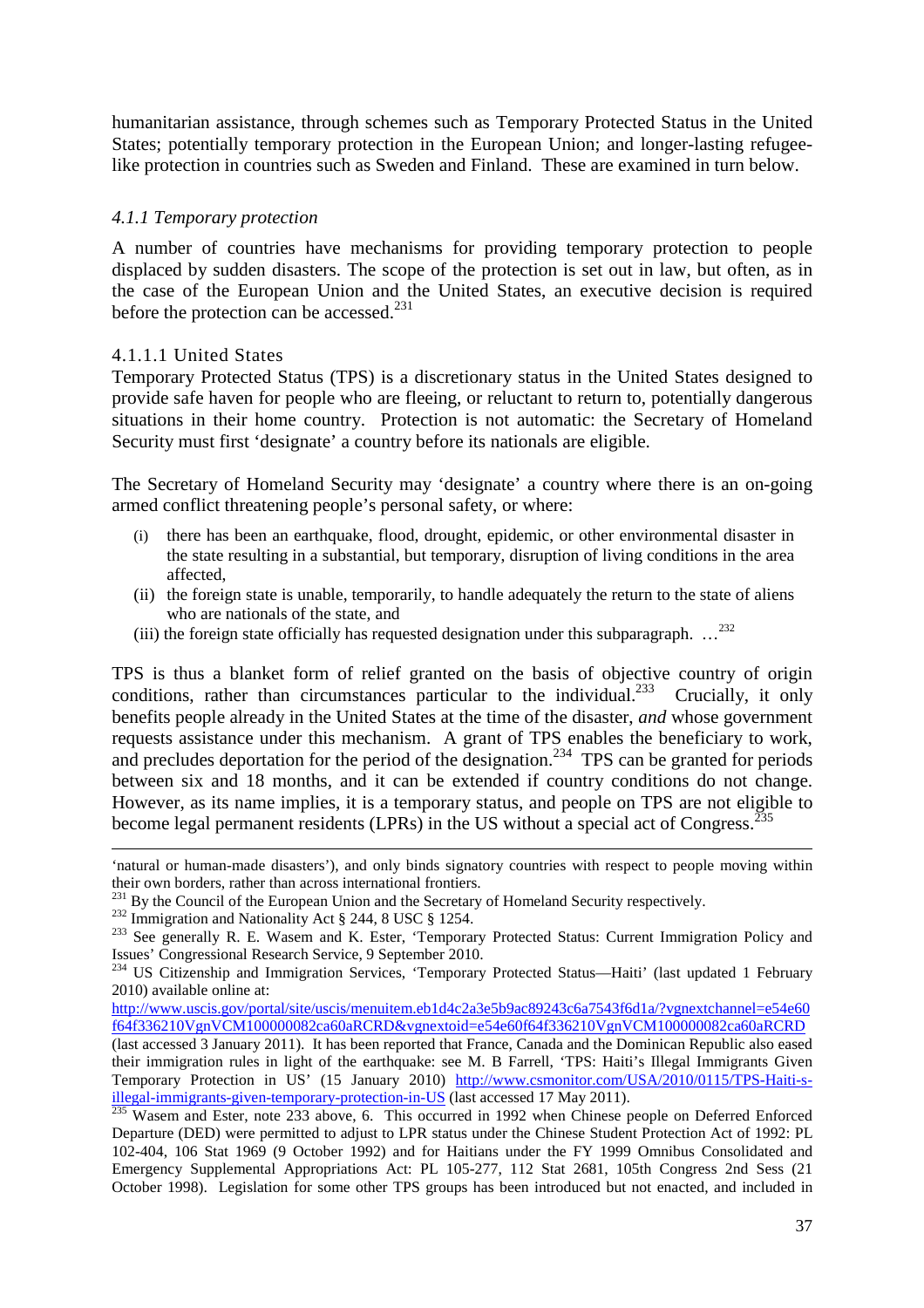humanitarian assistance, through schemes such as Temporary Protected Status in the United States; potentially temporary protection in the European Union; and longer-lasting refugee-like protection in countries such as Sweden and Finland. These are examined in turn below.

### *4.1.1 Temporary protection*

A number of countries have mechanisms for providing temporary protection to people displaced by sudden disasters. The scope of the protection is set out in law, but often, as in the case of the European Union and the United States, an executive decision is required before the protection can be accessed.[231]

#### 4.1.1.1 United States

Temporary Protected Status (TPS) is a discretionary status in the United States designed to provide safe haven for people who are fleeing, or reluctant to return to, potentially dangerous situations in their home country. Protection is not automatic: the Secretary of Homeland Security must first 'designate' a country before its nationals are eligible.

The Secretary of Homeland Security may 'designate' a country where there is an on-going armed conflict threatening people's personal safety, or where:

> (i) there has been an earthquake, flood, drought, epidemic, or other environmental disaster in the state resulting in a substantial, but temporary, disruption of living conditions in the area affected,
>
> (ii) the foreign state is unable, temporarily, to handle adequately the return to the state of aliens who are nationals of the state, and
>
> (iii) the foreign state officially has requested designation under this subparagraph. …[232]

TPS is thus a blanket form of relief granted on the basis of objective country of origin conditions, rather than circumstances particular to the individual.[233] Crucially, it only benefits people already in the United States at the time of the disaster, *and* whose government requests assistance under this mechanism. A grant of TPS enables the beneficiary to work, and precludes deportation for the period of the designation.[234] TPS can be granted for periods between six and 18 months, and it can be extended if country conditions do not change. However, as its name implies, it is a temporary status, and people on TPS are not eligible to become legal permanent residents (LPRs) in the US without a special act of Congress.[235]

---

'natural or human-made disasters'), and only binds signatory countries with respect to people moving within their own borders, rather than across international frontiers.

[231] By the Council of the European Union and the Secretary of Homeland Security respectively.

[232] Immigration and Nationality Act § 244, 8 USC § 1254.

[233] See generally R. E. Wasem and K. Ester, 'Temporary Protected Status: Current Immigration Policy and Issues' Congressional Research Service, 9 September 2010.

[234] US Citizenship and Immigration Services, 'Temporary Protected Status—Haiti' (last updated 1 February 2010) available online at: http://www.uscis.gov/portal/site/uscis/menuitem.eb1d4c2a3e5b9ac89243c6a7543f6d1a/?vgnextchannel=e54e60f64f336210VgnVCM100000082ca60aRCRD&vgnextoid=e54e60f64f336210VgnVCM100000082ca60aRCRD (last accessed 3 January 2011). It has been reported that France, Canada and the Dominican Republic also eased their immigration rules in light of the earthquake: see M. B Farrell, 'TPS: Haiti's Illegal Immigrants Given Temporary Protection in US' (15 January 2010) http://www.csmonitor.com/USA/2010/0115/TPS-Haiti-s-illegal-immigrants-given-temporary-protection-in-US (last accessed 17 May 2011).

[235] Wasem and Ester, note 233 above, 6. This occurred in 1992 when Chinese people on Deferred Enforced Departure (DED) were permitted to adjust to LPR status under the Chinese Student Protection Act of 1992: PL 102-404, 106 Stat 1969 (9 October 1992) and for Haitians under the FY 1999 Omnibus Consolidated and Emergency Supplemental Appropriations Act: PL 105-277, 112 Stat 2681, 105th Congress 2nd Sess (21 October 1998). Legislation for some other TPS groups has been introduced but not enacted, and included in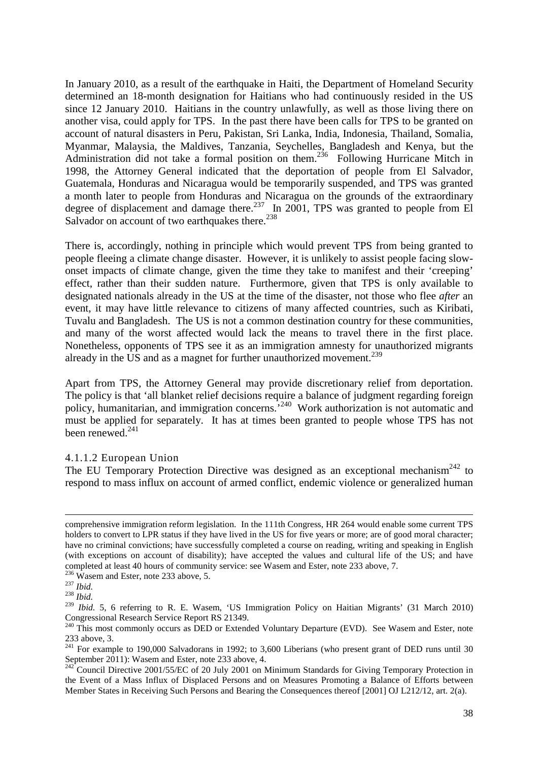In January 2010, as a result of the earthquake in Haiti, the Department of Homeland Security determined an 18-month designation for Haitians who had continuously resided in the US since 12 January 2010. Haitians in the country unlawfully, as well as those living there on another visa, could apply for TPS. In the past there have been calls for TPS to be granted on account of natural disasters in Peru, Pakistan, Sri Lanka, India, Indonesia, Thailand, Somalia, Myanmar, Malaysia, the Maldives, Tanzania, Seychelles, Bangladesh and Kenya, but the Administration did not take a formal position on them.[236] Following Hurricane Mitch in 1998, the Attorney General indicated that the deportation of people from El Salvador, Guatemala, Honduras and Nicaragua would be temporarily suspended, and TPS was granted a month later to people from Honduras and Nicaragua on the grounds of the extraordinary degree of displacement and damage there.[237] In 2001, TPS was granted to people from El Salvador on account of two earthquakes there.[238]

There is, accordingly, nothing in principle which would prevent TPS from being granted to people fleeing a climate change disaster. However, it is unlikely to assist people facing slow-onset impacts of climate change, given the time they take to manifest and their 'creeping' effect, rather than their sudden nature. Furthermore, given that TPS is only available to designated nationals already in the US at the time of the disaster, not those who flee *after* an event, it may have little relevance to citizens of many affected countries, such as Kiribati, Tuvalu and Bangladesh. The US is not a common destination country for these communities, and many of the worst affected would lack the means to travel there in the first place. Nonetheless, opponents of TPS see it as an immigration amnesty for unauthorized migrants already in the US and as a magnet for further unauthorized movement.[239]

Apart from TPS, the Attorney General may provide discretionary relief from deportation. The policy is that 'all blanket relief decisions require a balance of judgment regarding foreign policy, humanitarian, and immigration concerns.'[240] Work authorization is not automatic and must be applied for separately. It has at times been granted to people whose TPS has not been renewed.[241]

#### 4.1.1.2 European Union

The EU Temporary Protection Directive was designed as an exceptional mechanism[242] to respond to mass influx on account of armed conflict, endemic violence or generalized human

---

comprehensive immigration reform legislation. In the 111th Congress, HR 264 would enable some current TPS holders to convert to LPR status if they have lived in the US for five years or more; are of good moral character; have no criminal convictions; have successfully completed a course on reading, writing and speaking in English (with exceptions on account of disability); have accepted the values and cultural life of the US; and have completed at least 40 hours of community service: see Wasem and Ester, note 233 above, 7.

[236] Wasem and Ester, note 233 above, 5.

[237] *Ibid.*

[238] *Ibid.*

[239] *Ibid.* 5, 6 referring to R. E. Wasem, 'US Immigration Policy on Haitian Migrants' (31 March 2010) Congressional Research Service Report RS 21349.

[240] This most commonly occurs as DED or Extended Voluntary Departure (EVD). See Wasem and Ester, note 233 above, 3.

[241] For example to 190,000 Salvadorans in 1992; to 3,600 Liberians (who present grant of DED runs until 30 September 2011): Wasem and Ester, note 233 above, 4.

[242] Council Directive 2001/55/EC of 20 July 2001 on Minimum Standards for Giving Temporary Protection in the Event of a Mass Influx of Displaced Persons and on Measures Promoting a Balance of Efforts between Member States in Receiving Such Persons and Bearing the Consequences thereof [2001] OJ L212/12, art. 2(a).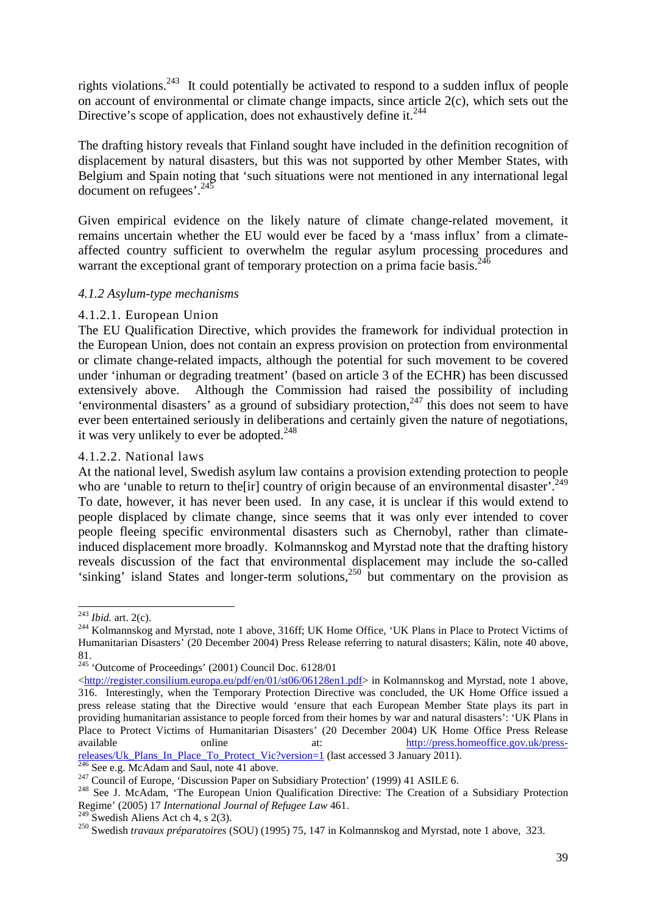rights violations.[243] It could potentially be activated to respond to a sudden influx of people on account of environmental or climate change impacts, since article 2(c), which sets out the Directive's scope of application, does not exhaustively define it.[244]

The drafting history reveals that Finland sought have included in the definition recognition of displacement by natural disasters, but this was not supported by other Member States, with Belgium and Spain noting that 'such situations were not mentioned in any international legal document on refugees'.[245]

Given empirical evidence on the likely nature of climate change-related movement, it remains uncertain whether the EU would ever be faced by a 'mass influx' from a climate-affected country sufficient to overwhelm the regular asylum processing procedures and warrant the exceptional grant of temporary protection on a prima facie basis.[246]

#### *4.1.2 Asylum-type mechanisms*

##### 4.1.2.1. European Union

The EU Qualification Directive, which provides the framework for individual protection in the European Union, does not contain an express provision on protection from environmental or climate change-related impacts, although the potential for such movement to be covered under 'inhuman or degrading treatment' (based on article 3 of the ECHR) has been discussed extensively above. Although the Commission had raised the possibility of including 'environmental disasters' as a ground of subsidiary protection,[247] this does not seem to have ever been entertained seriously in deliberations and certainly given the nature of negotiations, it was very unlikely to ever be adopted.[248]

##### 4.1.2.2. National laws

At the national level, Swedish asylum law contains a provision extending protection to people who are 'unable to return to the[ir] country of origin because of an environmental disaster'.[249] To date, however, it has never been used. In any case, it is unclear if this would extend to people displaced by climate change, since seems that it was only ever intended to cover people fleeing specific environmental disasters such as Chernobyl, rather than climate-induced displacement more broadly. Kolmannskog and Myrstad note that the drafting history reveals discussion of the fact that environmental displacement may include the so-called 'sinking' island States and longer-term solutions,[250] but commentary on the provision as

---

[243] *Ibid.* art. 2(c).

[244] Kolmannskog and Myrstad, note 1 above, 316ff; UK Home Office, 'UK Plans in Place to Protect Victims of Humanitarian Disasters' (20 December 2004) Press Release referring to natural disasters; Kälin, note 40 above, 81.

[245] 'Outcome of Proceedings' (2001) Council Doc. 6128/01 <http://register.consilium.europa.eu/pdf/en/01/st06/06128en1.pdf> in Kolmannskog and Myrstad, note 1 above, 316. Interestingly, when the Temporary Protection Directive was concluded, the UK Home Office issued a press release stating that the Directive would 'ensure that each European Member State plays its part in providing humanitarian assistance to people forced from their homes by war and natural disasters': 'UK Plans in Place to Protect Victims of Humanitarian Disasters' (20 December 2004) UK Home Office Press Release available online at: http://press.homeoffice.gov.uk/press-releases/Uk_Plans_In_Place_To_Protect_Vic?version=1 (last accessed 3 January 2011).

[246] See e.g. McAdam and Saul, note 41 above.

[247] Council of Europe, 'Discussion Paper on Subsidiary Protection' (1999) 41 ASILE 6.

[248] See J. McAdam, 'The European Union Qualification Directive: The Creation of a Subsidiary Protection Regime' (2005) 17 *International Journal of Refugee Law* 461.

[249] Swedish Aliens Act ch 4, s 2(3).

[250] Swedish *travaux préparatoires* (SOU) (1995) 75, 147 in Kolmannskog and Myrstad, note 1 above, 323.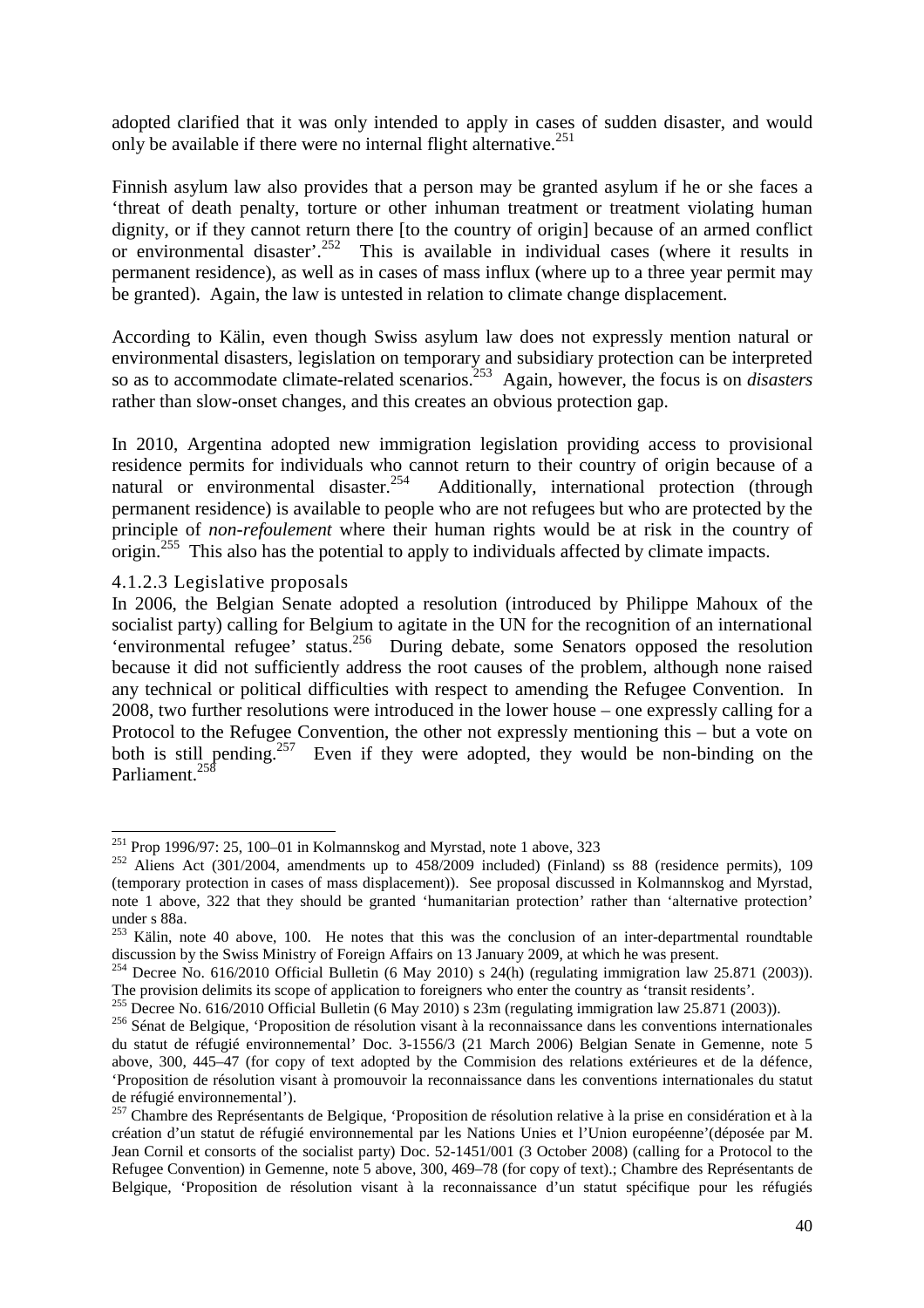adopted clarified that it was only intended to apply in cases of sudden disaster, and would only be available if there were no internal flight alternative.[251]

Finnish asylum law also provides that a person may be granted asylum if he or she faces a 'threat of death penalty, torture or other inhuman treatment or treatment violating human dignity, or if they cannot return there [to the country of origin] because of an armed conflict or environmental disaster'.[252] This is available in individual cases (where it results in permanent residence), as well as in cases of mass influx (where up to a three year permit may be granted). Again, the law is untested in relation to climate change displacement.

According to Kälin, even though Swiss asylum law does not expressly mention natural or environmental disasters, legislation on temporary and subsidiary protection can be interpreted so as to accommodate climate-related scenarios.[253] Again, however, the focus is on *disasters* rather than slow-onset changes, and this creates an obvious protection gap.

In 2010, Argentina adopted new immigration legislation providing access to provisional residence permits for individuals who cannot return to their country of origin because of a natural or environmental disaster.[254] Additionally, international protection (through permanent residence) is available to people who are not refugees but who are protected by the principle of *non-refoulement* where their human rights would be at risk in the country of origin.[255] This also has the potential to apply to individuals affected by climate impacts.

#### 4.1.2.3 Legislative proposals

In 2006, the Belgian Senate adopted a resolution (introduced by Philippe Mahoux of the socialist party) calling for Belgium to agitate in the UN for the recognition of an international 'environmental refugee' status.[256] During debate, some Senators opposed the resolution because it did not sufficiently address the root causes of the problem, although none raised any technical or political difficulties with respect to amending the Refugee Convention. In 2008, two further resolutions were introduced in the lower house – one expressly calling for a Protocol to the Refugee Convention, the other not expressly mentioning this – but a vote on both is still pending.[257] Even if they were adopted, they would be non-binding on the Parliament.[258]

---

[251] Prop 1996/97: 25, 100–01 in Kolmannskog and Myrstad, note 1 above, 323

[252] Aliens Act (301/2004, amendments up to 458/2009 included) (Finland) ss 88 (residence permits), 109 (temporary protection in cases of mass displacement)). See proposal discussed in Kolmannskog and Myrstad, note 1 above, 322 that they should be granted 'humanitarian protection' rather than 'alternative protection' under s 88a.

[253] Kälin, note 40 above, 100. He notes that this was the conclusion of an inter-departmental roundtable discussion by the Swiss Ministry of Foreign Affairs on 13 January 2009, at which he was present.

[254] Decree No. 616/2010 Official Bulletin (6 May 2010) s 24(h) (regulating immigration law 25.871 (2003)). The provision delimits its scope of application to foreigners who enter the country as 'transit residents'.

[255] Decree No. 616/2010 Official Bulletin (6 May 2010) s 23m (regulating immigration law 25.871 (2003)).

[256] Sénat de Belgique, 'Proposition de résolution visant à la reconnaissance dans les conventions internationales du statut de réfugié environnemental' Doc. 3-1556/3 (21 March 2006) Belgian Senate in Gemenne, note 5 above, 300, 445–47 (for copy of text adopted by the Commision des relations extérieures et de la défence, 'Proposition de résolution visant à promouvoir la reconnaissance dans les conventions internationales du statut de réfugié environnemental').

[257] Chambre des Représentants de Belgique, 'Proposition de résolution relative à la prise en considération et à la création d'un statut de réfugié environnemental par les Nations Unies et l'Union européenne'(déposée par M. Jean Cornil et consorts of the socialist party) Doc. 52-1451/001 (3 October 2008) (calling for a Protocol to the Refugee Convention) in Gemenne, note 5 above, 300, 469–78 (for copy of text).; Chambre des Représentants de Belgique, 'Proposition de résolution visant à la reconnaissance d'un statut spécifique pour les réfugiés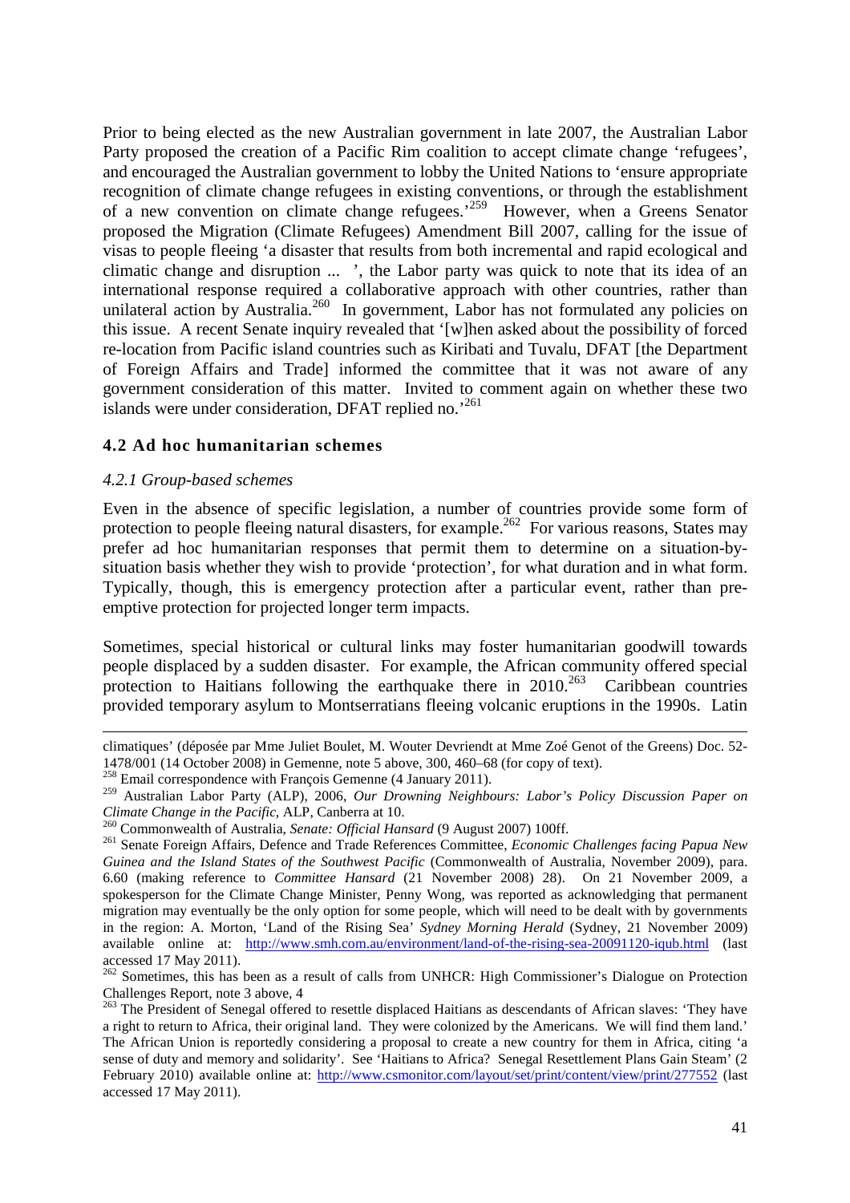Prior to being elected as the new Australian government in late 2007, the Australian Labor Party proposed the creation of a Pacific Rim coalition to accept climate change 'refugees', and encouraged the Australian government to lobby the United Nations to 'ensure appropriate recognition of climate change refugees in existing conventions, or through the establishment of a new convention on climate change refugees.'[259] However, when a Greens Senator proposed the Migration (Climate Refugees) Amendment Bill 2007, calling for the issue of visas to people fleeing 'a disaster that results from both incremental and rapid ecological and climatic change and disruption ... ', the Labor party was quick to note that its idea of an international response required a collaborative approach with other countries, rather than unilateral action by Australia.[260] In government, Labor has not formulated any policies on this issue. A recent Senate inquiry revealed that '[w]hen asked about the possibility of forced re-location from Pacific island countries such as Kiribati and Tuvalu, DFAT [the Department of Foreign Affairs and Trade] informed the committee that it was not aware of any government consideration of this matter. Invited to comment again on whether these two islands were under consideration, DFAT replied no.'[261]

### 4.2 Ad hoc humanitarian schemes

#### *4.2.1 Group-based schemes*

Even in the absence of specific legislation, a number of countries provide some form of protection to people fleeing natural disasters, for example.[262] For various reasons, States may prefer ad hoc humanitarian responses that permit them to determine on a situation-by-situation basis whether they wish to provide 'protection', for what duration and in what form. Typically, though, this is emergency protection after a particular event, rather than pre-emptive protection for projected longer term impacts.

Sometimes, special historical or cultural links may foster humanitarian goodwill towards people displaced by a sudden disaster. For example, the African community offered special protection to Haitians following the earthquake there in 2010.[263] Caribbean countries provided temporary asylum to Montserratians fleeing volcanic eruptions in the 1990s. Latin

---

climatiques' (déposée par Mme Juliet Boulet, M. Wouter Devriendt at Mme Zoé Genot of the Greens) Doc. 52-1478/001 (14 October 2008) in Gemenne, note 5 above, 300, 460–68 (for copy of text).

[258] Email correspondence with François Gemenne (4 January 2011).

[259] Australian Labor Party (ALP), 2006, *Our Drowning Neighbours: Labor's Policy Discussion Paper on Climate Change in the Pacific*, ALP, Canberra at 10.

[260] Commonwealth of Australia, *Senate: Official Hansard* (9 August 2007) 100ff.

[261] Senate Foreign Affairs, Defence and Trade References Committee, *Economic Challenges facing Papua New Guinea and the Island States of the Southwest Pacific* (Commonwealth of Australia, November 2009), para. 6.60 (making reference to *Committee Hansard* (21 November 2008) 28). On 21 November 2009, a spokesperson for the Climate Change Minister, Penny Wong, was reported as acknowledging that permanent migration may eventually be the only option for some people, which will need to be dealt with by governments in the region: A. Morton, 'Land of the Rising Sea' *Sydney Morning Herald* (Sydney, 21 November 2009) available online at: http://www.smh.com.au/environment/land-of-the-rising-sea-20091120-iqub.html (last accessed 17 May 2011).

[262] Sometimes, this has been as a result of calls from UNHCR: High Commissioner's Dialogue on Protection Challenges Report, note 3 above, 4

[263] The President of Senegal offered to resettle displaced Haitians as descendants of African slaves: 'They have a right to return to Africa, their original land. They were colonized by the Americans. We will find them land.' The African Union is reportedly considering a proposal to create a new country for them in Africa, citing 'a sense of duty and memory and solidarity'. See 'Haitians to Africa? Senegal Resettlement Plans Gain Steam' (2 February 2010) available online at: http://www.csmonitor.com/layout/set/print/content/view/print/277552 (last accessed 17 May 2011).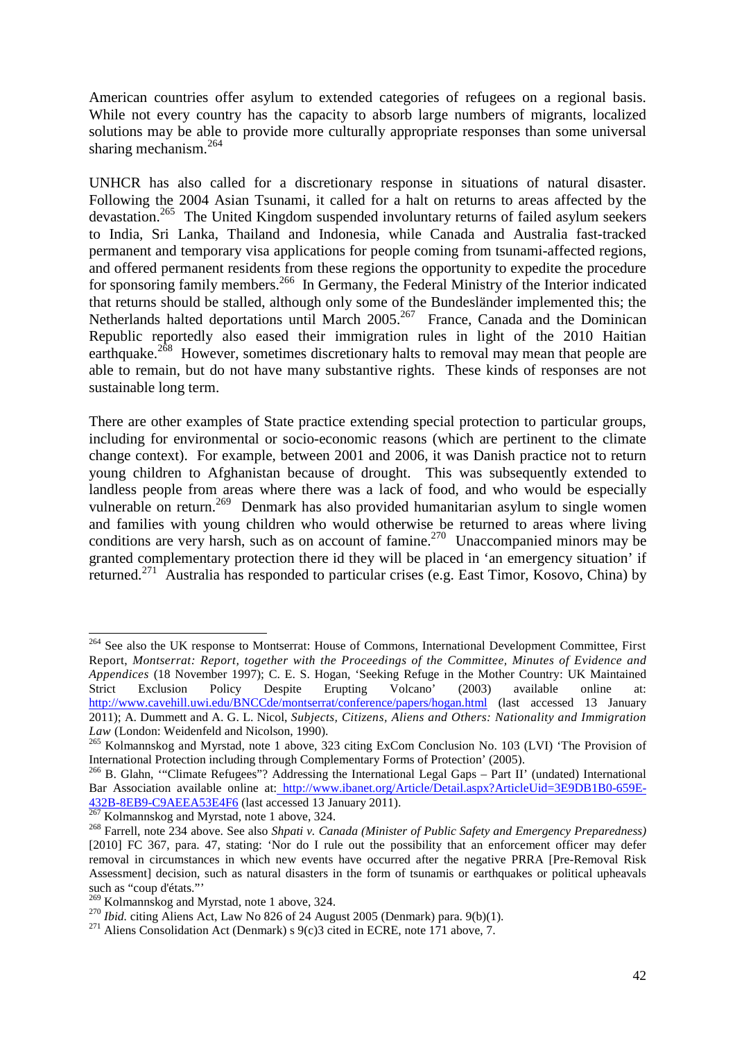American countries offer asylum to extended categories of refugees on a regional basis. While not every country has the capacity to absorb large numbers of migrants, localized solutions may be able to provide more culturally appropriate responses than some universal sharing mechanism.[264]

UNHCR has also called for a discretionary response in situations of natural disaster. Following the 2004 Asian Tsunami, it called for a halt on returns to areas affected by the devastation.[265] The United Kingdom suspended involuntary returns of failed asylum seekers to India, Sri Lanka, Thailand and Indonesia, while Canada and Australia fast-tracked permanent and temporary visa applications for people coming from tsunami-affected regions, and offered permanent residents from these regions the opportunity to expedite the procedure for sponsoring family members.[266] In Germany, the Federal Ministry of the Interior indicated that returns should be stalled, although only some of the Bundesländer implemented this; the Netherlands halted deportations until March 2005.[267] France, Canada and the Dominican Republic reportedly also eased their immigration rules in light of the 2010 Haitian earthquake.[268] However, sometimes discretionary halts to removal may mean that people are able to remain, but do not have many substantive rights. These kinds of responses are not sustainable long term.

There are other examples of State practice extending special protection to particular groups, including for environmental or socio-economic reasons (which are pertinent to the climate change context). For example, between 2001 and 2006, it was Danish practice not to return young children to Afghanistan because of drought. This was subsequently extended to landless people from areas where there was a lack of food, and who would be especially vulnerable on return.[269] Denmark has also provided humanitarian asylum to single women and families with young children who would otherwise be returned to areas where living conditions are very harsh, such as on account of famine.[270] Unaccompanied minors may be granted complementary protection there id they will be placed in 'an emergency situation' if returned.[271] Australia has responded to particular crises (e.g. East Timor, Kosovo, China) by

---

[264] See also the UK response to Montserrat: House of Commons, International Development Committee, First Report, *Montserrat: Report, together with the Proceedings of the Committee, Minutes of Evidence and Appendices* (18 November 1997); C. E. S. Hogan, 'Seeking Refuge in the Mother Country: UK Maintained Strict Exclusion Policy Despite Erupting Volcano' (2003) available online at: http://www.cavehill.uwi.edu/BNCCde/montserrat/conference/papers/hogan.html (last accessed 13 January 2011); A. Dummett and A. G. L. Nicol, *Subjects, Citizens, Aliens and Others: Nationality and Immigration Law* (London: Weidenfeld and Nicolson, 1990).

[265] Kolmannskog and Myrstad, note 1 above, 323 citing ExCom Conclusion No. 103 (LVI) 'The Provision of International Protection including through Complementary Forms of Protection' (2005).

[266] B. Glahn, '"Climate Refugees"? Addressing the International Legal Gaps – Part II' (undated) International Bar Association available online at: http://www.ibanet.org/Article/Detail.aspx?ArticleUid=3E9DB1B0-659E-432B-8EB9-C9AEEA53E4F6 (last accessed 13 January 2011).

[267] Kolmannskog and Myrstad, note 1 above, 324.

[268] Farrell, note 234 above. See also *Shpati v. Canada (Minister of Public Safety and Emergency Preparedness)* [2010] FC 367, para. 47, stating: 'Nor do I rule out the possibility that an enforcement officer may defer removal in circumstances in which new events have occurred after the negative PRRA [Pre-Removal Risk Assessment] decision, such as natural disasters in the form of tsunamis or earthquakes or political upheavals such as "coup d'états."'

[269] Kolmannskog and Myrstad, note 1 above, 324.

[270] *Ibid.* citing Aliens Act, Law No 826 of 24 August 2005 (Denmark) para. 9(b)(1).

[271] Aliens Consolidation Act (Denmark) s 9(c)3 cited in ECRE, note 171 above, 7.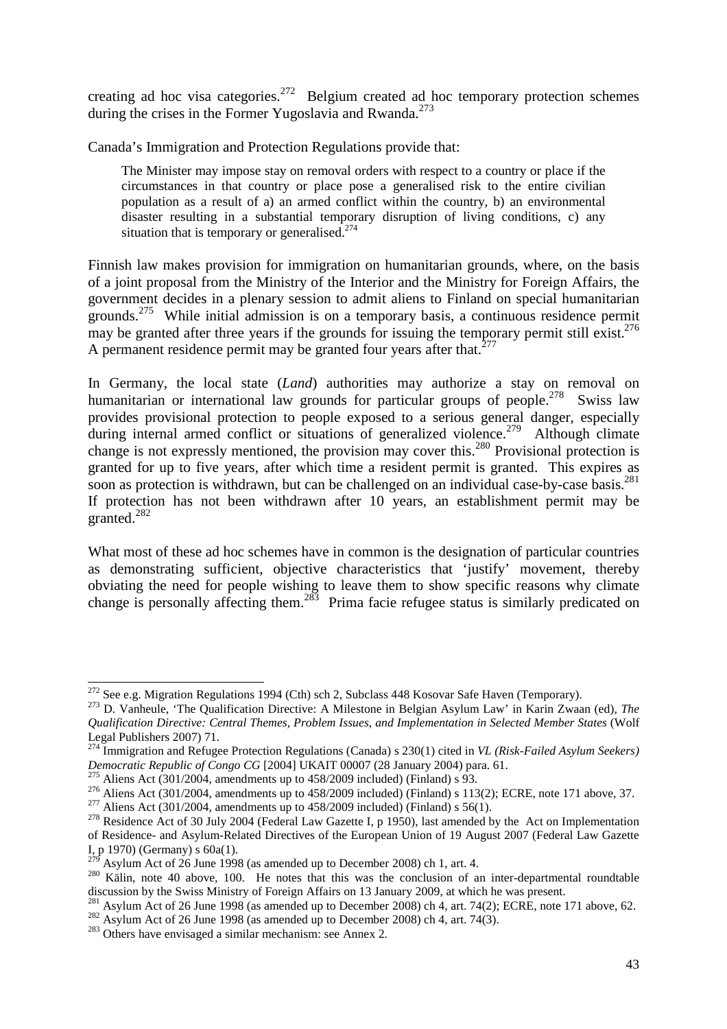creating ad hoc visa categories.[272] Belgium created ad hoc temporary protection schemes during the crises in the Former Yugoslavia and Rwanda.[273]

Canada's Immigration and Protection Regulations provide that:

> The Minister may impose stay on removal orders with respect to a country or place if the circumstances in that country or place pose a generalised risk to the entire civilian population as a result of a) an armed conflict within the country, b) an environmental disaster resulting in a substantial temporary disruption of living conditions, c) any situation that is temporary or generalised.[274]

Finnish law makes provision for immigration on humanitarian grounds, where, on the basis of a joint proposal from the Ministry of the Interior and the Ministry for Foreign Affairs, the government decides in a plenary session to admit aliens to Finland on special humanitarian grounds.[275] While initial admission is on a temporary basis, a continuous residence permit may be granted after three years if the grounds for issuing the temporary permit still exist.[276] A permanent residence permit may be granted four years after that.[277]

In Germany, the local state (*Land*) authorities may authorize a stay on removal on humanitarian or international law grounds for particular groups of people.[278] Swiss law provides provisional protection to people exposed to a serious general danger, especially during internal armed conflict or situations of generalized violence.[279] Although climate change is not expressly mentioned, the provision may cover this.[280] Provisional protection is granted for up to five years, after which time a resident permit is granted. This expires as soon as protection is withdrawn, but can be challenged on an individual case-by-case basis.[281] If protection has not been withdrawn after 10 years, an establishment permit may be granted.[282]

What most of these ad hoc schemes have in common is the designation of particular countries as demonstrating sufficient, objective characteristics that 'justify' movement, thereby obviating the need for people wishing to leave them to show specific reasons why climate change is personally affecting them.[283] Prima facie refugee status is similarly predicated on

---

[272] See e.g. Migration Regulations 1994 (Cth) sch 2, Subclass 448 Kosovar Safe Haven (Temporary).

[273] D. Vanheule, 'The Qualification Directive: A Milestone in Belgian Asylum Law' in Karin Zwaan (ed), *The Qualification Directive: Central Themes, Problem Issues, and Implementation in Selected Member States* (Wolf Legal Publishers 2007) 71.

[274] Immigration and Refugee Protection Regulations (Canada) s 230(1) cited in *VL (Risk-Failed Asylum Seekers) Democratic Republic of Congo CG* [2004] UKAIT 00007 (28 January 2004) para. 61.

[275] Aliens Act (301/2004, amendments up to 458/2009 included) (Finland) s 93.

[276] Aliens Act (301/2004, amendments up to 458/2009 included) (Finland) s 113(2); ECRE, note 171 above, 37.

[277] Aliens Act (301/2004, amendments up to 458/2009 included) (Finland) s 56(1).

[278] Residence Act of 30 July 2004 (Federal Law Gazette I, p 1950), last amended by the Act on Implementation of Residence- and Asylum-Related Directives of the European Union of 19 August 2007 (Federal Law Gazette I, p 1970) (Germany) s 60a(1).

[279] Asylum Act of 26 June 1998 (as amended up to December 2008) ch 1, art. 4.

[280] Kälin, note 40 above, 100. He notes that this was the conclusion of an inter-departmental roundtable discussion by the Swiss Ministry of Foreign Affairs on 13 January 2009, at which he was present.

[281] Asylum Act of 26 June 1998 (as amended up to December 2008) ch 4, art. 74(2); ECRE, note 171 above, 62.

[282] Asylum Act of 26 June 1998 (as amended up to December 2008) ch 4, art. 74(3).

[283] Others have envisaged a similar mechanism: see Annex 2.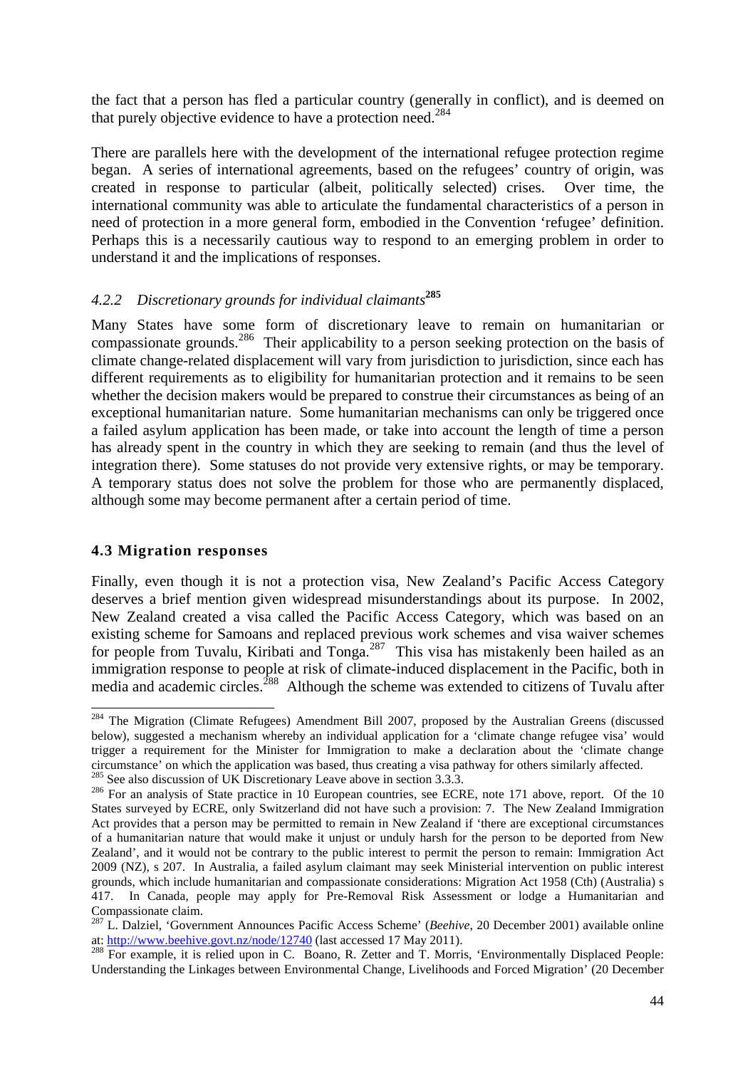the fact that a person has fled a particular country (generally in conflict), and is deemed on that purely objective evidence to have a protection need.[284]

There are parallels here with the development of the international refugee protection regime began. A series of international agreements, based on the refugees' country of origin, was created in response to particular (albeit, politically selected) crises. Over time, the international community was able to articulate the fundamental characteristics of a person in need of protection in a more general form, embodied in the Convention 'refugee' definition. Perhaps this is a necessarily cautious way to respond to an emerging problem in order to understand it and the implications of responses.

### *4.2.2 Discretionary grounds for individual claimants*[285]

Many States have some form of discretionary leave to remain on humanitarian or compassionate grounds.[286] Their applicability to a person seeking protection on the basis of climate change-related displacement will vary from jurisdiction to jurisdiction, since each has different requirements as to eligibility for humanitarian protection and it remains to be seen whether the decision makers would be prepared to construe their circumstances as being of an exceptional humanitarian nature. Some humanitarian mechanisms can only be triggered once a failed asylum application has been made, or take into account the length of time a person has already spent in the country in which they are seeking to remain (and thus the level of integration there). Some statuses do not provide very extensive rights, or may be temporary. A temporary status does not solve the problem for those who are permanently displaced, although some may become permanent after a certain period of time.

## 4.3 Migration responses

Finally, even though it is not a protection visa, New Zealand's Pacific Access Category deserves a brief mention given widespread misunderstandings about its purpose. In 2002, New Zealand created a visa called the Pacific Access Category, which was based on an existing scheme for Samoans and replaced previous work schemes and visa waiver schemes for people from Tuvalu, Kiribati and Tonga.[287] This visa has mistakenly been hailed as an immigration response to people at risk of climate-induced displacement in the Pacific, both in media and academic circles.[288] Although the scheme was extended to citizens of Tuvalu after

---

[284] The Migration (Climate Refugees) Amendment Bill 2007, proposed by the Australian Greens (discussed below), suggested a mechanism whereby an individual application for a 'climate change refugee visa' would trigger a requirement for the Minister for Immigration to make a declaration about the 'climate change circumstance' on which the application was based, thus creating a visa pathway for others similarly affected.

[285] See also discussion of UK Discretionary Leave above in section 3.3.3.

[286] For an analysis of State practice in 10 European countries, see ECRE, note 171 above, report. Of the 10 States surveyed by ECRE, only Switzerland did not have such a provision: 7. The New Zealand Immigration Act provides that a person may be permitted to remain in New Zealand if 'there are exceptional circumstances of a humanitarian nature that would make it unjust or unduly harsh for the person to be deported from New Zealand', and it would not be contrary to the public interest to permit the person to remain: Immigration Act 2009 (NZ), s 207. In Australia, a failed asylum claimant may seek Ministerial intervention on public interest grounds, which include humanitarian and compassionate considerations: Migration Act 1958 (Cth) (Australia) s 417. In Canada, people may apply for Pre-Removal Risk Assessment or lodge a Humanitarian and Compassionate claim.

[287] L. Dalziel, 'Government Announces Pacific Access Scheme' (*Beehive*, 20 December 2001) available online at: http://www.beehive.govt.nz/node/12740 (last accessed 17 May 2011).

[288] For example, it is relied upon in C. Boano, R. Zetter and T. Morris, 'Environmentally Displaced People: Understanding the Linkages between Environmental Change, Livelihoods and Forced Migration' (20 December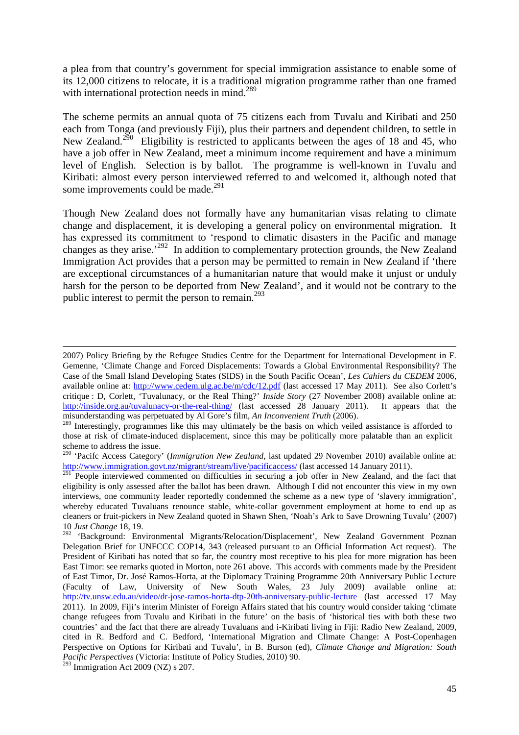a plea from that country's government for special immigration assistance to enable some of its 12,000 citizens to relocate, it is a traditional migration programme rather than one framed with international protection needs in mind.[289]

The scheme permits an annual quota of 75 citizens each from Tuvalu and Kiribati and 250 each from Tonga (and previously Fiji), plus their partners and dependent children, to settle in New Zealand.[290] Eligibility is restricted to applicants between the ages of 18 and 45, who have a job offer in New Zealand, meet a minimum income requirement and have a minimum level of English. Selection is by ballot. The programme is well-known in Tuvalu and Kiribati: almost every person interviewed referred to and welcomed it, although noted that some improvements could be made.[291]

Though New Zealand does not formally have any humanitarian visas relating to climate change and displacement, it is developing a general policy on environmental migration. It has expressed its commitment to 'respond to climatic disasters in the Pacific and manage changes as they arise.'[292] In addition to complementary protection grounds, the New Zealand Immigration Act provides that a person may be permitted to remain in New Zealand if 'there are exceptional circumstances of a humanitarian nature that would make it unjust or unduly harsh for the person to be deported from New Zealand', and it would not be contrary to the public interest to permit the person to remain.[293]

---

2007) Policy Briefing by the Refugee Studies Centre for the Department for International Development in F. Gemenne, 'Climate Change and Forced Displacements: Towards a Global Environmental Responsibility? The Case of the Small Island Developing States (SIDS) in the South Pacific Ocean', *Les Cahiers du CEDEM* 2006, available online at: http://www.cedem.ulg.ac.be/m/cdc/12.pdf (last accessed 17 May 2011). See also Corlett's critique : D, Corlett, 'Tuvalunacy, or the Real Thing?' *Inside Story* (27 November 2008) available online at: http://inside.org.au/tuvalunacy-or-the-real-thing/ (last accessed 28 January 2011). It appears that the misunderstanding was perpetuated by Al Gore's film, *An Inconvenient Truth* (2006).

[289] Interestingly, programmes like this may ultimately be the basis on which veiled assistance is afforded to those at risk of climate-induced displacement, since this may be politically more palatable than an explicit scheme to address the issue.

[290] 'Pacifc Access Category' (*Immigration New Zealand*, last updated 29 November 2010) available online at: http://www.immigration.govt.nz/migrant/stream/live/pacificaccess/ (last accessed 14 January 2011).

[291] People interviewed commented on difficulties in securing a job offer in New Zealand, and the fact that eligibility is only assessed after the ballot has been drawn. Although I did not encounter this view in my own interviews, one community leader reportedly condemned the scheme as a new type of 'slavery immigration', whereby educated Tuvaluans renounce stable, white-collar government employment at home to end up as cleaners or fruit-pickers in New Zealand quoted in Shawn Shen, 'Noah's Ark to Save Drowning Tuvalu' (2007) 10 *Just Change* 18, 19.

[292] 'Background: Environmental Migrants/Relocation/Displacement', New Zealand Government Poznan Delegation Brief for UNFCCC COP14, 343 (released pursuant to an Official Information Act request). The President of Kiribati has noted that so far, the country most receptive to his plea for more migration has been East Timor: see remarks quoted in Morton, note 261 above. This accords with comments made by the President of East Timor, Dr. José Ramos-Horta, at the Diplomacy Training Programme 20th Anniversary Public Lecture (Faculty of Law, University of New South Wales, 23 July 2009) available online at: http://tv.unsw.edu.au/video/dr-jose-ramos-horta-dtp-20th-anniversary-public-lecture (last accessed 17 May 2011). In 2009, Fiji's interim Minister of Foreign Affairs stated that his country would consider taking 'climate change refugees from Tuvalu and Kiribati in the future' on the basis of 'historical ties with both these two countries' and the fact that there are already Tuvaluans and i-Kiribati living in Fiji: Radio New Zealand, 2009, cited in R. Bedford and C. Bedford, 'International Migration and Climate Change: A Post-Copenhagen Perspective on Options for Kiribati and Tuvalu', in B. Burson (ed), *Climate Change and Migration: South Pacific Perspectives* (Victoria: Institute of Policy Studies, 2010) 90.

[293] Immigration Act 2009 (NZ) s 207.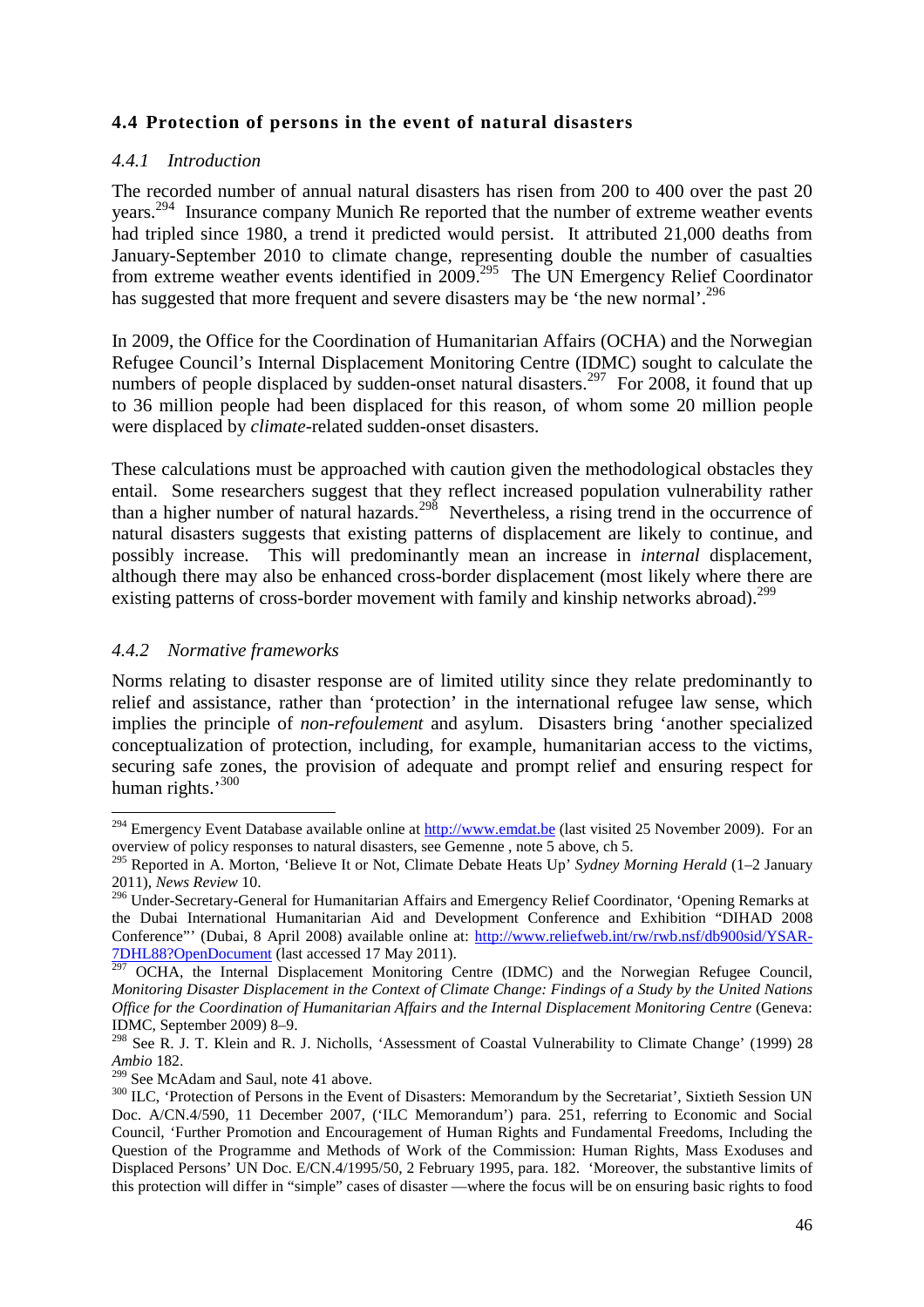## 4.4 Protection of persons in the event of natural disasters

### *4.4.1 Introduction*

The recorded number of annual natural disasters has risen from 200 to 400 over the past 20 years.[294] Insurance company Munich Re reported that the number of extreme weather events had tripled since 1980, a trend it predicted would persist. It attributed 21,000 deaths from January-September 2010 to climate change, representing double the number of casualties from extreme weather events identified in 2009.[295] The UN Emergency Relief Coordinator has suggested that more frequent and severe disasters may be 'the new normal'.[296]

In 2009, the Office for the Coordination of Humanitarian Affairs (OCHA) and the Norwegian Refugee Council's Internal Displacement Monitoring Centre (IDMC) sought to calculate the numbers of people displaced by sudden-onset natural disasters.[297] For 2008, it found that up to 36 million people had been displaced for this reason, of whom some 20 million people were displaced by *climate*-related sudden-onset disasters.

These calculations must be approached with caution given the methodological obstacles they entail. Some researchers suggest that they reflect increased population vulnerability rather than a higher number of natural hazards.[298] Nevertheless, a rising trend in the occurrence of natural disasters suggests that existing patterns of displacement are likely to continue, and possibly increase. This will predominantly mean an increase in *internal* displacement, although there may also be enhanced cross-border displacement (most likely where there are existing patterns of cross-border movement with family and kinship networks abroad).[299]

### *4.4.2 Normative frameworks*

Norms relating to disaster response are of limited utility since they relate predominantly to relief and assistance, rather than 'protection' in the international refugee law sense, which implies the principle of *non-refoulement* and asylum. Disasters bring 'another specialized conceptualization of protection, including, for example, humanitarian access to the victims, securing safe zones, the provision of adequate and prompt relief and ensuring respect for human rights.'[300]

---

[294] Emergency Event Database available online at http://www.emdat.be (last visited 25 November 2009). For an overview of policy responses to natural disasters, see Gemenne , note 5 above, ch 5.

[295] Reported in A. Morton, 'Believe It or Not, Climate Debate Heats Up' *Sydney Morning Herald* (1–2 January 2011), *News Review* 10.

[296] Under-Secretary-General for Humanitarian Affairs and Emergency Relief Coordinator, 'Opening Remarks at the Dubai International Humanitarian Aid and Development Conference and Exhibition "DIHAD 2008 Conference"' (Dubai, 8 April 2008) available online at: http://www.reliefweb.int/rw/rwb.nsf/db900sid/YSAR-7DHL88?OpenDocument (last accessed 17 May 2011).

[297] OCHA, the Internal Displacement Monitoring Centre (IDMC) and the Norwegian Refugee Council, *Monitoring Disaster Displacement in the Context of Climate Change: Findings of a Study by the United Nations Office for the Coordination of Humanitarian Affairs and the Internal Displacement Monitoring Centre* (Geneva: IDMC, September 2009) 8–9.

[298] See R. J. T. Klein and R. J. Nicholls, 'Assessment of Coastal Vulnerability to Climate Change' (1999) 28 *Ambio* 182.

[299] See McAdam and Saul, note 41 above.

[300] ILC, 'Protection of Persons in the Event of Disasters: Memorandum by the Secretariat', Sixtieth Session UN Doc. A/CN.4/590, 11 December 2007, ('ILC Memorandum') para. 251, referring to Economic and Social Council, 'Further Promotion and Encouragement of Human Rights and Fundamental Freedoms, Including the Question of the Programme and Methods of Work of the Commission: Human Rights, Mass Exoduses and Displaced Persons' UN Doc. E/CN.4/1995/50, 2 February 1995, para. 182. 'Moreover, the substantive limits of this protection will differ in "simple" cases of disaster —where the focus will be on ensuring basic rights to food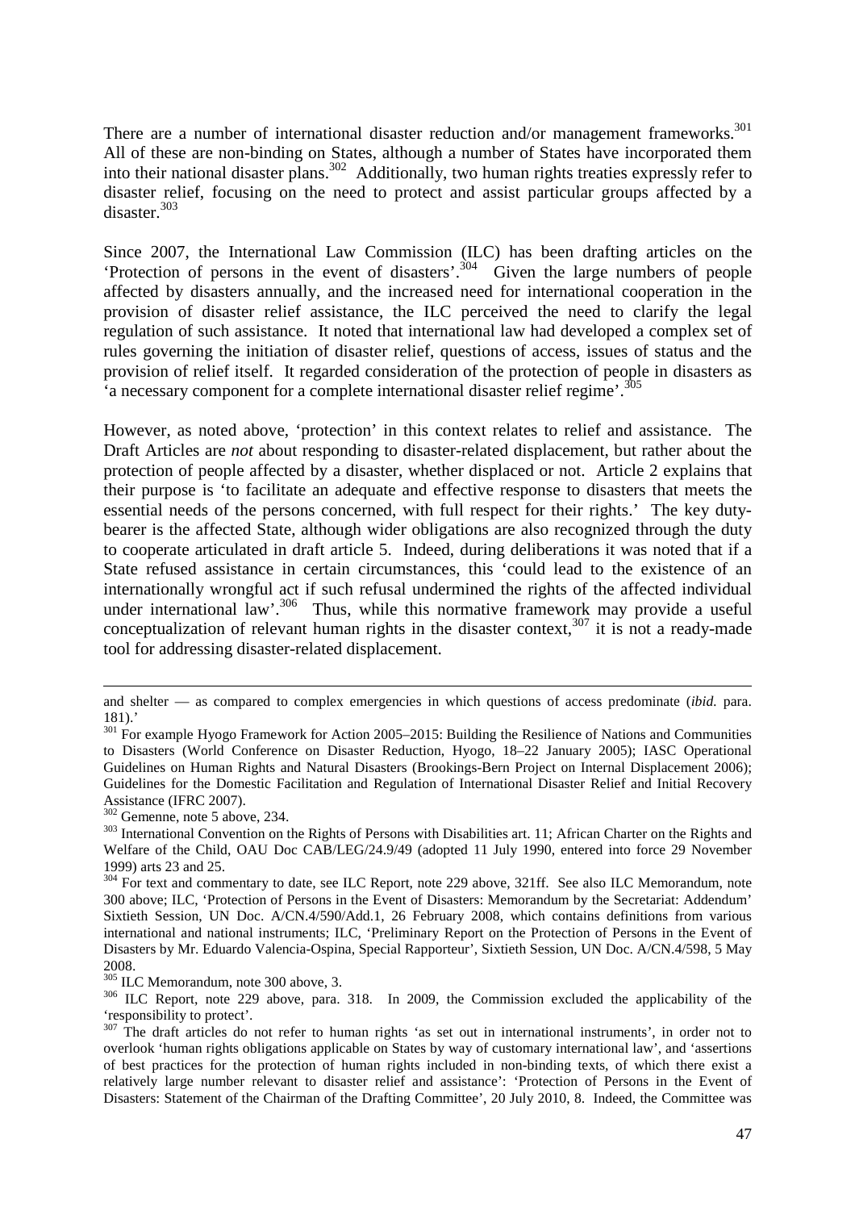There are a number of international disaster reduction and/or management frameworks.[301] All of these are non-binding on States, although a number of States have incorporated them into their national disaster plans.[302] Additionally, two human rights treaties expressly refer to disaster relief, focusing on the need to protect and assist particular groups affected by a disaster.[303]

Since 2007, the International Law Commission (ILC) has been drafting articles on the 'Protection of persons in the event of disasters'.[304] Given the large numbers of people affected by disasters annually, and the increased need for international cooperation in the provision of disaster relief assistance, the ILC perceived the need to clarify the legal regulation of such assistance. It noted that international law had developed a complex set of rules governing the initiation of disaster relief, questions of access, issues of status and the provision of relief itself. It regarded consideration of the protection of people in disasters as 'a necessary component for a complete international disaster relief regime'.[305]

However, as noted above, 'protection' in this context relates to relief and assistance. The Draft Articles are *not* about responding to disaster-related displacement, but rather about the protection of people affected by a disaster, whether displaced or not. Article 2 explains that their purpose is 'to facilitate an adequate and effective response to disasters that meets the essential needs of the persons concerned, with full respect for their rights.' The key duty-bearer is the affected State, although wider obligations are also recognized through the duty to cooperate articulated in draft article 5. Indeed, during deliberations it was noted that if a State refused assistance in certain circumstances, this 'could lead to the existence of an internationally wrongful act if such refusal undermined the rights of the affected individual under international law'.[306] Thus, while this normative framework may provide a useful conceptualization of relevant human rights in the disaster context,[307] it is not a ready-made tool for addressing disaster-related displacement.

---

and shelter — as compared to complex emergencies in which questions of access predominate (*ibid.* para. 181).'

[301] For example Hyogo Framework for Action 2005–2015: Building the Resilience of Nations and Communities to Disasters (World Conference on Disaster Reduction, Hyogo, 18–22 January 2005); IASC Operational Guidelines on Human Rights and Natural Disasters (Brookings-Bern Project on Internal Displacement 2006); Guidelines for the Domestic Facilitation and Regulation of International Disaster Relief and Initial Recovery Assistance (IFRC 2007).

[302] Gemenne, note 5 above, 234.

[303] International Convention on the Rights of Persons with Disabilities art. 11; African Charter on the Rights and Welfare of the Child, OAU Doc CAB/LEG/24.9/49 (adopted 11 July 1990, entered into force 29 November 1999) arts 23 and 25.

[304] For text and commentary to date, see ILC Report, note 229 above, 321ff. See also ILC Memorandum, note 300 above; ILC, 'Protection of Persons in the Event of Disasters: Memorandum by the Secretariat: Addendum' Sixtieth Session, UN Doc. A/CN.4/590/Add.1, 26 February 2008, which contains definitions from various international and national instruments; ILC, 'Preliminary Report on the Protection of Persons in the Event of Disasters by Mr. Eduardo Valencia-Ospina, Special Rapporteur', Sixtieth Session, UN Doc. A/CN.4/598, 5 May 2008.

[305] ILC Memorandum, note 300 above, 3.

[306] ILC Report, note 229 above, para. 318. In 2009, the Commission excluded the applicability of the 'responsibility to protect'.

[307] The draft articles do not refer to human rights 'as set out in international instruments', in order not to overlook 'human rights obligations applicable on States by way of customary international law', and 'assertions of best practices for the protection of human rights included in non-binding texts, of which there exist a relatively large number relevant to disaster relief and assistance': 'Protection of Persons in the Event of Disasters: Statement of the Chairman of the Drafting Committee', 20 July 2010, 8. Indeed, the Committee was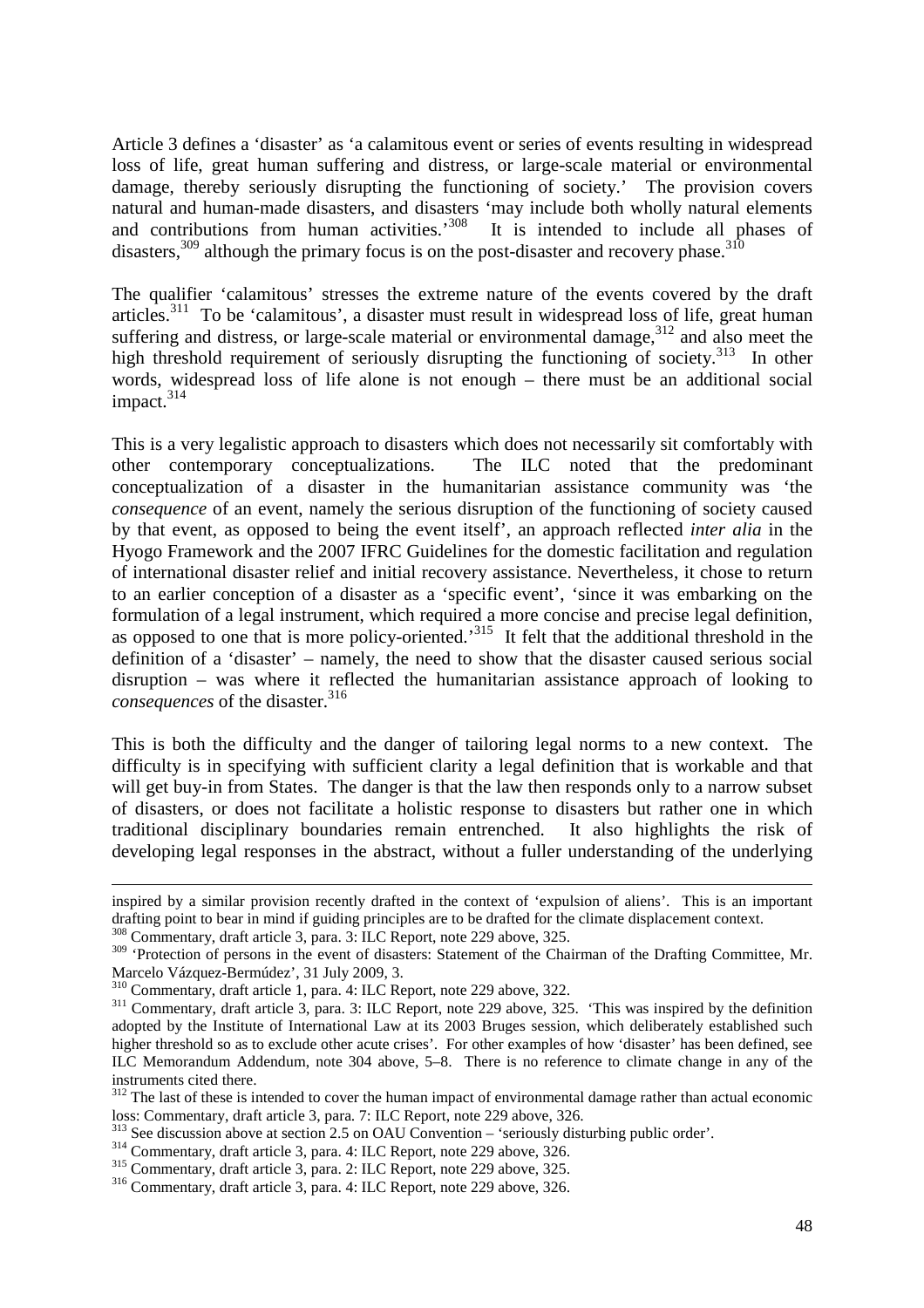Article 3 defines a 'disaster' as 'a calamitous event or series of events resulting in widespread loss of life, great human suffering and distress, or large-scale material or environmental damage, thereby seriously disrupting the functioning of society.' The provision covers natural and human-made disasters, and disasters 'may include both wholly natural elements and contributions from human activities.'[308] It is intended to include all phases of disasters,[309] although the primary focus is on the post-disaster and recovery phase.[310]

The qualifier 'calamitous' stresses the extreme nature of the events covered by the draft articles.[311] To be 'calamitous', a disaster must result in widespread loss of life, great human suffering and distress, or large-scale material or environmental damage,[312] and also meet the high threshold requirement of seriously disrupting the functioning of society.[313] In other words, widespread loss of life alone is not enough – there must be an additional social impact.[314]

This is a very legalistic approach to disasters which does not necessarily sit comfortably with other contemporary conceptualizations. The ILC noted that the predominant conceptualization of a disaster in the humanitarian assistance community was 'the *consequence* of an event, namely the serious disruption of the functioning of society caused by that event, as opposed to being the event itself', an approach reflected *inter alia* in the Hyogo Framework and the 2007 IFRC Guidelines for the domestic facilitation and regulation of international disaster relief and initial recovery assistance. Nevertheless, it chose to return to an earlier conception of a disaster as a 'specific event', 'since it was embarking on the formulation of a legal instrument, which required a more concise and precise legal definition, as opposed to one that is more policy-oriented.'[315] It felt that the additional threshold in the definition of a 'disaster' – namely, the need to show that the disaster caused serious social disruption – was where it reflected the humanitarian assistance approach of looking to *consequences* of the disaster.[316]

This is both the difficulty and the danger of tailoring legal norms to a new context. The difficulty is in specifying with sufficient clarity a legal definition that is workable and that will get buy-in from States. The danger is that the law then responds only to a narrow subset of disasters, or does not facilitate a holistic response to disasters but rather one in which traditional disciplinary boundaries remain entrenched. It also highlights the risk of developing legal responses in the abstract, without a fuller understanding of the underlying

---

inspired by a similar provision recently drafted in the context of 'expulsion of aliens'. This is an important drafting point to bear in mind if guiding principles are to be drafted for the climate displacement context.

[308] Commentary, draft article 3, para. 3: ILC Report, note 229 above, 325.

[309] 'Protection of persons in the event of disasters: Statement of the Chairman of the Drafting Committee, Mr. Marcelo Vázquez-Bermúdez', 31 July 2009, 3.

[310] Commentary, draft article 1, para. 4: ILC Report, note 229 above, 322.

[311] Commentary, draft article 3, para. 3: ILC Report, note 229 above, 325. 'This was inspired by the definition adopted by the Institute of International Law at its 2003 Bruges session, which deliberately established such higher threshold so as to exclude other acute crises'. For other examples of how 'disaster' has been defined, see ILC Memorandum Addendum, note 304 above, 5–8. There is no reference to climate change in any of the instruments cited there.

[312] The last of these is intended to cover the human impact of environmental damage rather than actual economic loss: Commentary, draft article 3, para. 7: ILC Report, note 229 above, 326.

[313] See discussion above at section 2.5 on OAU Convention – 'seriously disturbing public order'.

[314] Commentary, draft article 3, para. 4: ILC Report, note 229 above, 326.

[315] Commentary, draft article 3, para. 2: ILC Report, note 229 above, 325.

[316] Commentary, draft article 3, para. 4: ILC Report, note 229 above, 326.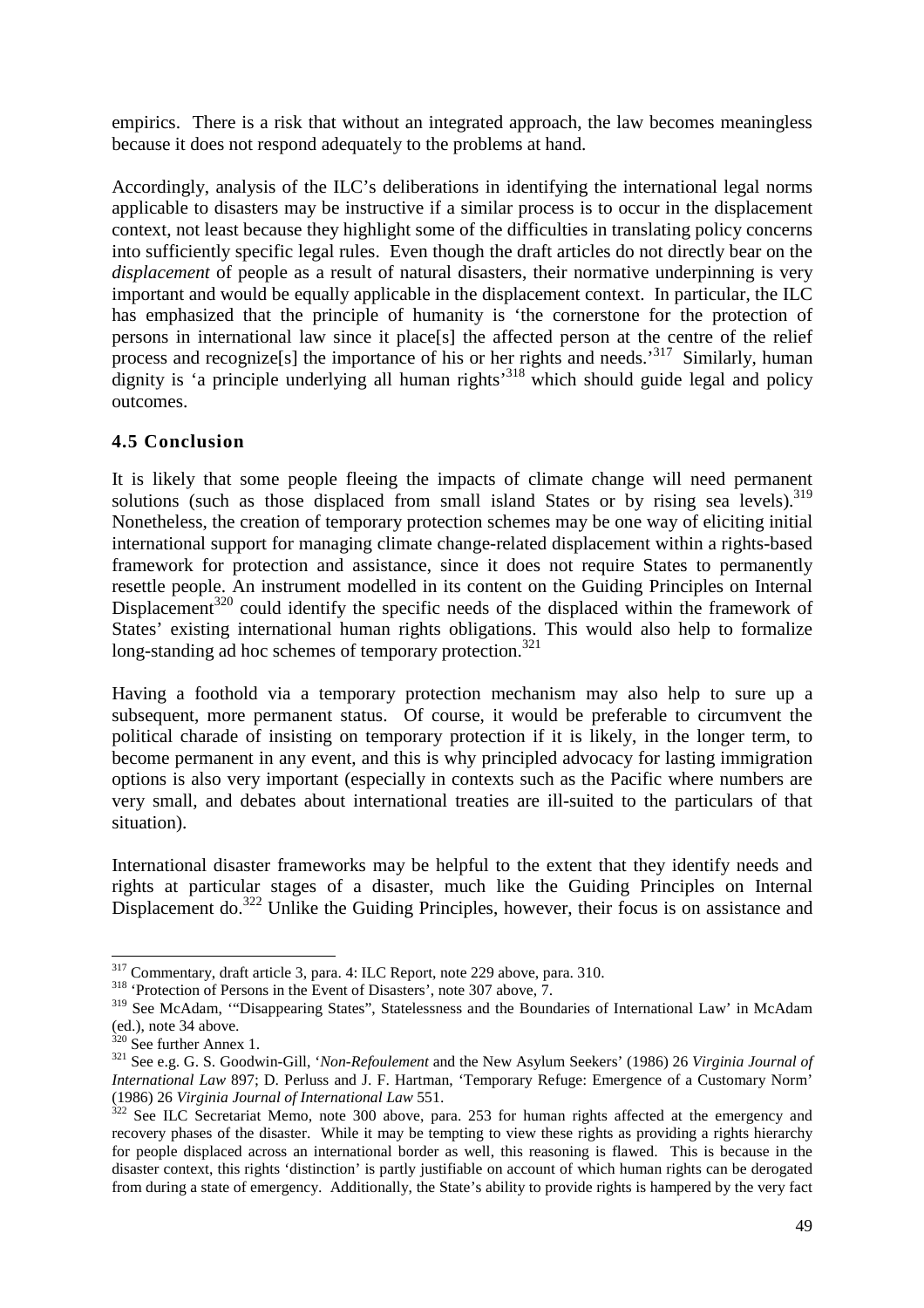empirics. There is a risk that without an integrated approach, the law becomes meaningless because it does not respond adequately to the problems at hand.

Accordingly, analysis of the ILC's deliberations in identifying the international legal norms applicable to disasters may be instructive if a similar process is to occur in the displacement context, not least because they highlight some of the difficulties in translating policy concerns into sufficiently specific legal rules. Even though the draft articles do not directly bear on the *displacement* of people as a result of natural disasters, their normative underpinning is very important and would be equally applicable in the displacement context. In particular, the ILC has emphasized that the principle of humanity is 'the cornerstone for the protection of persons in international law since it place[s] the affected person at the centre of the relief process and recognize[s] the importance of his or her rights and needs.'[317] Similarly, human dignity is 'a principle underlying all human rights'[318] which should guide legal and policy outcomes.

### 4.5 Conclusion

It is likely that some people fleeing the impacts of climate change will need permanent solutions (such as those displaced from small island States or by rising sea levels).[319] Nonetheless, the creation of temporary protection schemes may be one way of eliciting initial international support for managing climate change-related displacement within a rights-based framework for protection and assistance, since it does not require States to permanently resettle people. An instrument modelled in its content on the Guiding Principles on Internal Displacement[320] could identify the specific needs of the displaced within the framework of States' existing international human rights obligations. This would also help to formalize long-standing ad hoc schemes of temporary protection.[321]

Having a foothold via a temporary protection mechanism may also help to sure up a subsequent, more permanent status. Of course, it would be preferable to circumvent the political charade of insisting on temporary protection if it is likely, in the longer term, to become permanent in any event, and this is why principled advocacy for lasting immigration options is also very important (especially in contexts such as the Pacific where numbers are very small, and debates about international treaties are ill-suited to the particulars of that situation).

International disaster frameworks may be helpful to the extent that they identify needs and rights at particular stages of a disaster, much like the Guiding Principles on Internal Displacement do.[322] Unlike the Guiding Principles, however, their focus is on assistance and

---

[317] Commentary, draft article 3, para. 4: ILC Report, note 229 above, para. 310.

[318] 'Protection of Persons in the Event of Disasters', note 307 above, 7.

[319] See McAdam, '"Disappearing States", Statelessness and the Boundaries of International Law' in McAdam (ed.), note 34 above.

[320] See further Annex 1.

[321] See e.g. G. S. Goodwin-Gill, '*Non-Refoulement* and the New Asylum Seekers' (1986) 26 *Virginia Journal of International Law* 897; D. Perluss and J. F. Hartman, 'Temporary Refuge: Emergence of a Customary Norm' (1986) 26 *Virginia Journal of International Law* 551.

[322] See ILC Secretariat Memo, note 300 above, para. 253 for human rights affected at the emergency and recovery phases of the disaster. While it may be tempting to view these rights as providing a rights hierarchy for people displaced across an international border as well, this reasoning is flawed. This is because in the disaster context, this rights 'distinction' is partly justifiable on account of which human rights can be derogated from during a state of emergency. Additionally, the State's ability to provide rights is hampered by the very fact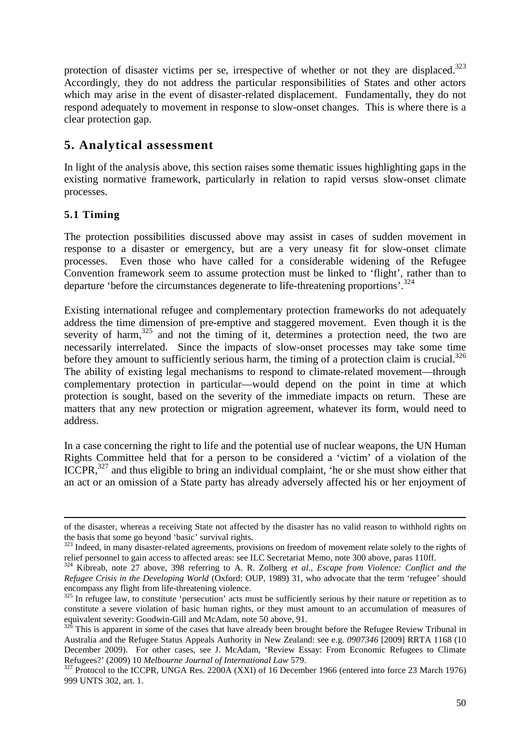protection of disaster victims per se, irrespective of whether or not they are displaced.[323] Accordingly, they do not address the particular responsibilities of States and other actors which may arise in the event of disaster-related displacement. Fundamentally, they do not respond adequately to movement in response to slow-onset changes. This is where there is a clear protection gap.

## 5. Analytical assessment

In light of the analysis above, this section raises some thematic issues highlighting gaps in the existing normative framework, particularly in relation to rapid versus slow-onset climate processes.

### 5.1 Timing

The protection possibilities discussed above may assist in cases of sudden movement in response to a disaster or emergency, but are a very uneasy fit for slow-onset climate processes. Even those who have called for a considerable widening of the Refugee Convention framework seem to assume protection must be linked to 'flight', rather than to departure 'before the circumstances degenerate to life-threatening proportions'.[324]

Existing international refugee and complementary protection frameworks do not adequately address the time dimension of pre-emptive and staggered movement. Even though it is the severity of harm,[325] and not the timing of it, determines a protection need, the two are necessarily interrelated. Since the impacts of slow-onset processes may take some time before they amount to sufficiently serious harm, the timing of a protection claim is crucial.[326] The ability of existing legal mechanisms to respond to climate-related movement—through complementary protection in particular—would depend on the point in time at which protection is sought, based on the severity of the immediate impacts on return. These are matters that any new protection or migration agreement, whatever its form, would need to address.

In a case concerning the right to life and the potential use of nuclear weapons, the UN Human Rights Committee held that for a person to be considered a 'victim' of a violation of the ICCPR,[327] and thus eligible to bring an individual complaint, 'he or she must show either that an act or an omission of a State party has already adversely affected his or her enjoyment of

---

of the disaster, whereas a receiving State not affected by the disaster has no valid reason to withhold rights on the basis that some go beyond 'basic' survival rights.

[323] Indeed, in many disaster-related agreements, provisions on freedom of movement relate solely to the rights of relief personnel to gain access to affected areas: see ILC Secretariat Memo, note 300 above, paras 110ff.

[324] Kibreab, note 27 above, 398 referring to A. R. Zolberg *et al.*, *Escape from Violence: Conflict and the Refugee Crisis in the Developing World* (Oxford: OUP, 1989) 31, who advocate that the term 'refugee' should encompass any flight from life-threatening violence.

[325] In refugee law, to constitute 'persecution' acts must be sufficiently serious by their nature or repetition as to constitute a severe violation of basic human rights, or they must amount to an accumulation of measures of equivalent severity: Goodwin-Gill and McAdam, note 50 above, 91.

[326] This is apparent in some of the cases that have already been brought before the Refugee Review Tribunal in Australia and the Refugee Status Appeals Authority in New Zealand: see e.g. *0907346* [2009] RRTA 1168 (10 December 2009). For other cases, see J. McAdam, 'Review Essay: From Economic Refugees to Climate Refugees?' (2009) 10 *Melbourne Journal of International Law* 579.

[327] Protocol to the ICCPR, UNGA Res. 2200A (XXI) of 16 December 1966 (entered into force 23 March 1976) 999 UNTS 302, art. 1.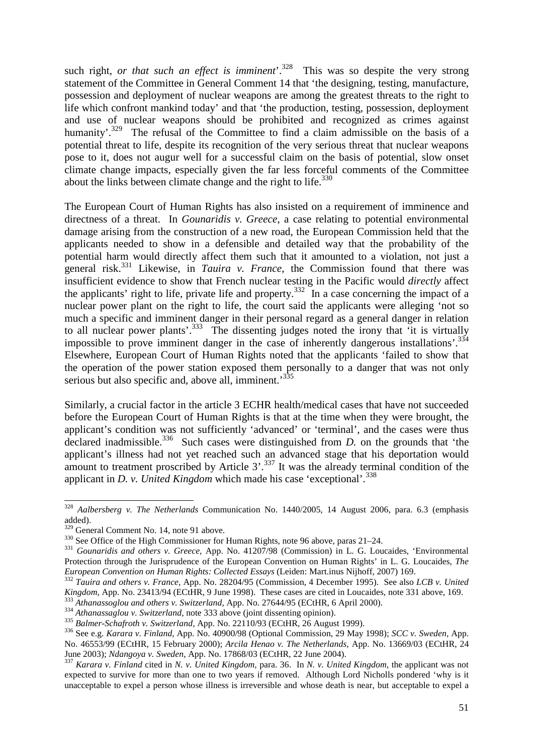such right, *or that such an effect is imminent*'.[328] This was so despite the very strong statement of the Committee in General Comment 14 that 'the designing, testing, manufacture, possession and deployment of nuclear weapons are among the greatest threats to the right to life which confront mankind today' and that 'the production, testing, possession, deployment and use of nuclear weapons should be prohibited and recognized as crimes against humanity'.[329] The refusal of the Committee to find a claim admissible on the basis of a potential threat to life, despite its recognition of the very serious threat that nuclear weapons pose to it, does not augur well for a successful claim on the basis of potential, slow onset climate change impacts, especially given the far less forceful comments of the Committee about the links between climate change and the right to life.[330]

The European Court of Human Rights has also insisted on a requirement of imminence and directness of a threat. In *Gounaridis v. Greece*, a case relating to potential environmental damage arising from the construction of a new road, the European Commission held that the applicants needed to show in a defensible and detailed way that the probability of the potential harm would directly affect them such that it amounted to a violation, not just a general risk.[331] Likewise, in *Tauira v. France*, the Commission found that there was insufficient evidence to show that French nuclear testing in the Pacific would *directly* affect the applicants' right to life, private life and property.[332] In a case concerning the impact of a nuclear power plant on the right to life, the court said the applicants were alleging 'not so much a specific and imminent danger in their personal regard as a general danger in relation to all nuclear power plants'.[333] The dissenting judges noted the irony that 'it is virtually impossible to prove imminent danger in the case of inherently dangerous installations'.[334] Elsewhere, European Court of Human Rights noted that the applicants 'failed to show that the operation of the power station exposed them personally to a danger that was not only serious but also specific and, above all, imminent.'[335]

Similarly, a crucial factor in the article 3 ECHR health/medical cases that have not succeeded before the European Court of Human Rights is that at the time when they were brought, the applicant's condition was not sufficiently 'advanced' or 'terminal', and the cases were thus declared inadmissible.[336] Such cases were distinguished from *D.* on the grounds that 'the applicant's illness had not yet reached such an advanced stage that his deportation would amount to treatment proscribed by Article 3'.[337] It was the already terminal condition of the applicant in *D. v. United Kingdom* which made his case 'exceptional'.[338]

---

[328] *Aalbersberg v. The Netherlands* Communication No. 1440/2005, 14 August 2006, para. 6.3 (emphasis added).

[329] General Comment No. 14, note 91 above.

[330] See Office of the High Commissioner for Human Rights, note 96 above, paras 21–24.

[331] *Gounaridis and others v. Greece*, App. No. 41207/98 (Commission) in L. G. Loucaides, 'Environmental Protection through the Jurisprudence of the European Convention on Human Rights' in L. G. Loucaides, *The European Convention on Human Rights: Collected Essays* (Leiden: Mart.inus Nijhoff, 2007) 169.

[332] *Tauira and others v. France*, App. No. 28204/95 (Commission, 4 December 1995). See also *LCB v. United Kingdom*, App. No. 23413/94 (ECtHR, 9 June 1998). These cases are cited in Loucaides, note 331 above, 169.

[333] *Athanassoglou and others v. Switzerland*, App. No. 27644/95 (ECtHR, 6 April 2000).

[334] *Athanassaglou v. Switzerland*, note 333 above (joint dissenting opinion).

[335] *Balmer-Schafroth v. Switzerland*, App. No. 22110/93 (ECtHR, 26 August 1999).

[336] See e.g. *Karara v. Finland*, App. No. 40900/98 (Optional Commission, 29 May 1998); *SCC v. Sweden*, App. No. 46553/99 (ECtHR, 15 February 2000); *Arcila Henao v. The Netherlands*, App. No. 13669/03 (ECtHR, 24 June 2003); *Ndangoya v. Sweden*, App. No. 17868/03 (ECtHR, 22 June 2004).

[337] *Karara v. Finland* cited in *N. v. United Kingdom*, para. 36. In *N. v. United Kingdom*, the applicant was not expected to survive for more than one to two years if removed. Although Lord Nicholls pondered 'why is it unacceptable to expel a person whose illness is irreversible and whose death is near, but acceptable to expel a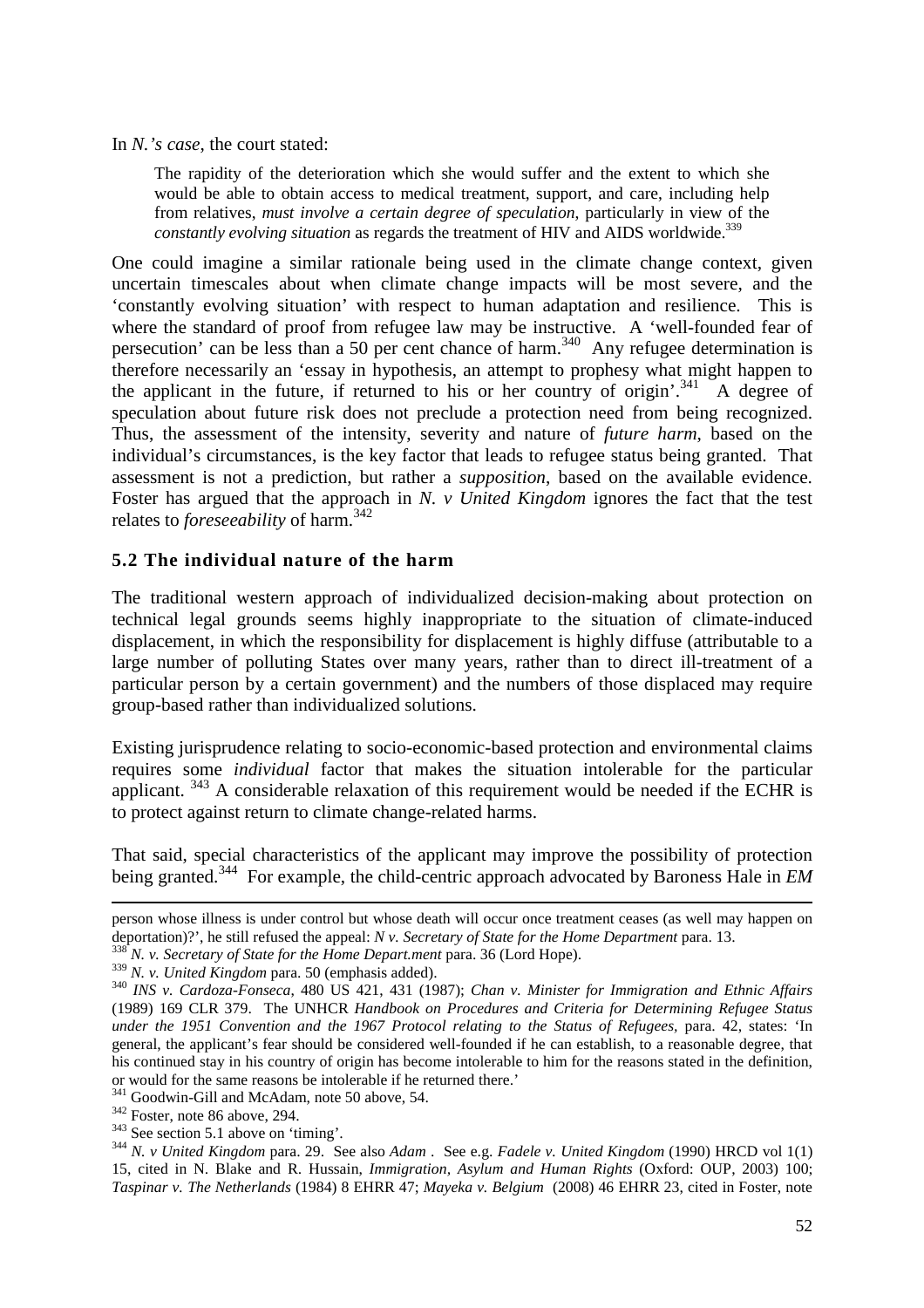In *N.'s case*, the court stated:

> The rapidity of the deterioration which she would suffer and the extent to which she would be able to obtain access to medical treatment, support, and care, including help from relatives, *must involve a certain degree of speculation*, particularly in view of the *constantly evolving situation* as regards the treatment of HIV and AIDS worldwide.[339]

One could imagine a similar rationale being used in the climate change context, given uncertain timescales about when climate change impacts will be most severe, and the 'constantly evolving situation' with respect to human adaptation and resilience. This is where the standard of proof from refugee law may be instructive. A 'well-founded fear of persecution' can be less than a 50 per cent chance of harm.[340] Any refugee determination is therefore necessarily an 'essay in hypothesis, an attempt to prophesy what might happen to the applicant in the future, if returned to his or her country of origin'.[341] A degree of speculation about future risk does not preclude a protection need from being recognized. Thus, the assessment of the intensity, severity and nature of *future harm*, based on the individual's circumstances, is the key factor that leads to refugee status being granted. That assessment is not a prediction, but rather a *supposition*, based on the available evidence. Foster has argued that the approach in *N. v United Kingdom* ignores the fact that the test relates to *foreseeability* of harm.[342]

### 5.2 The individual nature of the harm

The traditional western approach of individualized decision-making about protection on technical legal grounds seems highly inappropriate to the situation of climate-induced displacement, in which the responsibility for displacement is highly diffuse (attributable to a large number of polluting States over many years, rather than to direct ill-treatment of a particular person by a certain government) and the numbers of those displaced may require group-based rather than individualized solutions.

Existing jurisprudence relating to socio-economic-based protection and environmental claims requires some *individual* factor that makes the situation intolerable for the particular applicant. [343] A considerable relaxation of this requirement would be needed if the ECHR is to protect against return to climate change-related harms.

That said, special characteristics of the applicant may improve the possibility of protection being granted.[344] For example, the child-centric approach advocated by Baroness Hale in *EM*

---

person whose illness is under control but whose death will occur once treatment ceases (as well may happen on deportation)?', he still refused the appeal: *N v. Secretary of State for the Home Department* para. 13.

[338] *N. v. Secretary of State for the Home Depart.ment* para. 36 (Lord Hope).

[339] *N. v. United Kingdom* para. 50 (emphasis added).

[340] *INS v. Cardoza-Fonseca*, 480 US 421, 431 (1987); *Chan v. Minister for Immigration and Ethnic Affairs* (1989) 169 CLR 379. The UNHCR *Handbook on Procedures and Criteria for Determining Refugee Status under the 1951 Convention and the 1967 Protocol relating to the Status of Refugees*, para. 42, states: 'In general, the applicant's fear should be considered well-founded if he can establish, to a reasonable degree, that his continued stay in his country of origin has become intolerable to him for the reasons stated in the definition, or would for the same reasons be intolerable if he returned there.'

[341] Goodwin-Gill and McAdam, note 50 above, 54.

[342] Foster, note 86 above, 294.

[343] See section 5.1 above on 'timing'.

[344] *N. v United Kingdom* para. 29. See also *Adam* . See e.g. *Fadele v. United Kingdom* (1990) HRCD vol 1(1) 15, cited in N. Blake and R. Hussain, *Immigration, Asylum and Human Rights* (Oxford: OUP, 2003) 100; *Taspinar v. The Netherlands* (1984) 8 EHRR 47; *Mayeka v. Belgium* (2008) 46 EHRR 23, cited in Foster, note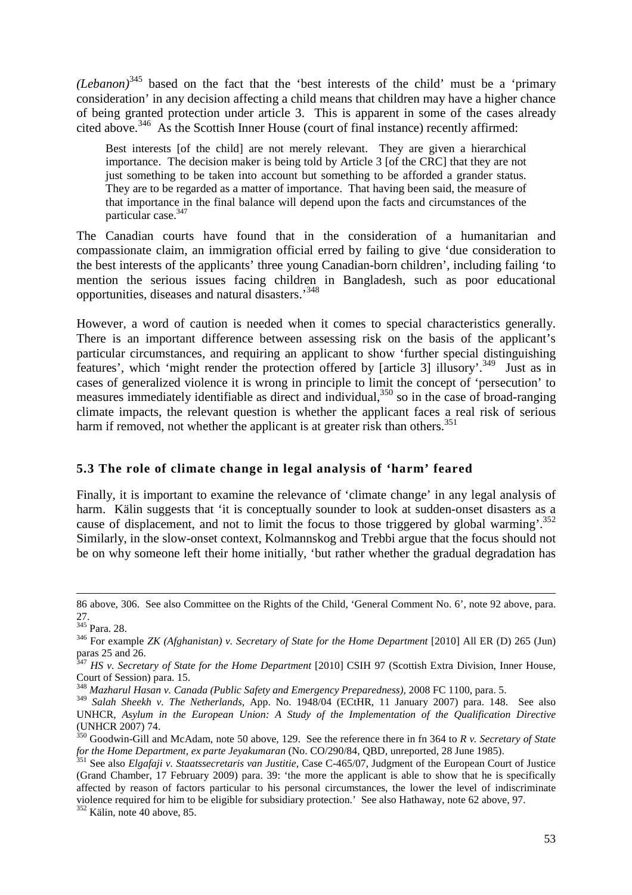*(Lebanon)*[345] based on the fact that the 'best interests of the child' must be a 'primary consideration' in any decision affecting a child means that children may have a higher chance of being granted protection under article 3. This is apparent in some of the cases already cited above.[346] As the Scottish Inner House (court of final instance) recently affirmed:

> Best interests [of the child] are not merely relevant. They are given a hierarchical importance. The decision maker is being told by Article 3 [of the CRC] that they are not just something to be taken into account but something to be afforded a grander status. They are to be regarded as a matter of importance. That having been said, the measure of that importance in the final balance will depend upon the facts and circumstances of the particular case.[347]

The Canadian courts have found that in the consideration of a humanitarian and compassionate claim, an immigration official erred by failing to give 'due consideration to the best interests of the applicants' three young Canadian-born children', including failing 'to mention the serious issues facing children in Bangladesh, such as poor educational opportunities, diseases and natural disasters.'[348]

However, a word of caution is needed when it comes to special characteristics generally. There is an important difference between assessing risk on the basis of the applicant's particular circumstances, and requiring an applicant to show 'further special distinguishing features', which 'might render the protection offered by [article 3] illusory'.[349] Just as in cases of generalized violence it is wrong in principle to limit the concept of 'persecution' to measures immediately identifiable as direct and individual,[350] so in the case of broad-ranging climate impacts, the relevant question is whether the applicant faces a real risk of serious harm if removed, not whether the applicant is at greater risk than others.[351]

### 5.3 The role of climate change in legal analysis of 'harm' feared

Finally, it is important to examine the relevance of 'climate change' in any legal analysis of harm. Kälin suggests that 'it is conceptually sounder to look at sudden-onset disasters as a cause of displacement, and not to limit the focus to those triggered by global warming'.[352] Similarly, in the slow-onset context, Kolmannskog and Trebbi argue that the focus should not be on why someone left their home initially, 'but rather whether the gradual degradation has

---

86 above, 306. See also Committee on the Rights of the Child, 'General Comment No. 6', note 92 above, para. 27.

[345] Para. 28.

[346] For example *ZK (Afghanistan) v. Secretary of State for the Home Department* [2010] All ER (D) 265 (Jun) paras 25 and 26.

[347] *HS v. Secretary of State for the Home Department* [2010] CSIH 97 (Scottish Extra Division, Inner House, Court of Session) para. 15.

[348] *Mazharul Hasan v. Canada (Public Safety and Emergency Preparedness)*, 2008 FC 1100, para. 5.

[349] *Salah Sheekh v. The Netherlands*, App. No. 1948/04 (ECtHR, 11 January 2007) para. 148. See also UNHCR, *Asylum in the European Union: A Study of the Implementation of the Qualification Directive* (UNHCR 2007) 74.

[350] Goodwin-Gill and McAdam, note 50 above, 129. See the reference there in fn 364 to *R v. Secretary of State for the Home Department, ex parte Jeyakumaran* (No. CO/290/84, QBD, unreported, 28 June 1985).

[351] See also *Elgafaji v. Staatssecretaris van Justitie*, Case C-465/07, Judgment of the European Court of Justice (Grand Chamber, 17 February 2009) para. 39: 'the more the applicant is able to show that he is specifically affected by reason of factors particular to his personal circumstances, the lower the level of indiscriminate violence required for him to be eligible for subsidiary protection.' See also Hathaway, note 62 above, 97.

[352] Kälin, note 40 above, 85.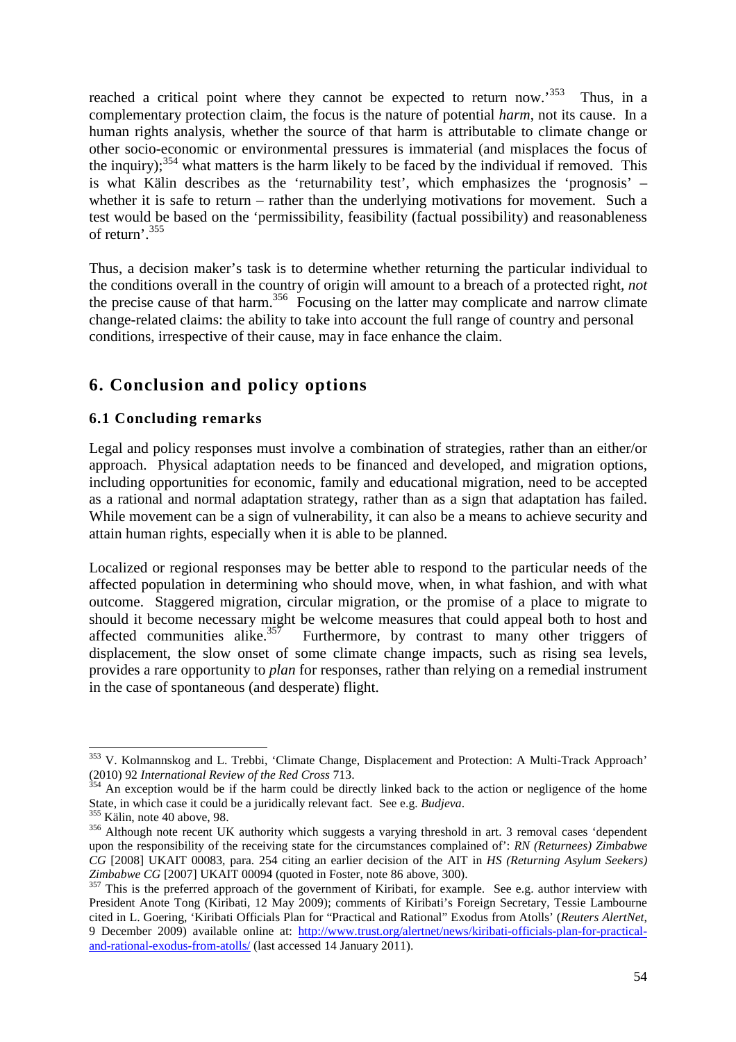reached a critical point where they cannot be expected to return now.'[353] Thus, in a complementary protection claim, the focus is the nature of potential *harm*, not its cause. In a human rights analysis, whether the source of that harm is attributable to climate change or other socio-economic or environmental pressures is immaterial (and misplaces the focus of the inquiry);[354] what matters is the harm likely to be faced by the individual if removed. This is what Kälin describes as the 'returnability test', which emphasizes the 'prognosis' – whether it is safe to return – rather than the underlying motivations for movement. Such a test would be based on the 'permissibility, feasibility (factual possibility) and reasonableness of return'.[355]

Thus, a decision maker's task is to determine whether returning the particular individual to the conditions overall in the country of origin will amount to a breach of a protected right, *not* the precise cause of that harm.[356] Focusing on the latter may complicate and narrow climate change-related claims: the ability to take into account the full range of country and personal conditions, irrespective of their cause, may in face enhance the claim.

## 6. Conclusion and policy options

### 6.1 Concluding remarks

Legal and policy responses must involve a combination of strategies, rather than an either/or approach. Physical adaptation needs to be financed and developed, and migration options, including opportunities for economic, family and educational migration, need to be accepted as a rational and normal adaptation strategy, rather than as a sign that adaptation has failed. While movement can be a sign of vulnerability, it can also be a means to achieve security and attain human rights, especially when it is able to be planned.

Localized or regional responses may be better able to respond to the particular needs of the affected population in determining who should move, when, in what fashion, and with what outcome. Staggered migration, circular migration, or the promise of a place to migrate to should it become necessary might be welcome measures that could appeal both to host and affected communities alike.[357] Furthermore, by contrast to many other triggers of displacement, the slow onset of some climate change impacts, such as rising sea levels, provides a rare opportunity to *plan* for responses, rather than relying on a remedial instrument in the case of spontaneous (and desperate) flight.

---

[353] V. Kolmannskog and L. Trebbi, 'Climate Change, Displacement and Protection: A Multi-Track Approach' (2010) 92 *International Review of the Red Cross* 713.

[354] An exception would be if the harm could be directly linked back to the action or negligence of the home State, in which case it could be a juridically relevant fact. See e.g. *Budjeva*.

[355] Kälin, note 40 above, 98.

[356] Although note recent UK authority which suggests a varying threshold in art. 3 removal cases 'dependent upon the responsibility of the receiving state for the circumstances complained of': *RN (Returnees) Zimbabwe CG* [2008] UKAIT 00083, para. 254 citing an earlier decision of the AIT in *HS (Returning Asylum Seekers) Zimbabwe CG* [2007] UKAIT 00094 (quoted in Foster, note 86 above, 300).

[357] This is the preferred approach of the government of Kiribati, for example. See e.g. author interview with President Anote Tong (Kiribati, 12 May 2009); comments of Kiribati's Foreign Secretary, Tessie Lambourne cited in L. Goering, 'Kiribati Officials Plan for "Practical and Rational" Exodus from Atolls' (*Reuters AlertNet*, 9 December 2009) available online at: http://www.trust.org/alertnet/news/kiribati-officials-plan-for-practical-and-rational-exodus-from-atolls/ (last accessed 14 January 2011).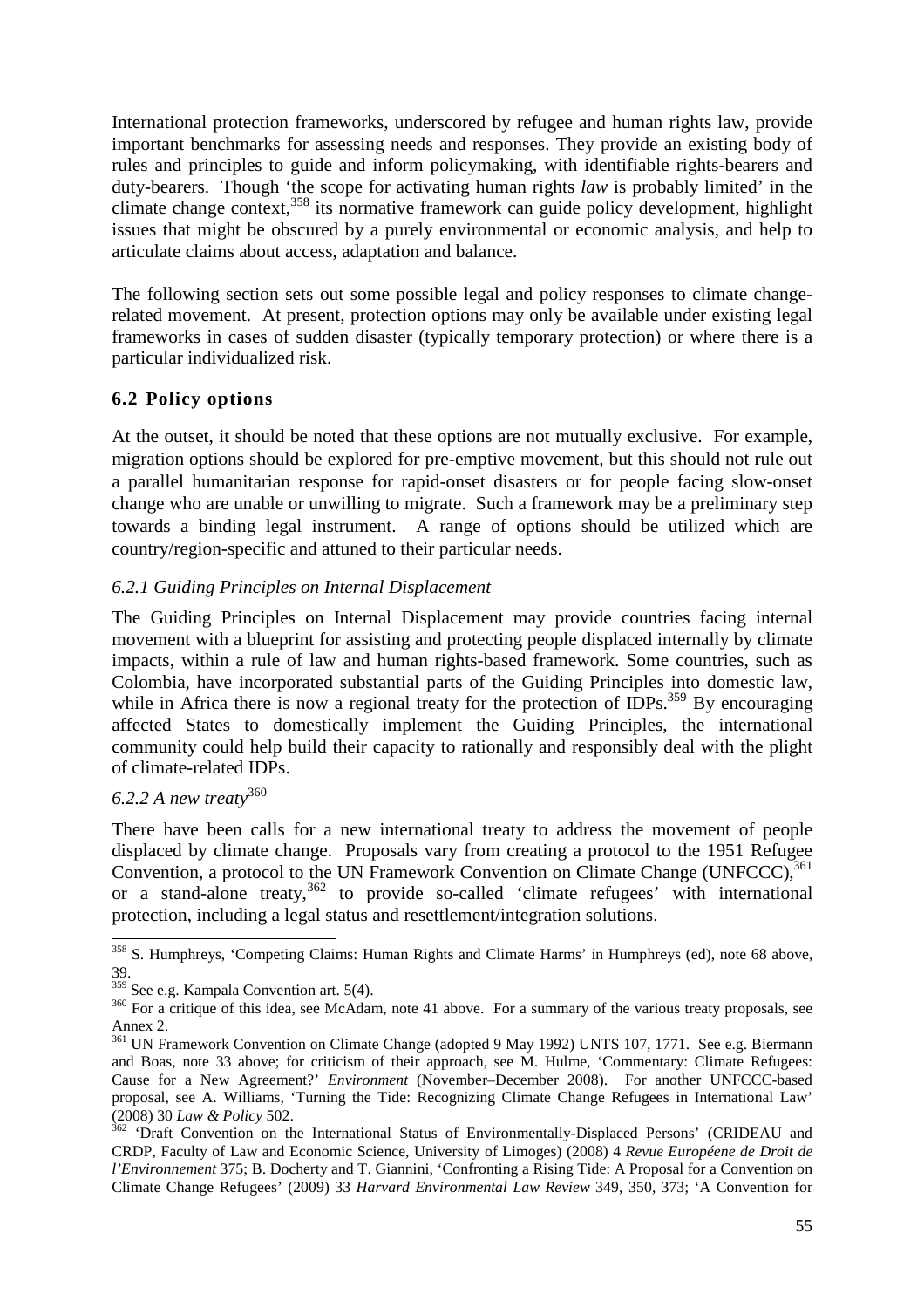International protection frameworks, underscored by refugee and human rights law, provide important benchmarks for assessing needs and responses. They provide an existing body of rules and principles to guide and inform policymaking, with identifiable rights-bearers and duty-bearers. Though 'the scope for activating human rights *law* is probably limited' in the climate change context,[358] its normative framework can guide policy development, highlight issues that might be obscured by a purely environmental or economic analysis, and help to articulate claims about access, adaptation and balance.

The following section sets out some possible legal and policy responses to climate change-related movement. At present, protection options may only be available under existing legal frameworks in cases of sudden disaster (typically temporary protection) or where there is a particular individualized risk.

### 6.2 Policy options

At the outset, it should be noted that these options are not mutually exclusive. For example, migration options should be explored for pre-emptive movement, but this should not rule out a parallel humanitarian response for rapid-onset disasters or for people facing slow-onset change who are unable or unwilling to migrate. Such a framework may be a preliminary step towards a binding legal instrument. A range of options should be utilized which are country/region-specific and attuned to their particular needs.

#### *6.2.1 Guiding Principles on Internal Displacement*

The Guiding Principles on Internal Displacement may provide countries facing internal movement with a blueprint for assisting and protecting people displaced internally by climate impacts, within a rule of law and human rights-based framework. Some countries, such as Colombia, have incorporated substantial parts of the Guiding Principles into domestic law, while in Africa there is now a regional treaty for the protection of IDPs.[359] By encouraging affected States to domestically implement the Guiding Principles, the international community could help build their capacity to rationally and responsibly deal with the plight of climate-related IDPs.

#### *6.2.2 A new treaty*[360]

There have been calls for a new international treaty to address the movement of people displaced by climate change. Proposals vary from creating a protocol to the 1951 Refugee Convention, a protocol to the UN Framework Convention on Climate Change (UNFCCC),[361] or a stand-alone treaty,[362] to provide so-called 'climate refugees' with international protection, including a legal status and resettlement/integration solutions.

---

[358] S. Humphreys, 'Competing Claims: Human Rights and Climate Harms' in Humphreys (ed), note 68 above, 39.

[359] See e.g. Kampala Convention art. 5(4).

[360] For a critique of this idea, see McAdam, note 41 above. For a summary of the various treaty proposals, see Annex 2.

[361] UN Framework Convention on Climate Change (adopted 9 May 1992) UNTS 107, 1771. See e.g. Biermann and Boas, note 33 above; for criticism of their approach, see M. Hulme, 'Commentary: Climate Refugees: Cause for a New Agreement?' *Environment* (November–December 2008). For another UNFCCC-based proposal, see A. Williams, 'Turning the Tide: Recognizing Climate Change Refugees in International Law' (2008) 30 *Law & Policy* 502.

[362] 'Draft Convention on the International Status of Environmentally-Displaced Persons' (CRIDEAU and CRDP, Faculty of Law and Economic Science, University of Limoges) (2008) 4 *Revue Européene de Droit de l'Environnement* 375; B. Docherty and T. Giannini, 'Confronting a Rising Tide: A Proposal for a Convention on Climate Change Refugees' (2009) 33 *Harvard Environmental Law Review* 349, 350, 373; 'A Convention for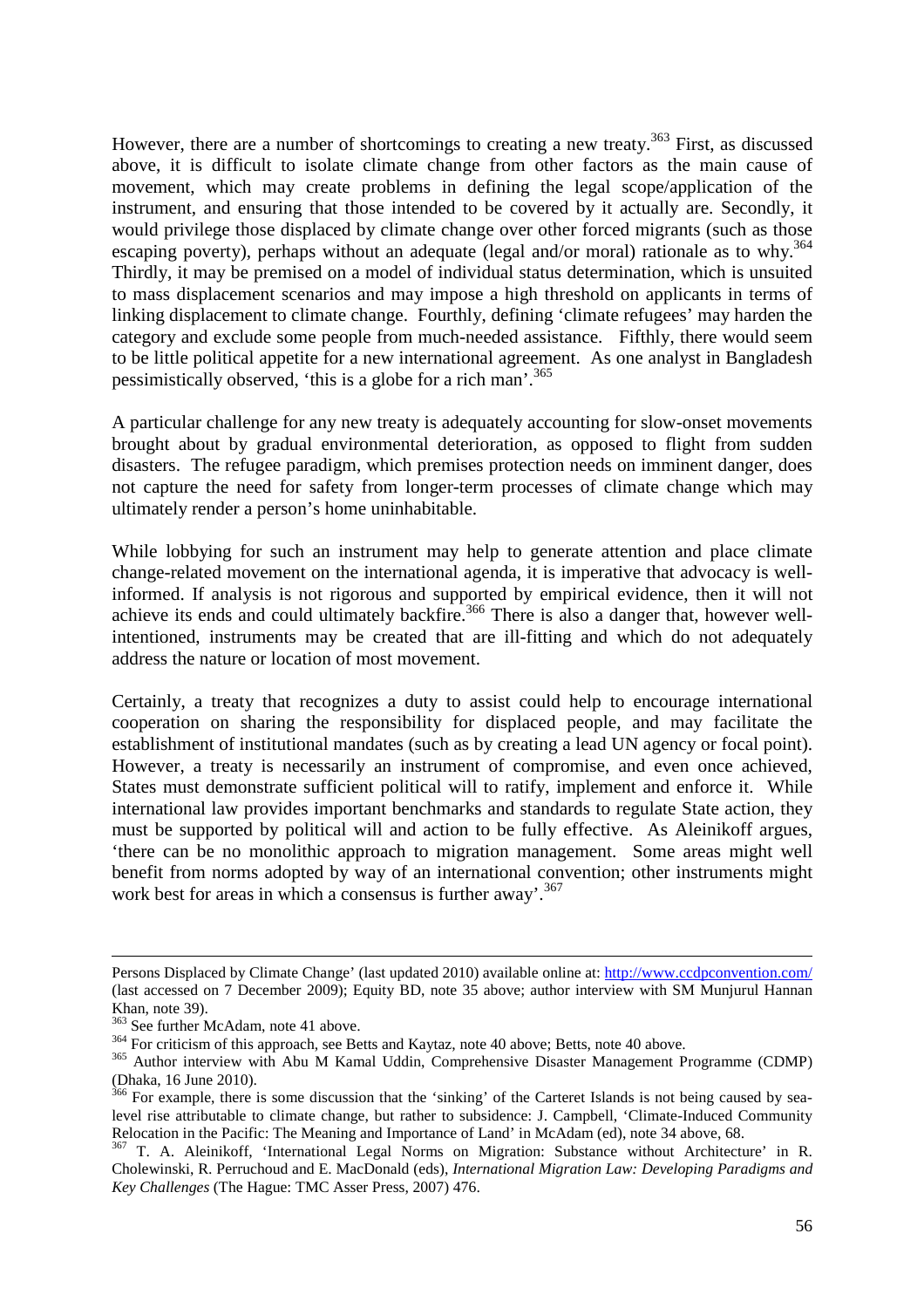However, there are a number of shortcomings to creating a new treaty.[363] First, as discussed above, it is difficult to isolate climate change from other factors as the main cause of movement, which may create problems in defining the legal scope/application of the instrument, and ensuring that those intended to be covered by it actually are. Secondly, it would privilege those displaced by climate change over other forced migrants (such as those escaping poverty), perhaps without an adequate (legal and/or moral) rationale as to why.[364] Thirdly, it may be premised on a model of individual status determination, which is unsuited to mass displacement scenarios and may impose a high threshold on applicants in terms of linking displacement to climate change. Fourthly, defining 'climate refugees' may harden the category and exclude some people from much-needed assistance. Fifthly, there would seem to be little political appetite for a new international agreement. As one analyst in Bangladesh pessimistically observed, 'this is a globe for a rich man'.[365]

A particular challenge for any new treaty is adequately accounting for slow-onset movements brought about by gradual environmental deterioration, as opposed to flight from sudden disasters. The refugee paradigm, which premises protection needs on imminent danger, does not capture the need for safety from longer-term processes of climate change which may ultimately render a person's home uninhabitable.

While lobbying for such an instrument may help to generate attention and place climate change-related movement on the international agenda, it is imperative that advocacy is well-informed. If analysis is not rigorous and supported by empirical evidence, then it will not achieve its ends and could ultimately backfire.[366] There is also a danger that, however well-intentioned, instruments may be created that are ill-fitting and which do not adequately address the nature or location of most movement.

Certainly, a treaty that recognizes a duty to assist could help to encourage international cooperation on sharing the responsibility for displaced people, and may facilitate the establishment of institutional mandates (such as by creating a lead UN agency or focal point). However, a treaty is necessarily an instrument of compromise, and even once achieved, States must demonstrate sufficient political will to ratify, implement and enforce it. While international law provides important benchmarks and standards to regulate State action, they must be supported by political will and action to be fully effective. As Aleinikoff argues, 'there can be no monolithic approach to migration management. Some areas might well benefit from norms adopted by way of an international convention; other instruments might work best for areas in which a consensus is further away'.[367]

---

Persons Displaced by Climate Change' (last updated 2010) available online at: http://www.ccdpconvention.com/ (last accessed on 7 December 2009); Equity BD, note 35 above; author interview with SM Munjurul Hannan Khan, note 39).

[363] See further McAdam, note 41 above.

[364] For criticism of this approach, see Betts and Kaytaz, note 40 above; Betts, note 40 above.

[365] Author interview with Abu M Kamal Uddin, Comprehensive Disaster Management Programme (CDMP) (Dhaka, 16 June 2010).

[366] For example, there is some discussion that the 'sinking' of the Carteret Islands is not being caused by sea-level rise attributable to climate change, but rather to subsidence: J. Campbell, 'Climate-Induced Community Relocation in the Pacific: The Meaning and Importance of Land' in McAdam (ed), note 34 above, 68.

[367] T. A. Aleinikoff, 'International Legal Norms on Migration: Substance without Architecture' in R. Cholewinski, R. Perruchoud and E. MacDonald (eds), *International Migration Law: Developing Paradigms and Key Challenges* (The Hague: TMC Asser Press, 2007) 476.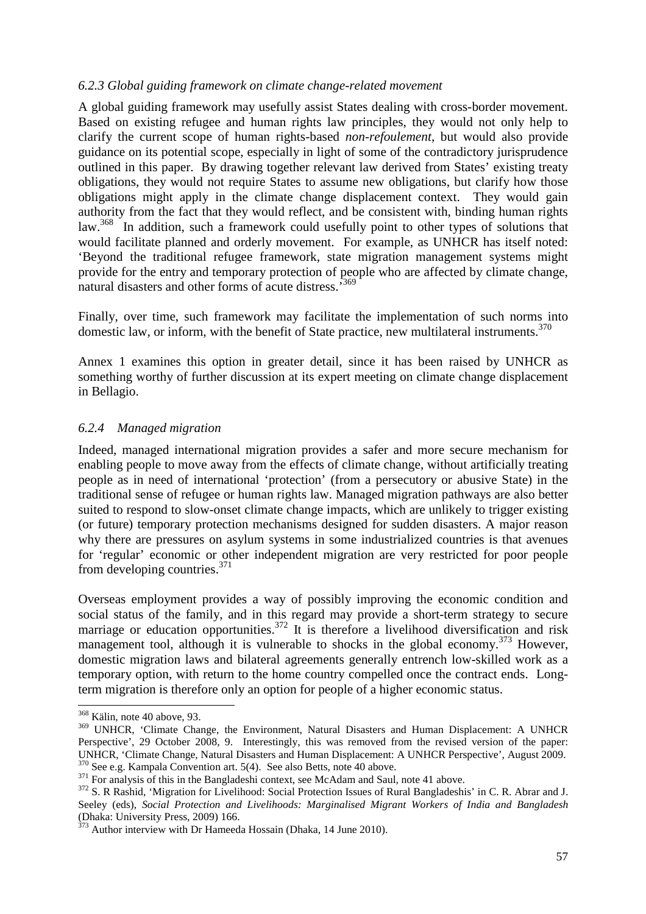### *6.2.3 Global guiding framework on climate change-related movement*

A global guiding framework may usefully assist States dealing with cross-border movement. Based on existing refugee and human rights law principles, they would not only help to clarify the current scope of human rights-based *non-refoulement*, but would also provide guidance on its potential scope, especially in light of some of the contradictory jurisprudence outlined in this paper. By drawing together relevant law derived from States' existing treaty obligations, they would not require States to assume new obligations, but clarify how those obligations might apply in the climate change displacement context. They would gain authority from the fact that they would reflect, and be consistent with, binding human rights law.[368] In addition, such a framework could usefully point to other types of solutions that would facilitate planned and orderly movement. For example, as UNHCR has itself noted: 'Beyond the traditional refugee framework, state migration management systems might provide for the entry and temporary protection of people who are affected by climate change, natural disasters and other forms of acute distress.'[369]

Finally, over time, such framework may facilitate the implementation of such norms into domestic law, or inform, with the benefit of State practice, new multilateral instruments.[370]

Annex 1 examines this option in greater detail, since it has been raised by UNHCR as something worthy of further discussion at its expert meeting on climate change displacement in Bellagio.

### *6.2.4 Managed migration*

Indeed, managed international migration provides a safer and more secure mechanism for enabling people to move away from the effects of climate change, without artificially treating people as in need of international 'protection' (from a persecutory or abusive State) in the traditional sense of refugee or human rights law. Managed migration pathways are also better suited to respond to slow-onset climate change impacts, which are unlikely to trigger existing (or future) temporary protection mechanisms designed for sudden disasters. A major reason why there are pressures on asylum systems in some industrialized countries is that avenues for 'regular' economic or other independent migration are very restricted for poor people from developing countries.[371]

Overseas employment provides a way of possibly improving the economic condition and social status of the family, and in this regard may provide a short-term strategy to secure marriage or education opportunities.[372] It is therefore a livelihood diversification and risk management tool, although it is vulnerable to shocks in the global economy.[373] However, domestic migration laws and bilateral agreements generally entrench low-skilled work as a temporary option, with return to the home country compelled once the contract ends. Long-term migration is therefore only an option for people of a higher economic status.

---

[368] Kälin, note 40 above, 93.

[369] UNHCR, 'Climate Change, the Environment, Natural Disasters and Human Displacement: A UNHCR Perspective', 29 October 2008, 9. Interestingly, this was removed from the revised version of the paper: UNHCR, 'Climate Change, Natural Disasters and Human Displacement: A UNHCR Perspective', August 2009.

[370] See e.g. Kampala Convention art. 5(4). See also Betts, note 40 above.

[371] For analysis of this in the Bangladeshi context, see McAdam and Saul, note 41 above.

[372] S. R Rashid, 'Migration for Livelihood: Social Protection Issues of Rural Bangladeshis' in C. R. Abrar and J. Seeley (eds), *Social Protection and Livelihoods: Marginalised Migrant Workers of India and Bangladesh* (Dhaka: University Press, 2009) 166.

[373] Author interview with Dr Hameeda Hossain (Dhaka, 14 June 2010).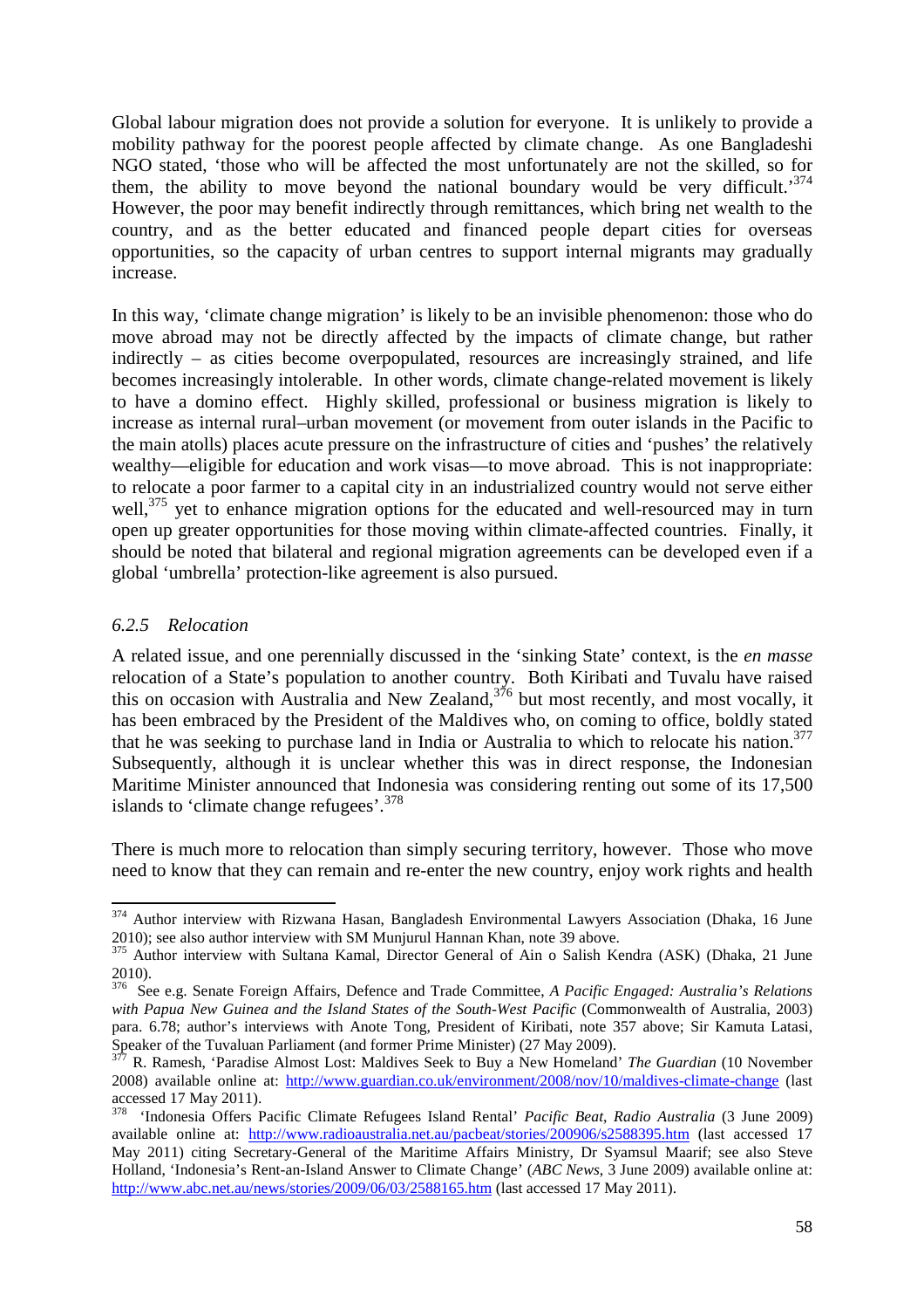Global labour migration does not provide a solution for everyone. It is unlikely to provide a mobility pathway for the poorest people affected by climate change. As one Bangladeshi NGO stated, 'those who will be affected the most unfortunately are not the skilled, so for them, the ability to move beyond the national boundary would be very difficult.'[374] However, the poor may benefit indirectly through remittances, which bring net wealth to the country, and as the better educated and financed people depart cities for overseas opportunities, so the capacity of urban centres to support internal migrants may gradually increase.

In this way, 'climate change migration' is likely to be an invisible phenomenon: those who do move abroad may not be directly affected by the impacts of climate change, but rather indirectly – as cities become overpopulated, resources are increasingly strained, and life becomes increasingly intolerable. In other words, climate change-related movement is likely to have a domino effect. Highly skilled, professional or business migration is likely to increase as internal rural–urban movement (or movement from outer islands in the Pacific to the main atolls) places acute pressure on the infrastructure of cities and 'pushes' the relatively wealthy—eligible for education and work visas—to move abroad. This is not inappropriate: to relocate a poor farmer to a capital city in an industrialized country would not serve either well,[375] yet to enhance migration options for the educated and well-resourced may in turn open up greater opportunities for those moving within climate-affected countries. Finally, it should be noted that bilateral and regional migration agreements can be developed even if a global 'umbrella' protection-like agreement is also pursued.

### *6.2.5 Relocation*

A related issue, and one perennially discussed in the 'sinking State' context, is the *en masse* relocation of a State's population to another country. Both Kiribati and Tuvalu have raised this on occasion with Australia and New Zealand,[376] but most recently, and most vocally, it has been embraced by the President of the Maldives who, on coming to office, boldly stated that he was seeking to purchase land in India or Australia to which to relocate his nation.[377] Subsequently, although it is unclear whether this was in direct response, the Indonesian Maritime Minister announced that Indonesia was considering renting out some of its 17,500 islands to 'climate change refugees'.[378]

There is much more to relocation than simply securing territory, however. Those who move need to know that they can remain and re-enter the new country, enjoy work rights and health

---

[374] Author interview with Rizwana Hasan, Bangladesh Environmental Lawyers Association (Dhaka, 16 June 2010); see also author interview with SM Munjurul Hannan Khan, note 39 above.

[375] Author interview with Sultana Kamal, Director General of Ain o Salish Kendra (ASK) (Dhaka, 21 June 2010).

[376] See e.g. Senate Foreign Affairs, Defence and Trade Committee, *A Pacific Engaged: Australia's Relations with Papua New Guinea and the Island States of the South-West Pacific* (Commonwealth of Australia, 2003) para. 6.78; author's interviews with Anote Tong, President of Kiribati, note 357 above; Sir Kamuta Latasi, Speaker of the Tuvaluan Parliament (and former Prime Minister) (27 May 2009).

[377] R. Ramesh, 'Paradise Almost Lost: Maldives Seek to Buy a New Homeland' *The Guardian* (10 November 2008) available online at: http://www.guardian.co.uk/environment/2008/nov/10/maldives-climate-change (last accessed 17 May 2011).

[378] 'Indonesia Offers Pacific Climate Refugees Island Rental' *Pacific Beat*, *Radio Australia* (3 June 2009) available online at: http://www.radioaustralia.net.au/pacbeat/stories/200906/s2588395.htm (last accessed 17 May 2011) citing Secretary-General of the Maritime Affairs Ministry, Dr Syamsul Maarif; see also Steve Holland, 'Indonesia's Rent-an-Island Answer to Climate Change' (*ABC News*, 3 June 2009) available online at: http://www.abc.net.au/news/stories/2009/06/03/2588165.htm (last accessed 17 May 2011).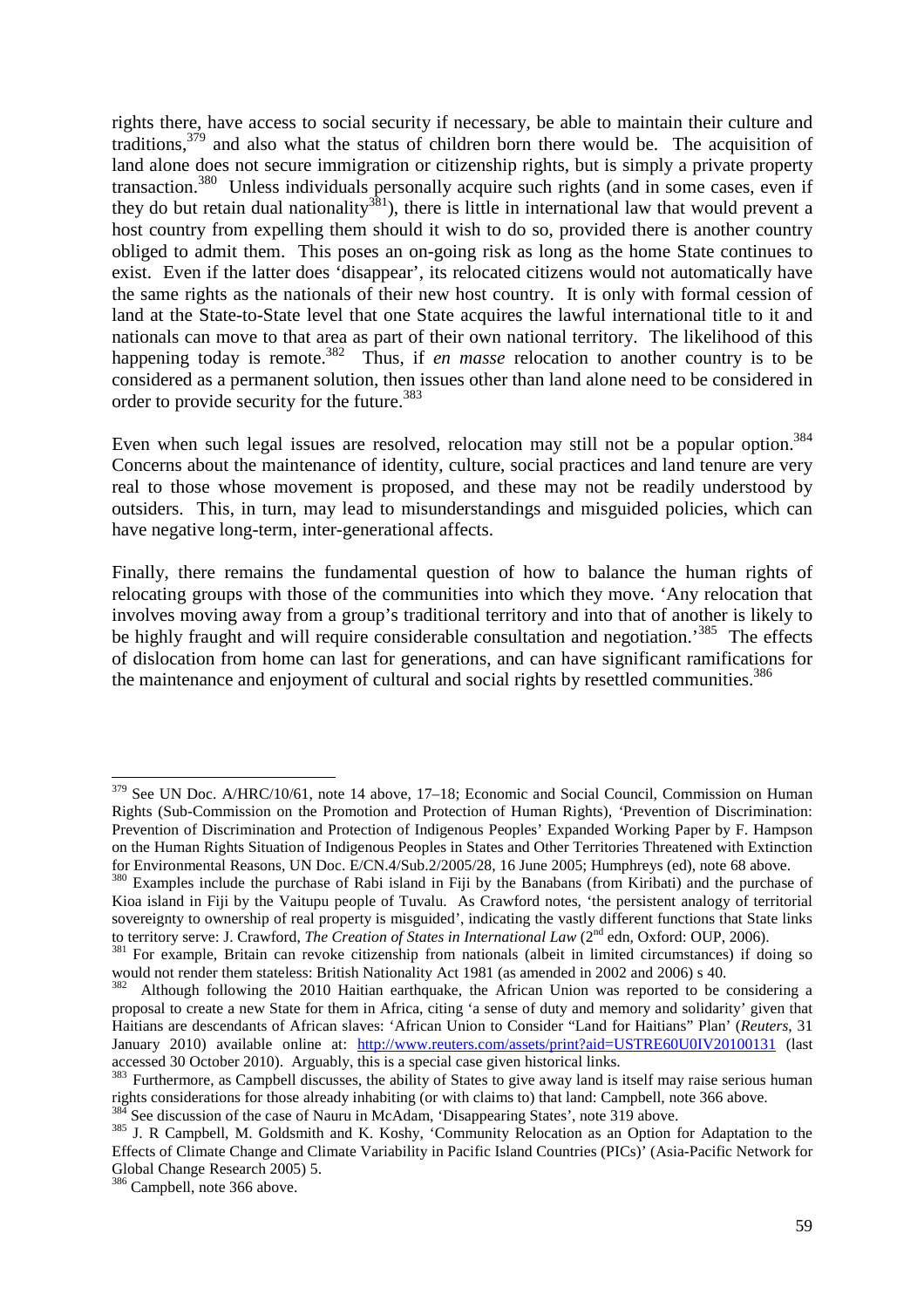rights there, have access to social security if necessary, be able to maintain their culture and traditions,[379] and also what the status of children born there would be. The acquisition of land alone does not secure immigration or citizenship rights, but is simply a private property transaction.[380] Unless individuals personally acquire such rights (and in some cases, even if they do but retain dual nationality[381]), there is little in international law that would prevent a host country from expelling them should it wish to do so, provided there is another country obliged to admit them. This poses an on-going risk as long as the home State continues to exist. Even if the latter does 'disappear', its relocated citizens would not automatically have the same rights as the nationals of their new host country. It is only with formal cession of land at the State-to-State level that one State acquires the lawful international title to it and nationals can move to that area as part of their own national territory. The likelihood of this happening today is remote.[382] Thus, if *en masse* relocation to another country is to be considered as a permanent solution, then issues other than land alone need to be considered in order to provide security for the future.[383]

Even when such legal issues are resolved, relocation may still not be a popular option.[384] Concerns about the maintenance of identity, culture, social practices and land tenure are very real to those whose movement is proposed, and these may not be readily understood by outsiders. This, in turn, may lead to misunderstandings and misguided policies, which can have negative long-term, inter-generational affects.

Finally, there remains the fundamental question of how to balance the human rights of relocating groups with those of the communities into which they move. 'Any relocation that involves moving away from a group's traditional territory and into that of another is likely to be highly fraught and will require considerable consultation and negotiation.'[385] The effects of dislocation from home can last for generations, and can have significant ramifications for the maintenance and enjoyment of cultural and social rights by resettled communities.[386]

---

[379] See UN Doc. A/HRC/10/61, note 14 above, 17–18; Economic and Social Council, Commission on Human Rights (Sub-Commission on the Promotion and Protection of Human Rights), 'Prevention of Discrimination: Prevention of Discrimination and Protection of Indigenous Peoples' Expanded Working Paper by F. Hampson on the Human Rights Situation of Indigenous Peoples in States and Other Territories Threatened with Extinction for Environmental Reasons, UN Doc. E/CN.4/Sub.2/2005/28, 16 June 2005; Humphreys (ed), note 68 above.

[380] Examples include the purchase of Rabi island in Fiji by the Banabans (from Kiribati) and the purchase of Kioa island in Fiji by the Vaitupu people of Tuvalu. As Crawford notes, 'the persistent analogy of territorial sovereignty to ownership of real property is misguided', indicating the vastly different functions that State links to territory serve: J. Crawford, *The Creation of States in International Law* (2nd edn, Oxford: OUP, 2006).

[381] For example, Britain can revoke citizenship from nationals (albeit in limited circumstances) if doing so would not render them stateless: British Nationality Act 1981 (as amended in 2002 and 2006) s 40.

[382] Although following the 2010 Haitian earthquake, the African Union was reported to be considering a proposal to create a new State for them in Africa, citing 'a sense of duty and memory and solidarity' given that Haitians are descendants of African slaves: 'African Union to Consider "Land for Haitians" Plan' (*Reuters*, 31 January 2010) available online at: http://www.reuters.com/assets/print?aid=USTRE60U0IV20100131 (last accessed 30 October 2010). Arguably, this is a special case given historical links.

[383] Furthermore, as Campbell discusses, the ability of States to give away land is itself may raise serious human rights considerations for those already inhabiting (or with claims to) that land: Campbell, note 366 above.

[384] See discussion of the case of Nauru in McAdam, 'Disappearing States', note 319 above.

[385] J. R Campbell, M. Goldsmith and K. Koshy, 'Community Relocation as an Option for Adaptation to the Effects of Climate Change and Climate Variability in Pacific Island Countries (PICs)' (Asia-Pacific Network for Global Change Research 2005) 5.

[386] Campbell, note 366 above.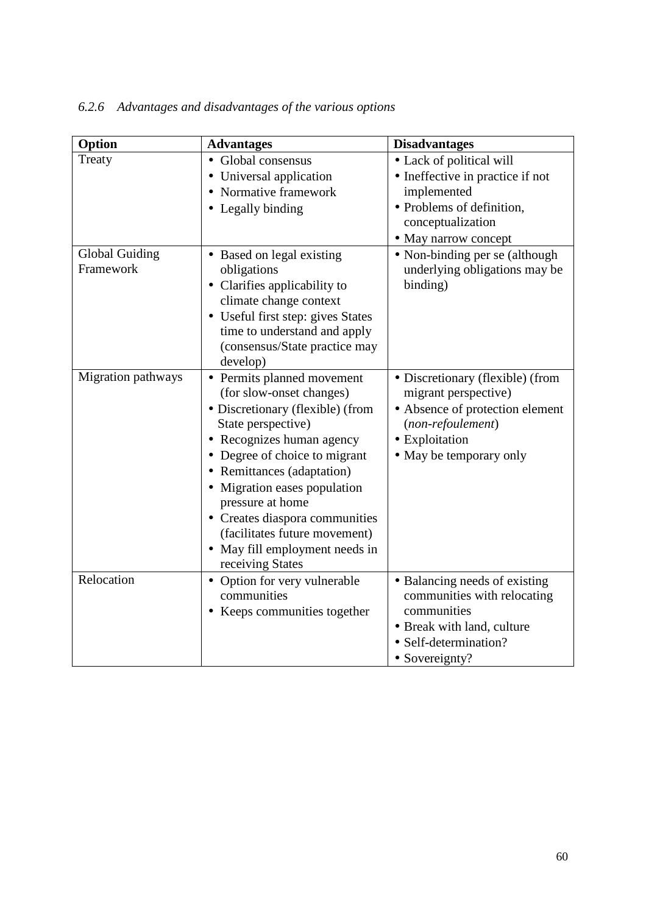*6.2.6 Advantages and disadvantages of the various options*

| Option | Advantages | Disadvantages |
|---|---|---|
| Treaty | • Global consensus<br>• Universal application<br>• Normative framework<br>• Legally binding | • Lack of political will<br>• Ineffective in practice if not implemented<br>• Problems of definition, conceptualization<br>• May narrow concept |
| Global Guiding Framework | • Based on legal existing obligations<br>• Clarifies applicability to climate change context<br>• Useful first step: gives States time to understand and apply (consensus/State practice may develop) | • Non-binding per se (although underlying obligations may be binding) |
| Migration pathways | • Permits planned movement (for slow-onset changes)<br>• Discretionary (flexible) (from State perspective)<br>• Recognizes human agency<br>• Degree of choice to migrant<br>• Remittances (adaptation)<br>• Migration eases population pressure at home<br>• Creates diaspora communities (facilitates future movement)<br>• May fill employment needs in receiving States | • Discretionary (flexible) (from migrant perspective)<br>• Absence of protection element (*non-refoulement*)<br>• Exploitation<br>• May be temporary only |
| Relocation | • Option for very vulnerable communities<br>• Keeps communities together | • Balancing needs of existing communities with relocating communities<br>• Break with land, culture<br>• Self-determination?<br>• Sovereignty? |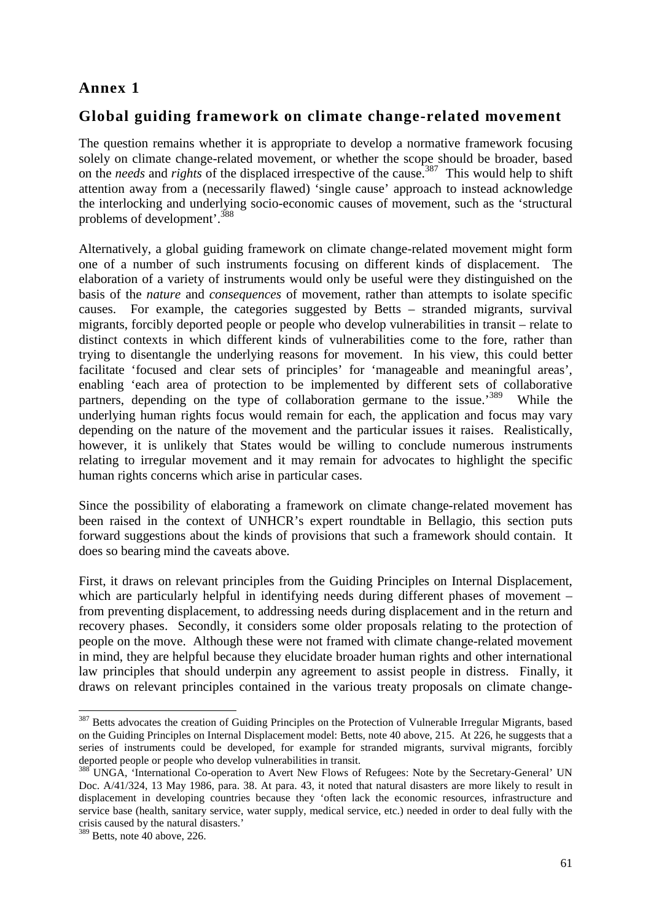# Annex 1

## Global guiding framework on climate change-related movement

The question remains whether it is appropriate to develop a normative framework focusing solely on climate change-related movement, or whether the scope should be broader, based on the *needs* and *rights* of the displaced irrespective of the cause.[387] This would help to shift attention away from a (necessarily flawed) 'single cause' approach to instead acknowledge the interlocking and underlying socio-economic causes of movement, such as the 'structural problems of development'.[388]

Alternatively, a global guiding framework on climate change-related movement might form one of a number of such instruments focusing on different kinds of displacement. The elaboration of a variety of instruments would only be useful were they distinguished on the basis of the *nature* and *consequences* of movement, rather than attempts to isolate specific causes. For example, the categories suggested by Betts – stranded migrants, survival migrants, forcibly deported people or people who develop vulnerabilities in transit – relate to distinct contexts in which different kinds of vulnerabilities come to the fore, rather than trying to disentangle the underlying reasons for movement. In his view, this could better facilitate 'focused and clear sets of principles' for 'manageable and meaningful areas', enabling 'each area of protection to be implemented by different sets of collaborative partners, depending on the type of collaboration germane to the issue.'[389] While the underlying human rights focus would remain for each, the application and focus may vary depending on the nature of the movement and the particular issues it raises. Realistically, however, it is unlikely that States would be willing to conclude numerous instruments relating to irregular movement and it may remain for advocates to highlight the specific human rights concerns which arise in particular cases.

Since the possibility of elaborating a framework on climate change-related movement has been raised in the context of UNHCR's expert roundtable in Bellagio, this section puts forward suggestions about the kinds of provisions that such a framework should contain. It does so bearing mind the caveats above.

First, it draws on relevant principles from the Guiding Principles on Internal Displacement, which are particularly helpful in identifying needs during different phases of movement – from preventing displacement, to addressing needs during displacement and in the return and recovery phases. Secondly, it considers some older proposals relating to the protection of people on the move. Although these were not framed with climate change-related movement in mind, they are helpful because they elucidate broader human rights and other international law principles that should underpin any agreement to assist people in distress. Finally, it draws on relevant principles contained in the various treaty proposals on climate change-

---

[387] Betts advocates the creation of Guiding Principles on the Protection of Vulnerable Irregular Migrants, based on the Guiding Principles on Internal Displacement model: Betts, note 40 above, 215. At 226, he suggests that a series of instruments could be developed, for example for stranded migrants, survival migrants, forcibly deported people or people who develop vulnerabilities in transit.

[388] UNGA, 'International Co-operation to Avert New Flows of Refugees: Note by the Secretary-General' UN Doc. A/41/324, 13 May 1986, para. 38. At para. 43, it noted that natural disasters are more likely to result in displacement in developing countries because they 'often lack the economic resources, infrastructure and service base (health, sanitary service, water supply, medical service, etc.) needed in order to deal fully with the crisis caused by the natural disasters.'

[389] Betts, note 40 above, 226.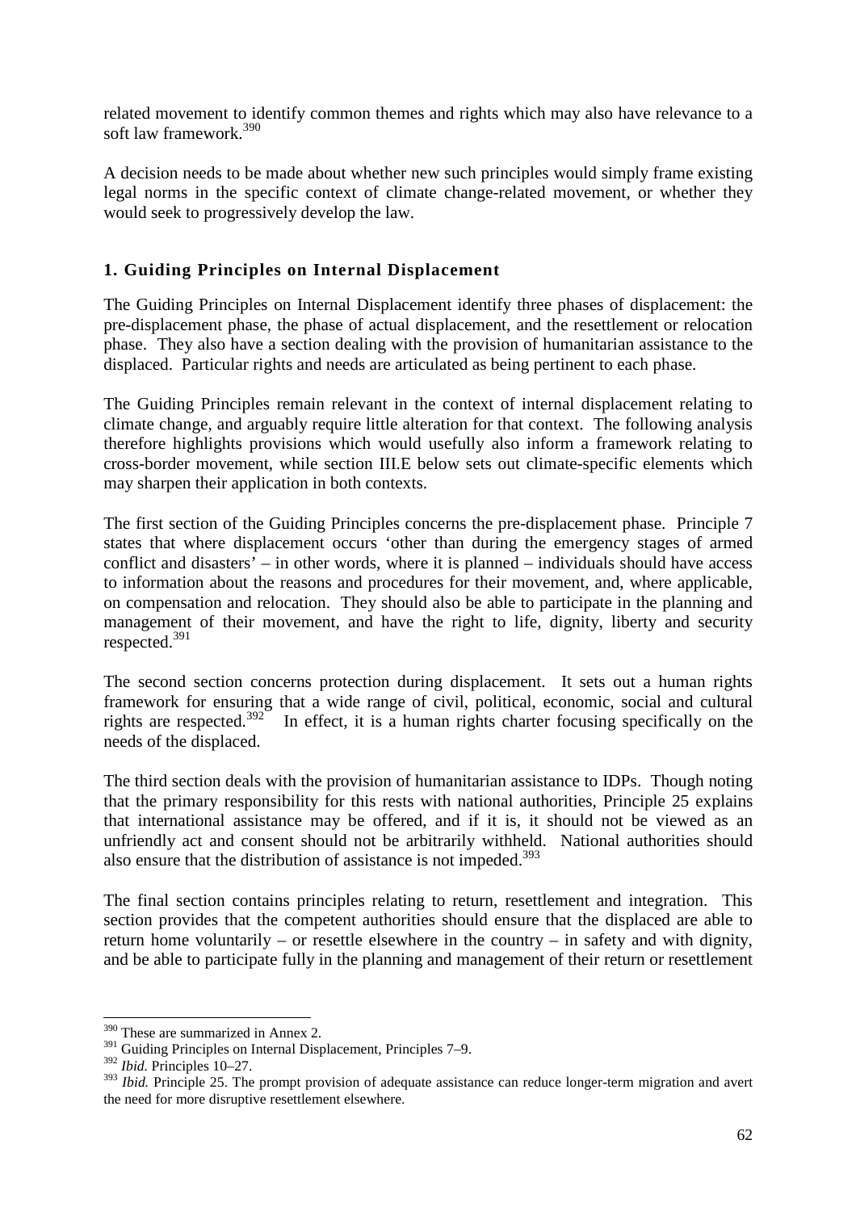related movement to identify common themes and rights which may also have relevance to a soft law framework.[390]

A decision needs to be made about whether new such principles would simply frame existing legal norms in the specific context of climate change-related movement, or whether they would seek to progressively develop the law.

### 1. Guiding Principles on Internal Displacement

The Guiding Principles on Internal Displacement identify three phases of displacement: the pre-displacement phase, the phase of actual displacement, and the resettlement or relocation phase. They also have a section dealing with the provision of humanitarian assistance to the displaced. Particular rights and needs are articulated as being pertinent to each phase.

The Guiding Principles remain relevant in the context of internal displacement relating to climate change, and arguably require little alteration for that context. The following analysis therefore highlights provisions which would usefully also inform a framework relating to cross-border movement, while section III.E below sets out climate-specific elements which may sharpen their application in both contexts.

The first section of the Guiding Principles concerns the pre-displacement phase. Principle 7 states that where displacement occurs 'other than during the emergency stages of armed conflict and disasters' – in other words, where it is planned – individuals should have access to information about the reasons and procedures for their movement, and, where applicable, on compensation and relocation. They should also be able to participate in the planning and management of their movement, and have the right to life, dignity, liberty and security respected.[391]

The second section concerns protection during displacement. It sets out a human rights framework for ensuring that a wide range of civil, political, economic, social and cultural rights are respected.[392] In effect, it is a human rights charter focusing specifically on the needs of the displaced.

The third section deals with the provision of humanitarian assistance to IDPs. Though noting that the primary responsibility for this rests with national authorities, Principle 25 explains that international assistance may be offered, and if it is, it should not be viewed as an unfriendly act and consent should not be arbitrarily withheld. National authorities should also ensure that the distribution of assistance is not impeded.[393]

The final section contains principles relating to return, resettlement and integration. This section provides that the competent authorities should ensure that the displaced are able to return home voluntarily – or resettle elsewhere in the country – in safety and with dignity, and be able to participate fully in the planning and management of their return or resettlement

---

[390] These are summarized in Annex 2.

[391] Guiding Principles on Internal Displacement, Principles 7–9.

[392] *Ibid.* Principles 10–27.

[393] *Ibid.* Principle 25. The prompt provision of adequate assistance can reduce longer-term migration and avert the need for more disruptive resettlement elsewhere.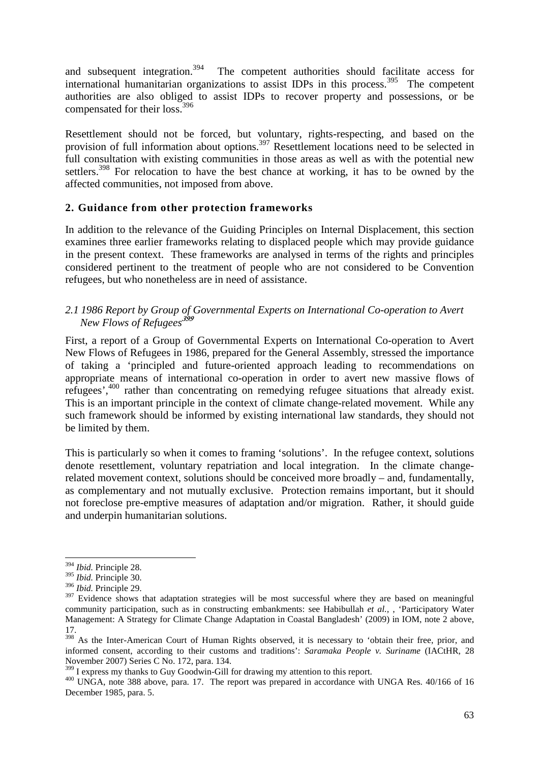and subsequent integration.[394] The competent authorities should facilitate access for international humanitarian organizations to assist IDPs in this process.[395] The competent authorities are also obliged to assist IDPs to recover property and possessions, or be compensated for their loss.[396]

Resettlement should not be forced, but voluntary, rights-respecting, and based on the provision of full information about options.[397] Resettlement locations need to be selected in full consultation with existing communities in those areas as well as with the potential new settlers.[398] For relocation to have the best chance at working, it has to be owned by the affected communities, not imposed from above.

## 2. Guidance from other protection frameworks

In addition to the relevance of the Guiding Principles on Internal Displacement, this section examines three earlier frameworks relating to displaced people which may provide guidance in the present context. These frameworks are analysed in terms of the rights and principles considered pertinent to the treatment of people who are not considered to be Convention refugees, but who nonetheless are in need of assistance.

### *2.1 1986 Report by Group of Governmental Experts on International Co-operation to Avert New Flows of Refugees*[399]

First, a report of a Group of Governmental Experts on International Co-operation to Avert New Flows of Refugees in 1986, prepared for the General Assembly, stressed the importance of taking a 'principled and future-oriented approach leading to recommendations on appropriate means of international co-operation in order to avert new massive flows of refugees',[400] rather than concentrating on remedying refugee situations that already exist. This is an important principle in the context of climate change-related movement. While any such framework should be informed by existing international law standards, they should not be limited by them.

This is particularly so when it comes to framing 'solutions'. In the refugee context, solutions denote resettlement, voluntary repatriation and local integration. In the climate change-related movement context, solutions should be conceived more broadly – and, fundamentally, as complementary and not mutually exclusive. Protection remains important, but it should not foreclose pre-emptive measures of adaptation and/or migration. Rather, it should guide and underpin humanitarian solutions.

---

[394] *Ibid.* Principle 28.

[395] *Ibid.* Principle 30.

[396] *Ibid.* Principle 29.

[397] Evidence shows that adaptation strategies will be most successful where they are based on meaningful community participation, such as in constructing embankments: see Habibullah *et al.*, , 'Participatory Water Management: A Strategy for Climate Change Adaptation in Coastal Bangladesh' (2009) in IOM, note 2 above, 17.

[398] As the Inter-American Court of Human Rights observed, it is necessary to 'obtain their free, prior, and informed consent, according to their customs and traditions': *Saramaka People v. Suriname* (IACtHR, 28 November 2007) Series C No. 172, para. 134.

[399] I express my thanks to Guy Goodwin-Gill for drawing my attention to this report.

[400] UNGA, note 388 above, para. 17. The report was prepared in accordance with UNGA Res. 40/166 of 16 December 1985, para. 5.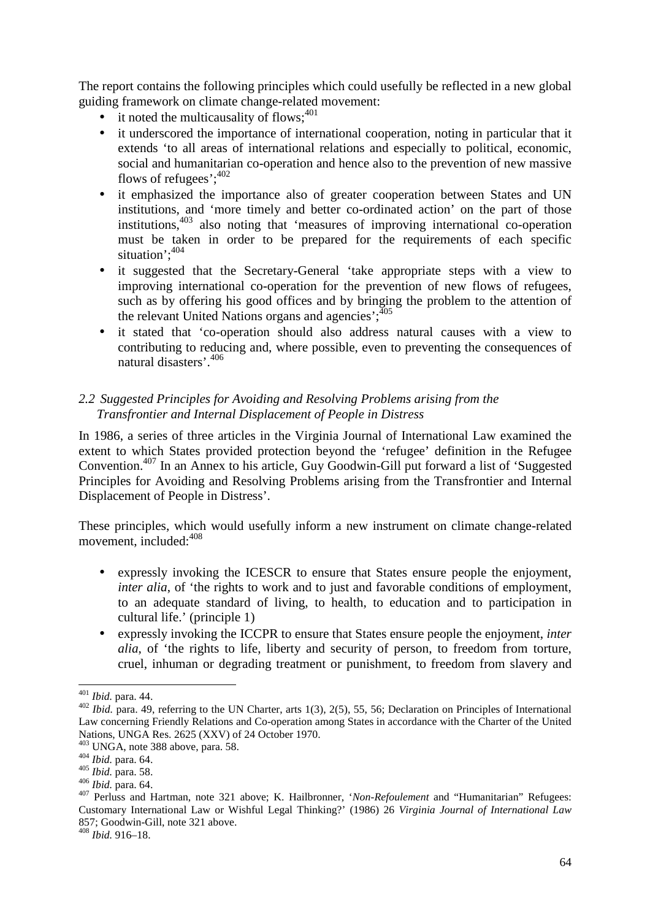The report contains the following principles which could usefully be reflected in a new global guiding framework on climate change-related movement:

- it noted the multicausality of flows;[401]
- it underscored the importance of international cooperation, noting in particular that it extends 'to all areas of international relations and especially to political, economic, social and humanitarian co-operation and hence also to the prevention of new massive flows of refugees';[402]
- it emphasized the importance also of greater cooperation between States and UN institutions, and 'more timely and better co-ordinated action' on the part of those institutions,[403] also noting that 'measures of improving international co-operation must be taken in order to be prepared for the requirements of each specific situation';[404]
- it suggested that the Secretary-General 'take appropriate steps with a view to improving international co-operation for the prevention of new flows of refugees, such as by offering his good offices and by bringing the problem to the attention of the relevant United Nations organs and agencies';[405]
- it stated that 'co-operation should also address natural causes with a view to contributing to reducing and, where possible, even to preventing the consequences of natural disasters'.[406]

### *2.2 Suggested Principles for Avoiding and Resolving Problems arising from the Transfrontier and Internal Displacement of People in Distress*

In 1986, a series of three articles in the Virginia Journal of International Law examined the extent to which States provided protection beyond the 'refugee' definition in the Refugee Convention.[407] In an Annex to his article, Guy Goodwin-Gill put forward a list of 'Suggested Principles for Avoiding and Resolving Problems arising from the Transfrontier and Internal Displacement of People in Distress'.

These principles, which would usefully inform a new instrument on climate change-related movement, included:[408]

- expressly invoking the ICESCR to ensure that States ensure people the enjoyment, *inter alia*, of 'the rights to work and to just and favorable conditions of employment, to an adequate standard of living, to health, to education and to participation in cultural life.' (principle 1)
- expressly invoking the ICCPR to ensure that States ensure people the enjoyment, *inter alia*, of 'the rights to life, liberty and security of person, to freedom from torture, cruel, inhuman or degrading treatment or punishment, to freedom from slavery and

---

[401] *Ibid.* para. 44.

[402] *Ibid.* para. 49, referring to the UN Charter, arts 1(3), 2(5), 55, 56; Declaration on Principles of International Law concerning Friendly Relations and Co-operation among States in accordance with the Charter of the United Nations, UNGA Res. 2625 (XXV) of 24 October 1970.

[403] UNGA, note 388 above, para. 58.

[404] *Ibid.* para. 64.

[405] *Ibid.* para. 58.

[406] *Ibid.* para. 64.

[407] Perluss and Hartman, note 321 above; K. Hailbronner, '*Non-Refoulement* and "Humanitarian" Refugees: Customary International Law or Wishful Legal Thinking?' (1986) 26 *Virginia Journal of International Law* 857; Goodwin-Gill, note 321 above.

[408] *Ibid.* 916–18.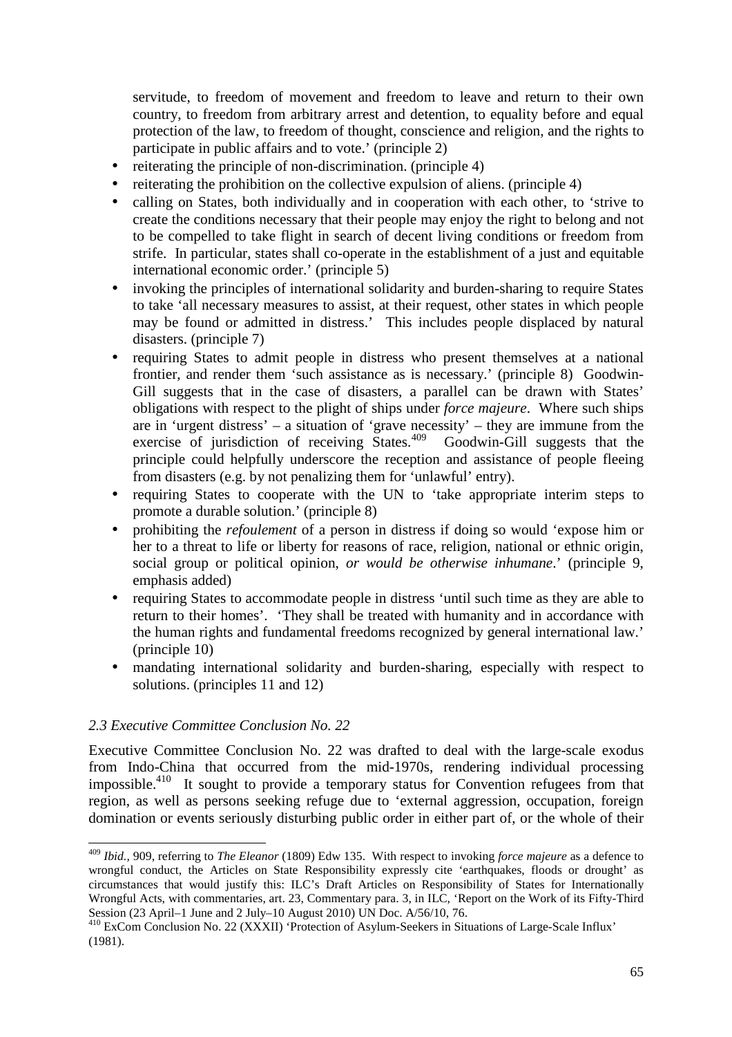servitude, to freedom of movement and freedom to leave and return to their own country, to freedom from arbitrary arrest and detention, to equality before and equal protection of the law, to freedom of thought, conscience and religion, and the rights to participate in public affairs and to vote.' (principle 2)

- reiterating the principle of non-discrimination. (principle 4)
- reiterating the prohibition on the collective expulsion of aliens. (principle 4)
- calling on States, both individually and in cooperation with each other, to 'strive to create the conditions necessary that their people may enjoy the right to belong and not to be compelled to take flight in search of decent living conditions or freedom from strife. In particular, states shall co-operate in the establishment of a just and equitable international economic order.' (principle 5)
- invoking the principles of international solidarity and burden-sharing to require States to take 'all necessary measures to assist, at their request, other states in which people may be found or admitted in distress.' This includes people displaced by natural disasters. (principle 7)
- requiring States to admit people in distress who present themselves at a national frontier, and render them 'such assistance as is necessary.' (principle 8) Goodwin-Gill suggests that in the case of disasters, a parallel can be drawn with States' obligations with respect to the plight of ships under *force majeure*. Where such ships are in 'urgent distress' – a situation of 'grave necessity' – they are immune from the exercise of jurisdiction of receiving States.[409] Goodwin-Gill suggests that the principle could helpfully underscore the reception and assistance of people fleeing from disasters (e.g. by not penalizing them for 'unlawful' entry).
- requiring States to cooperate with the UN to 'take appropriate interim steps to promote a durable solution.' (principle 8)
- prohibiting the *refoulement* of a person in distress if doing so would 'expose him or her to a threat to life or liberty for reasons of race, religion, national or ethnic origin, social group or political opinion, *or would be otherwise inhumane*.' (principle 9, emphasis added)
- requiring States to accommodate people in distress 'until such time as they are able to return to their homes'. 'They shall be treated with humanity and in accordance with the human rights and fundamental freedoms recognized by general international law.' (principle 10)
- mandating international solidarity and burden-sharing, especially with respect to solutions. (principles 11 and 12)

### *2.3 Executive Committee Conclusion No. 22*

Executive Committee Conclusion No. 22 was drafted to deal with the large-scale exodus from Indo-China that occurred from the mid-1970s, rendering individual processing impossible.[410] It sought to provide a temporary status for Convention refugees from that region, as well as persons seeking refuge due to 'external aggression, occupation, foreign domination or events seriously disturbing public order in either part of, or the whole of their

---

[409] *Ibid.*, 909, referring to *The Eleanor* (1809) Edw 135. With respect to invoking *force majeure* as a defence to wrongful conduct, the Articles on State Responsibility expressly cite 'earthquakes, floods or drought' as circumstances that would justify this: ILC's Draft Articles on Responsibility of States for Internationally Wrongful Acts, with commentaries, art. 23, Commentary para. 3, in ILC, 'Report on the Work of its Fifty-Third Session (23 April–1 June and 2 July–10 August 2010) UN Doc. A/56/10, 76.

[410] ExCom Conclusion No. 22 (XXXII) 'Protection of Asylum-Seekers in Situations of Large-Scale Influx' (1981).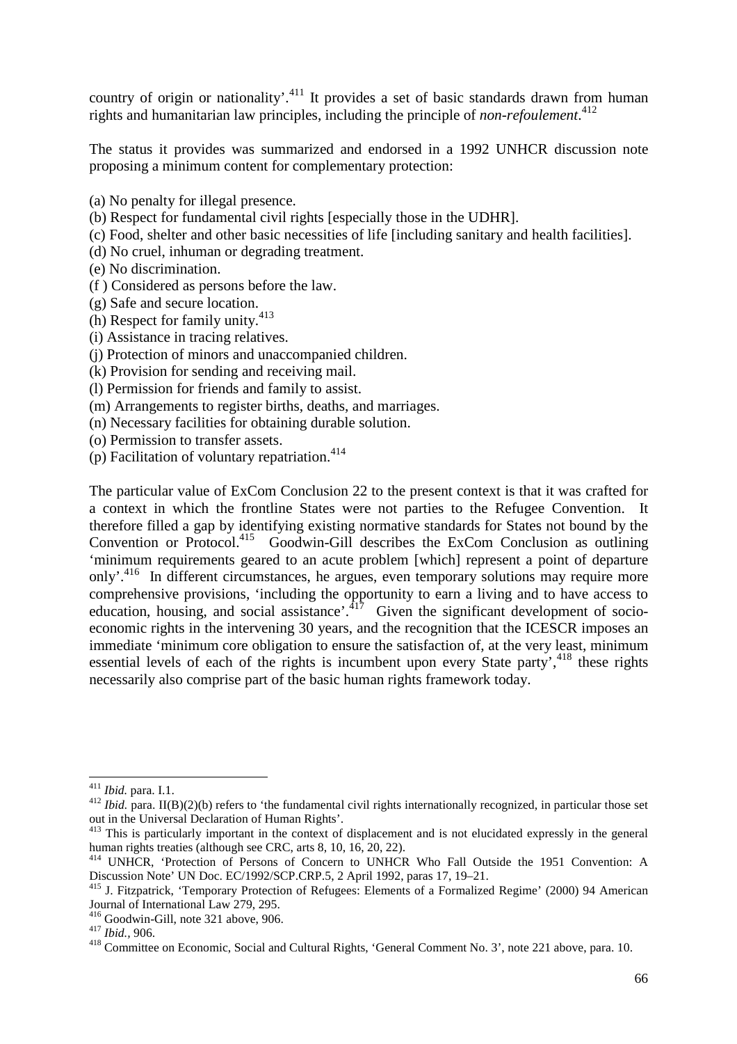country of origin or nationality'.[411] It provides a set of basic standards drawn from human rights and humanitarian law principles, including the principle of *non-refoulement*.[412]

The status it provides was summarized and endorsed in a 1992 UNHCR discussion note proposing a minimum content for complementary protection:

(a) No penalty for illegal presence.
(b) Respect for fundamental civil rights [especially those in the UDHR].
(c) Food, shelter and other basic necessities of life [including sanitary and health facilities].
(d) No cruel, inhuman or degrading treatment.
(e) No discrimination.
(f ) Considered as persons before the law.
(g) Safe and secure location.
(h) Respect for family unity.[413]
(i) Assistance in tracing relatives.
(j) Protection of minors and unaccompanied children.
(k) Provision for sending and receiving mail.
(l) Permission for friends and family to assist.
(m) Arrangements to register births, deaths, and marriages.
(n) Necessary facilities for obtaining durable solution.
(o) Permission to transfer assets.
(p) Facilitation of voluntary repatriation.[414]

The particular value of ExCom Conclusion 22 to the present context is that it was crafted for a context in which the frontline States were not parties to the Refugee Convention. It therefore filled a gap by identifying existing normative standards for States not bound by the Convention or Protocol.[415] Goodwin-Gill describes the ExCom Conclusion as outlining 'minimum requirements geared to an acute problem [which] represent a point of departure only'.[416] In different circumstances, he argues, even temporary solutions may require more comprehensive provisions, 'including the opportunity to earn a living and to have access to education, housing, and social assistance'.[417] Given the significant development of socio-economic rights in the intervening 30 years, and the recognition that the ICESCR imposes an immediate 'minimum core obligation to ensure the satisfaction of, at the very least, minimum essential levels of each of the rights is incumbent upon every State party',[418] these rights necessarily also comprise part of the basic human rights framework today.

---

[411] *Ibid.* para. I.1.

[412] *Ibid.* para. II(B)(2)(b) refers to 'the fundamental civil rights internationally recognized, in particular those set out in the Universal Declaration of Human Rights'.

[413] This is particularly important in the context of displacement and is not elucidated expressly in the general human rights treaties (although see CRC, arts 8, 10, 16, 20, 22).

[414] UNHCR, 'Protection of Persons of Concern to UNHCR Who Fall Outside the 1951 Convention: A Discussion Note' UN Doc. EC/1992/SCP.CRP.5, 2 April 1992, paras 17, 19–21.

[415] J. Fitzpatrick, 'Temporary Protection of Refugees: Elements of a Formalized Regime' (2000) 94 American Journal of International Law 279, 295.

[416] Goodwin-Gill, note 321 above, 906.

[417] *Ibid.*, 906.

[418] Committee on Economic, Social and Cultural Rights, 'General Comment No. 3', note 221 above, para. 10.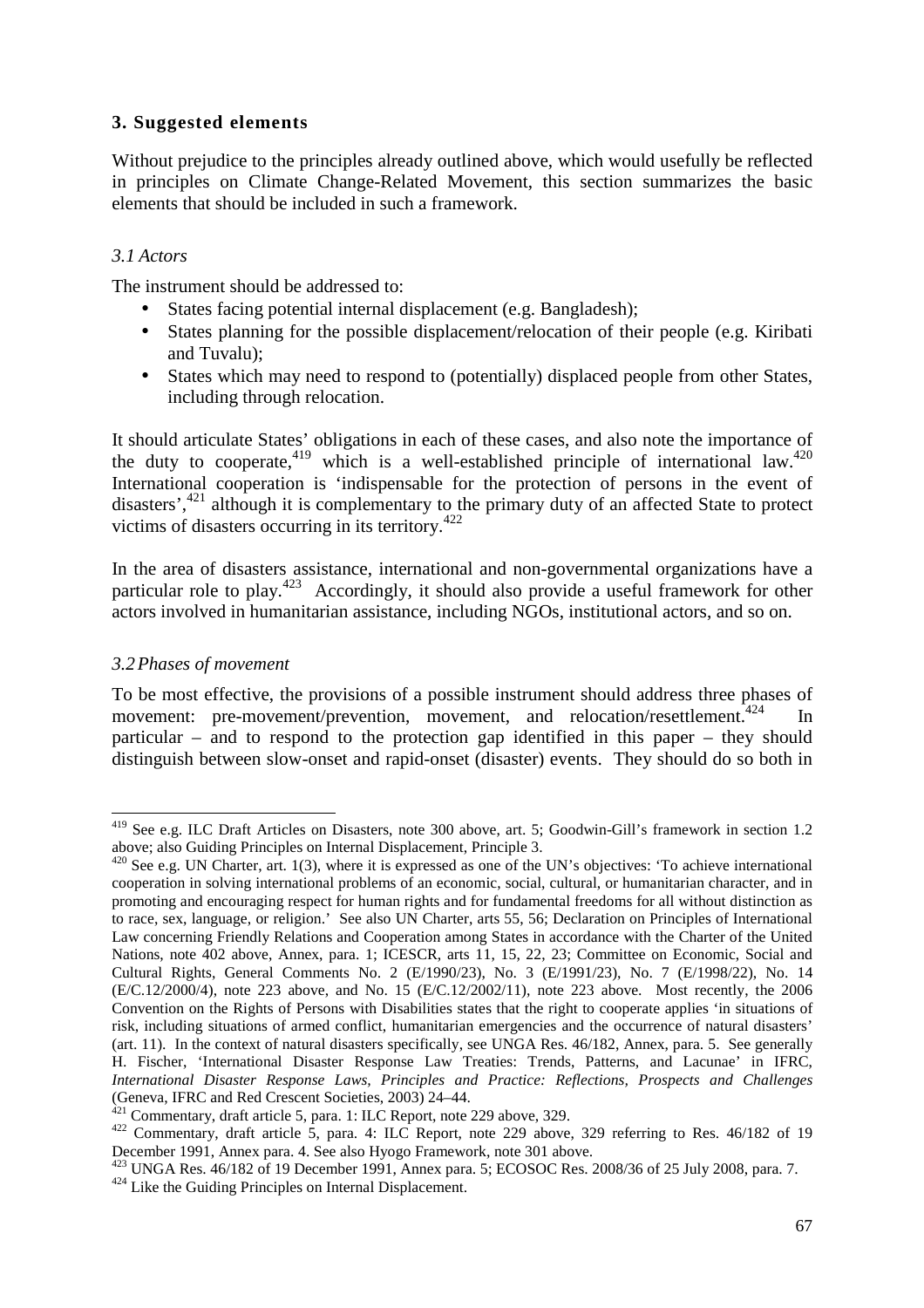### 3. Suggested elements

Without prejudice to the principles already outlined above, which would usefully be reflected in principles on Climate Change-Related Movement, this section summarizes the basic elements that should be included in such a framework.

#### *3.1 Actors*

The instrument should be addressed to:

- States facing potential internal displacement (e.g. Bangladesh);
- States planning for the possible displacement/relocation of their people (e.g. Kiribati and Tuvalu);
- States which may need to respond to (potentially) displaced people from other States, including through relocation.

It should articulate States' obligations in each of these cases, and also note the importance of the duty to cooperate,[419] which is a well-established principle of international law.[420] International cooperation is 'indispensable for the protection of persons in the event of disasters',[421] although it is complementary to the primary duty of an affected State to protect victims of disasters occurring in its territory.[422]

In the area of disasters assistance, international and non-governmental organizations have a particular role to play.[423] Accordingly, it should also provide a useful framework for other actors involved in humanitarian assistance, including NGOs, institutional actors, and so on.

#### *3.2 Phases of movement*

To be most effective, the provisions of a possible instrument should address three phases of movement: pre-movement/prevention, movement, and relocation/resettlement.[424] In particular – and to respond to the protection gap identified in this paper – they should distinguish between slow-onset and rapid-onset (disaster) events. They should do so both in

---

[419] See e.g. ILC Draft Articles on Disasters, note 300 above, art. 5; Goodwin-Gill's framework in section 1.2 above; also Guiding Principles on Internal Displacement, Principle 3.

[420] See e.g. UN Charter, art. 1(3), where it is expressed as one of the UN's objectives: 'To achieve international cooperation in solving international problems of an economic, social, cultural, or humanitarian character, and in promoting and encouraging respect for human rights and for fundamental freedoms for all without distinction as to race, sex, language, or religion.' See also UN Charter, arts 55, 56; Declaration on Principles of International Law concerning Friendly Relations and Cooperation among States in accordance with the Charter of the United Nations, note 402 above, Annex, para. 1; ICESCR, arts 11, 15, 22, 23; Committee on Economic, Social and Cultural Rights, General Comments No. 2 (E/1990/23), No. 3 (E/1991/23), No. 7 (E/1998/22), No. 14 (E/C.12/2000/4), note 223 above, and No. 15 (E/C.12/2002/11), note 223 above. Most recently, the 2006 Convention on the Rights of Persons with Disabilities states that the right to cooperate applies 'in situations of risk, including situations of armed conflict, humanitarian emergencies and the occurrence of natural disasters' (art. 11). In the context of natural disasters specifically, see UNGA Res. 46/182, Annex, para. 5. See generally H. Fischer, 'International Disaster Response Law Treaties: Trends, Patterns, and Lacunae' in IFRC, *International Disaster Response Laws, Principles and Practice: Reflections, Prospects and Challenges* (Geneva, IFRC and Red Crescent Societies, 2003) 24–44.

[421] Commentary, draft article 5, para. 1: ILC Report, note 229 above, 329.

[422] Commentary, draft article 5, para. 4: ILC Report, note 229 above, 329 referring to Res. 46/182 of 19 December 1991, Annex para. 4. See also Hyogo Framework, note 301 above.

[423] UNGA Res. 46/182 of 19 December 1991, Annex para. 5; ECOSOC Res. 2008/36 of 25 July 2008, para. 7.

[424] Like the Guiding Principles on Internal Displacement.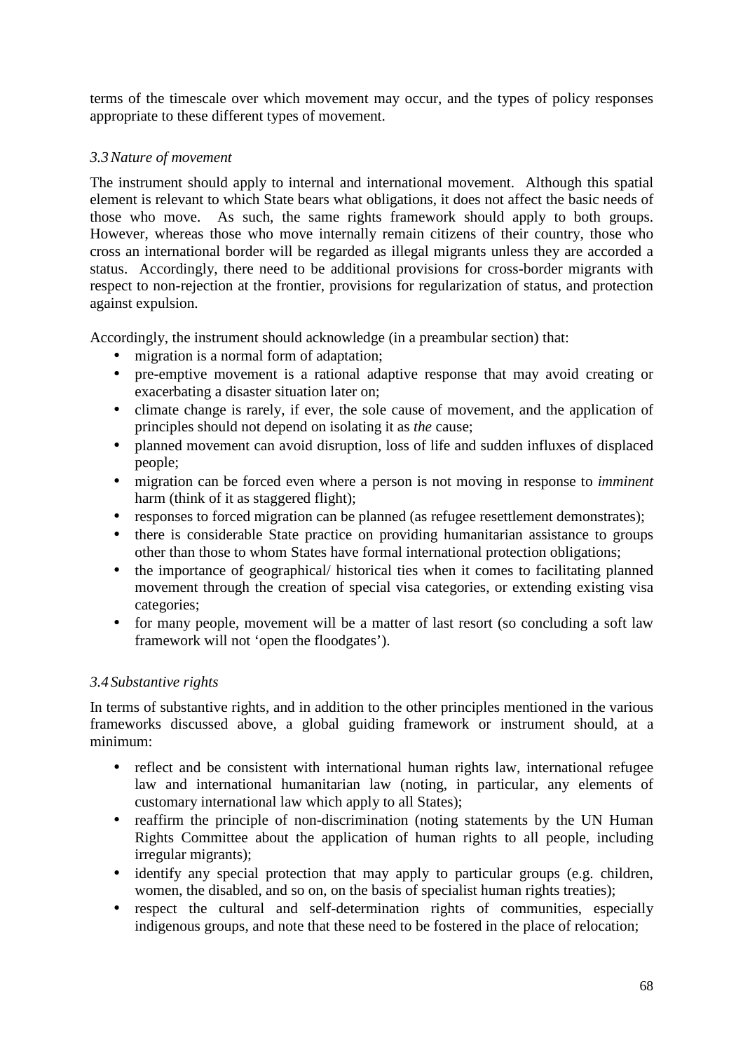terms of the timescale over which movement may occur, and the types of policy responses appropriate to these different types of movement.

### *3.3 Nature of movement*

The instrument should apply to internal and international movement. Although this spatial element is relevant to which State bears what obligations, it does not affect the basic needs of those who move. As such, the same rights framework should apply to both groups. However, whereas those who move internally remain citizens of their country, those who cross an international border will be regarded as illegal migrants unless they are accorded a status. Accordingly, there need to be additional provisions for cross-border migrants with respect to non-rejection at the frontier, provisions for regularization of status, and protection against expulsion.

Accordingly, the instrument should acknowledge (in a preambular section) that:

- migration is a normal form of adaptation;
- pre-emptive movement is a rational adaptive response that may avoid creating or exacerbating a disaster situation later on;
- climate change is rarely, if ever, the sole cause of movement, and the application of principles should not depend on isolating it as *the* cause;
- planned movement can avoid disruption, loss of life and sudden influxes of displaced people;
- migration can be forced even where a person is not moving in response to *imminent* harm (think of it as staggered flight);
- responses to forced migration can be planned (as refugee resettlement demonstrates);
- there is considerable State practice on providing humanitarian assistance to groups other than those to whom States have formal international protection obligations;
- the importance of geographical/ historical ties when it comes to facilitating planned movement through the creation of special visa categories, or extending existing visa categories;
- for many people, movement will be a matter of last resort (so concluding a soft law framework will not 'open the floodgates').

### *3.4 Substantive rights*

In terms of substantive rights, and in addition to the other principles mentioned in the various frameworks discussed above, a global guiding framework or instrument should, at a minimum:

- reflect and be consistent with international human rights law, international refugee law and international humanitarian law (noting, in particular, any elements of customary international law which apply to all States);
- reaffirm the principle of non-discrimination (noting statements by the UN Human Rights Committee about the application of human rights to all people, including irregular migrants);
- identify any special protection that may apply to particular groups (e.g. children, women, the disabled, and so on, on the basis of specialist human rights treaties);
- respect the cultural and self-determination rights of communities, especially indigenous groups, and note that these need to be fostered in the place of relocation;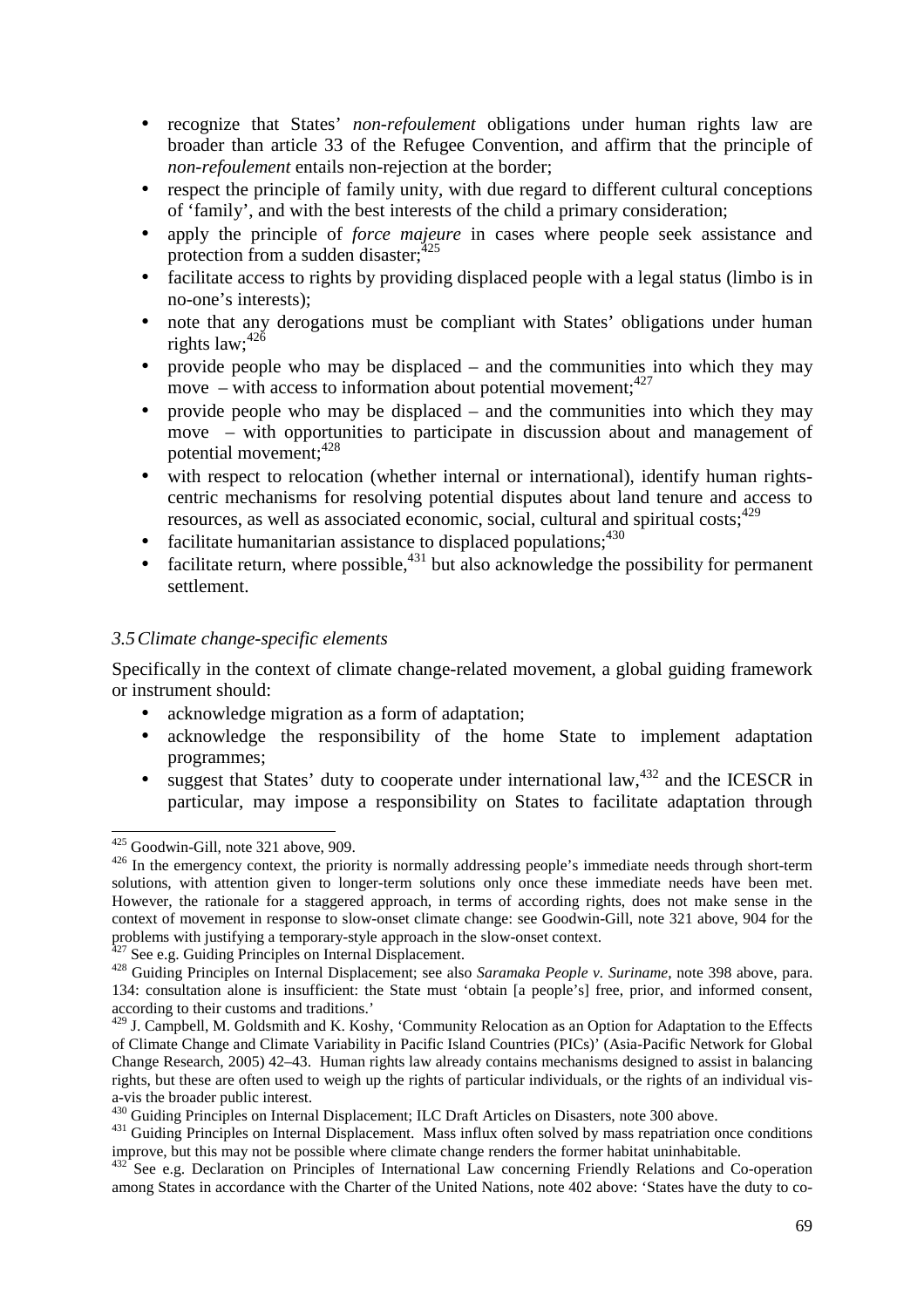- recognize that States' *non-refoulement* obligations under human rights law are broader than article 33 of the Refugee Convention, and affirm that the principle of *non-refoulement* entails non-rejection at the border;
- respect the principle of family unity, with due regard to different cultural conceptions of 'family', and with the best interests of the child a primary consideration;
- apply the principle of *force majeure* in cases where people seek assistance and protection from a sudden disaster;[425]
- facilitate access to rights by providing displaced people with a legal status (limbo is in no-one's interests);
- note that any derogations must be compliant with States' obligations under human rights law;[426]
- provide people who may be displaced – and the communities into which they may move – with access to information about potential movement;[427]
- provide people who may be displaced – and the communities into which they may move – with opportunities to participate in discussion about and management of potential movement;[428]
- with respect to relocation (whether internal or international), identify human rights-centric mechanisms for resolving potential disputes about land tenure and access to resources, as well as associated economic, social, cultural and spiritual costs;[429]
- facilitate humanitarian assistance to displaced populations;[430]
- facilitate return, where possible,[431] but also acknowledge the possibility for permanent settlement.

### *3.5 Climate change-specific elements*

Specifically in the context of climate change-related movement, a global guiding framework or instrument should:

- acknowledge migration as a form of adaptation;
- acknowledge the responsibility of the home State to implement adaptation programmes;
- suggest that States' duty to cooperate under international law,[432] and the ICESCR in particular, may impose a responsibility on States to facilitate adaptation through

---

[425] Goodwin-Gill, note 321 above, 909.

[426] In the emergency context, the priority is normally addressing people's immediate needs through short-term solutions, with attention given to longer-term solutions only once these immediate needs have been met. However, the rationale for a staggered approach, in terms of according rights, does not make sense in the context of movement in response to slow-onset climate change: see Goodwin-Gill, note 321 above, 904 for the problems with justifying a temporary-style approach in the slow-onset context.

[427] See e.g. Guiding Principles on Internal Displacement.

[428] Guiding Principles on Internal Displacement; see also *Saramaka People v. Suriname*, note 398 above, para. 134: consultation alone is insufficient: the State must 'obtain [a people's] free, prior, and informed consent, according to their customs and traditions.'

[429] J. Campbell, M. Goldsmith and K. Koshy, 'Community Relocation as an Option for Adaptation to the Effects of Climate Change and Climate Variability in Pacific Island Countries (PICs)' (Asia-Pacific Network for Global Change Research, 2005) 42–43. Human rights law already contains mechanisms designed to assist in balancing rights, but these are often used to weigh up the rights of particular individuals, or the rights of an individual vis-a-vis the broader public interest.

[430] Guiding Principles on Internal Displacement; ILC Draft Articles on Disasters, note 300 above.

[431] Guiding Principles on Internal Displacement. Mass influx often solved by mass repatriation once conditions improve, but this may not be possible where climate change renders the former habitat uninhabitable.

[432] See e.g. Declaration on Principles of International Law concerning Friendly Relations and Co-operation among States in accordance with the Charter of the United Nations, note 402 above: 'States have the duty to co-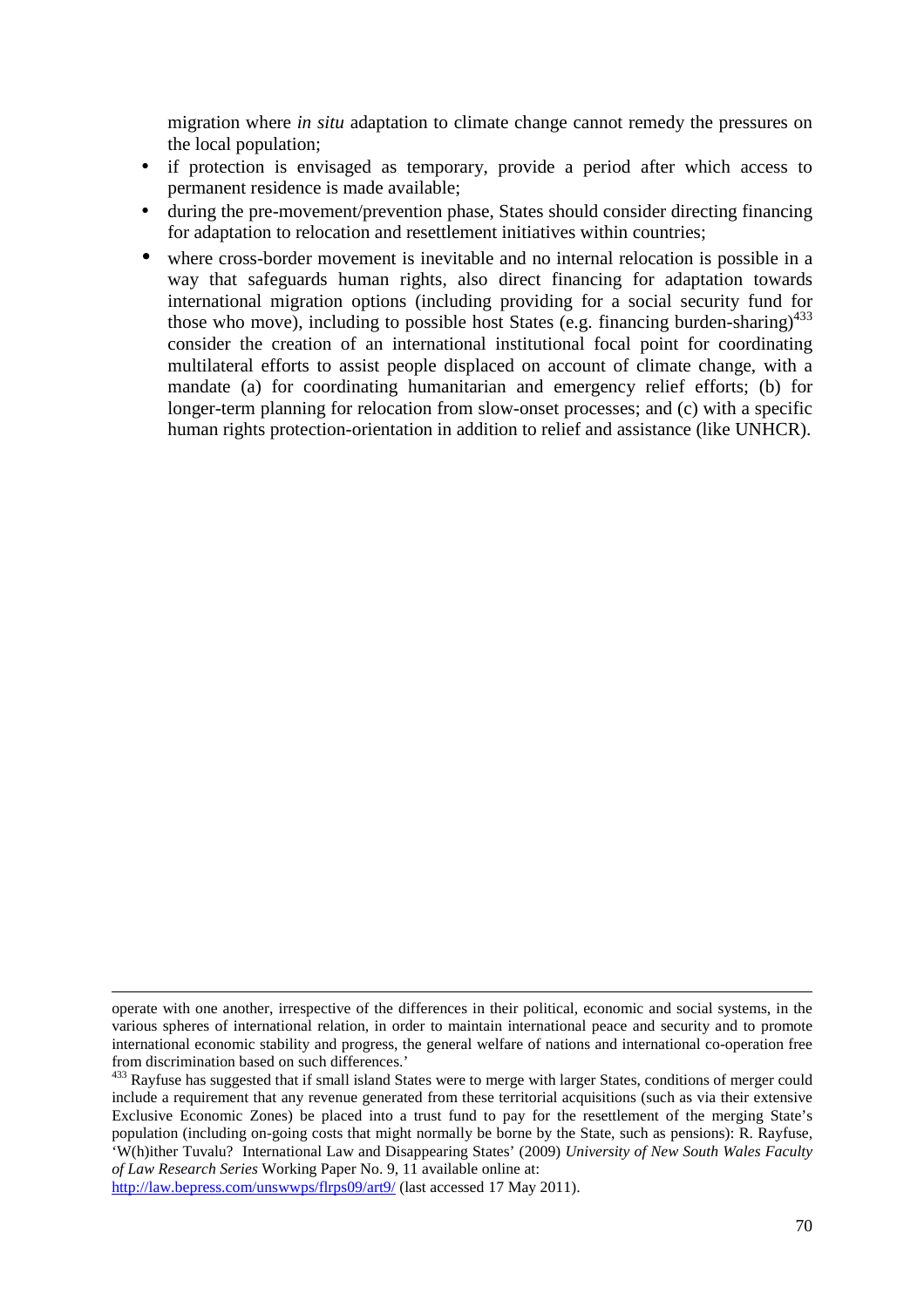migration where *in situ* adaptation to climate change cannot remedy the pressures on the local population;

- if protection is envisaged as temporary, provide a period after which access to permanent residence is made available;
- during the pre-movement/prevention phase, States should consider directing financing for adaptation to relocation and resettlement initiatives within countries;
- where cross-border movement is inevitable and no internal relocation is possible in a way that safeguards human rights, also direct financing for adaptation towards international migration options (including providing for a social security fund for those who move), including to possible host States (e.g. financing burden-sharing)[433] consider the creation of an international institutional focal point for coordinating multilateral efforts to assist people displaced on account of climate change, with a mandate (a) for coordinating humanitarian and emergency relief efforts; (b) for longer-term planning for relocation from slow-onset processes; and (c) with a specific human rights protection-orientation in addition to relief and assistance (like UNHCR).

---

operate with one another, irrespective of the differences in their political, economic and social systems, in the various spheres of international relation, in order to maintain international peace and security and to promote international economic stability and progress, the general welfare of nations and international co-operation free from discrimination based on such differences.'

[433] Rayfuse has suggested that if small island States were to merge with larger States, conditions of merger could include a requirement that any revenue generated from these territorial acquisitions (such as via their extensive Exclusive Economic Zones) be placed into a trust fund to pay for the resettlement of the merging State's population (including on-going costs that might normally be borne by the State, such as pensions): R. Rayfuse, 'W(h)ither Tuvalu? International Law and Disappearing States' (2009) *University of New South Wales Faculty of Law Research Series* Working Paper No. 9, 11 available online at: http://law.bepress.com/unswwps/flrps09/art9/ (last accessed 17 May 2011).